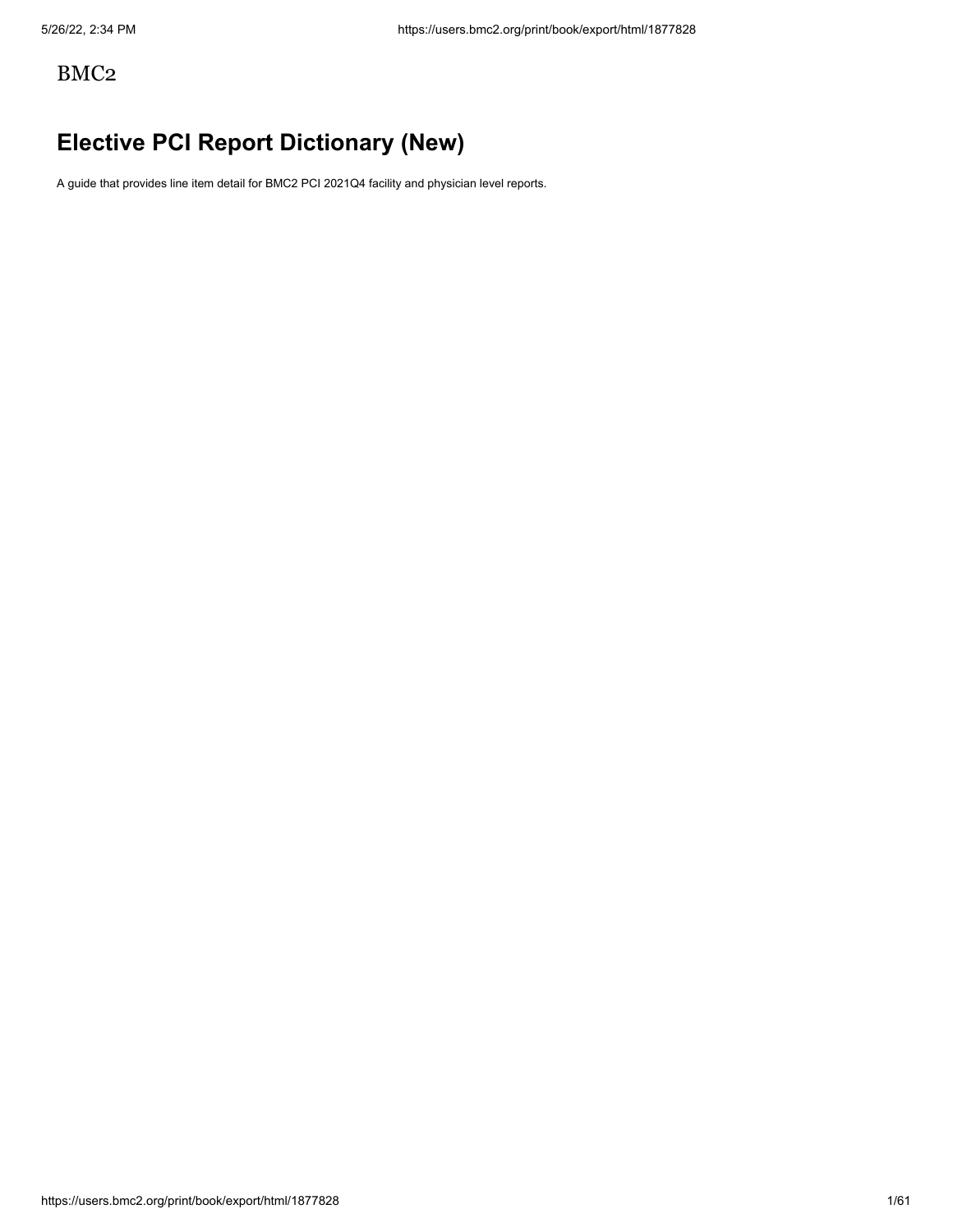BMC2

# Elective PCI Report Dictionary (New)

A guide that provides line item detail for BMC2 PCI 2021Q4 facility and physician level reports.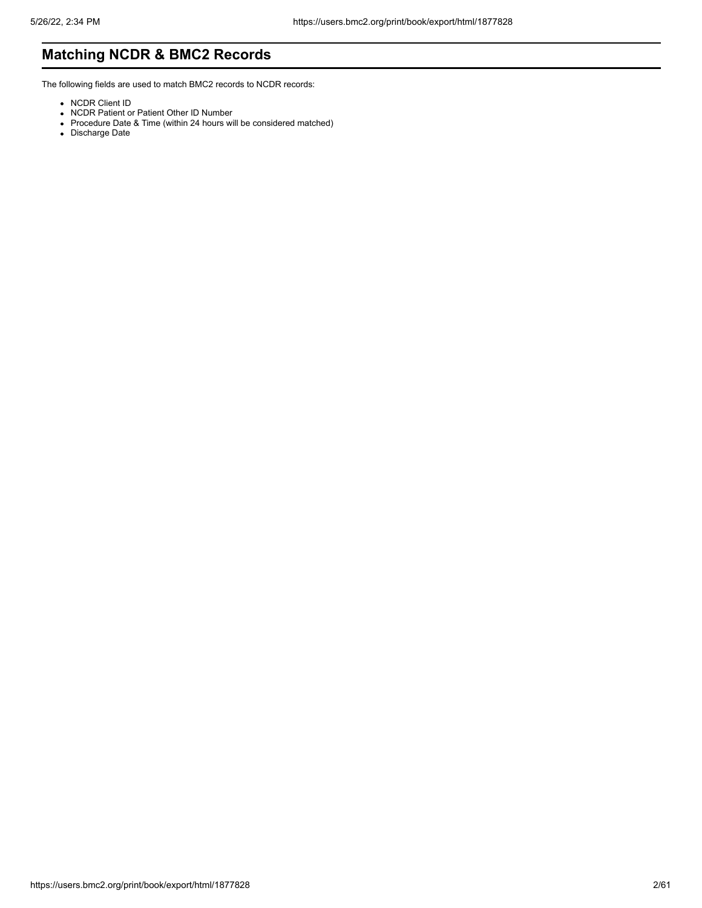## Matching NCDR & BMC2 Records

The following fields are used to match BMC2 records to NCDR records:

- NCDR Client ID
- NCDR Patient or Patient Other ID Number
- Procedure Date & Time (within 24 hours will be considered matched)
- Discharge Date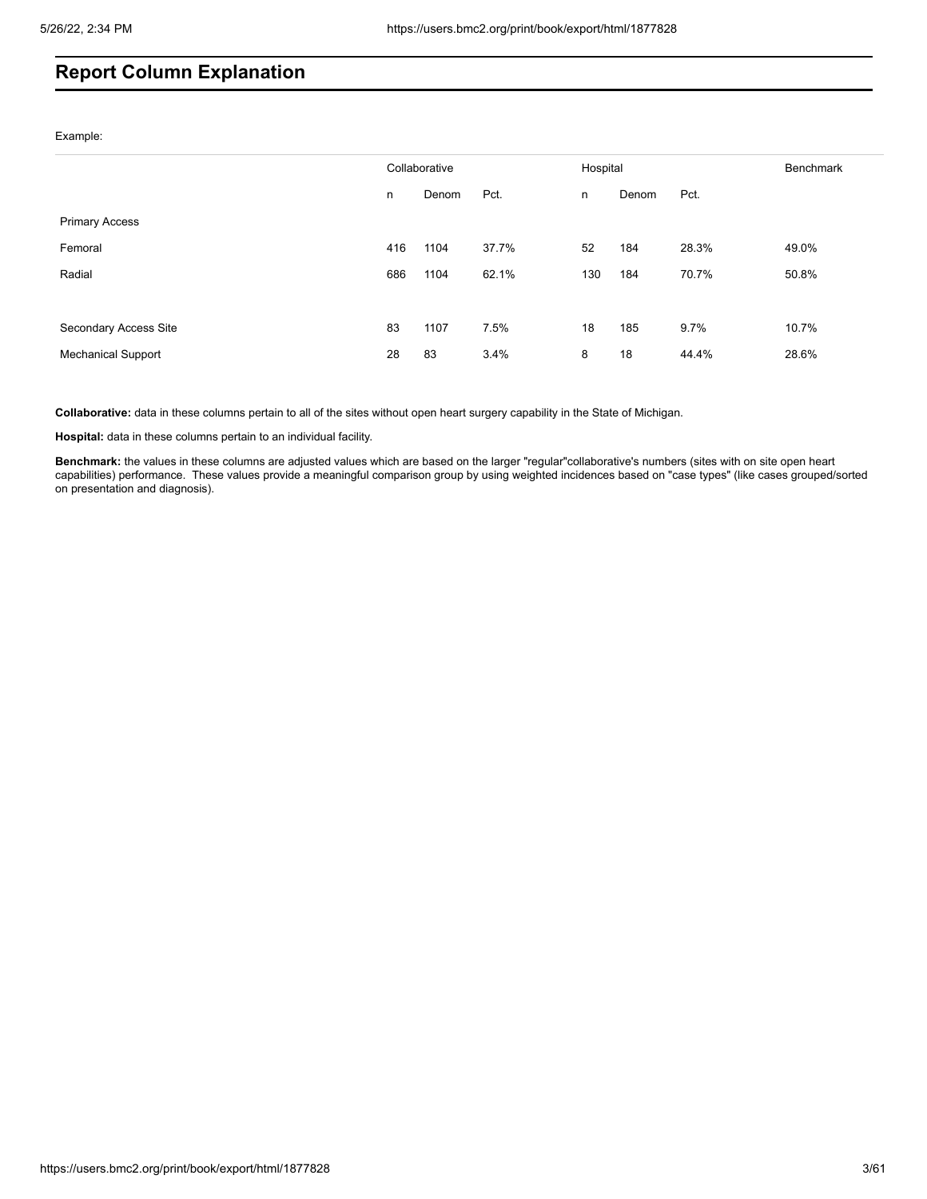# Report Column Explanation

Example:

| | Collaborative | | | Hospital | | | Benchmark |
|---|---|---|---|---|---|---|---|
| | n | Denom | Pct. | n | Denom | Pct. | |
| Primary Access | | | | | | | |
| Femoral | 416 | 1104 | 37.7% | 52 | 184 | 28.3% | 49.0% |
| Radial | 686 | 1104 | 62.1% | 130 | 184 | 70.7% | 50.8% |
| | | | | | | | |
| Secondary Access Site | 83 | 1107 | 7.5% | 18 | 185 | 9.7% | 10.7% |
| Mechanical Support | 28 | 83 | 3.4% | 8 | 18 | 44.4% | 28.6% |

**Collaborative:** data in these columns pertain to all of the sites without open heart surgery capability in the State of Michigan.

**Hospital:** data in these columns pertain to an individual facility.

**Benchmark:** the values in these columns are adjusted values which are based on the larger "regular"collaborative's numbers (sites with on site open heart capabilities) performance. These values provide a meaningful comparison group by using weighted incidences based on "case types" (like cases grouped/sorted on presentation and diagnosis).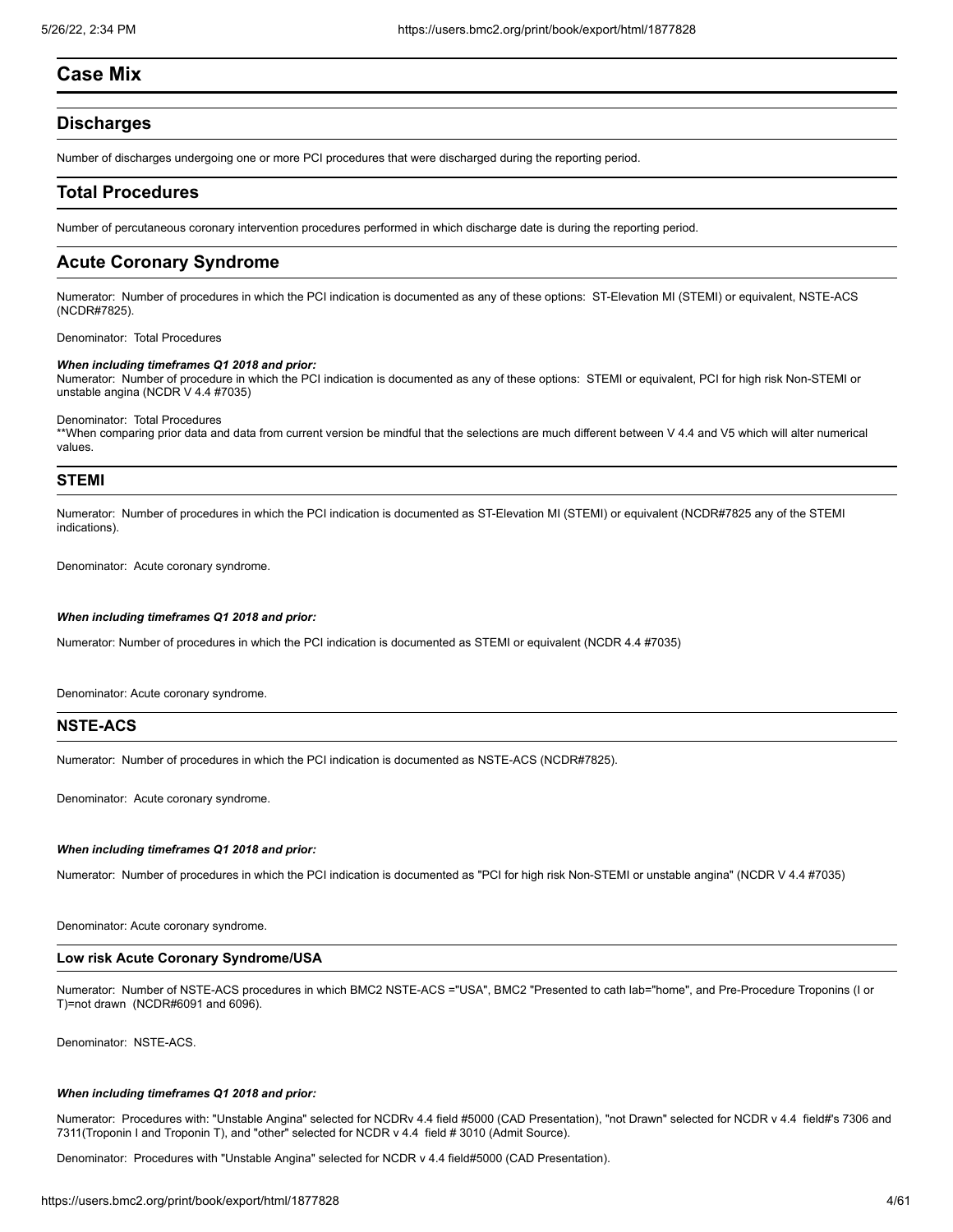# Case Mix

## Discharges

Number of discharges undergoing one or more PCI procedures that were discharged during the reporting period.

## Total Procedures

Number of percutaneous coronary intervention procedures performed in which discharge date is during the reporting period.

## Acute Coronary Syndrome

Numerator: Number of procedures in which the PCI indication is documented as any of these options: ST-Elevation MI (STEMI) or equivalent, NSTE-ACS (NCDR#7825).

Denominator: Total Procedures

***When including timeframes Q1 2018 and prior:***
Numerator: Number of procedure in which the PCI indication is documented as any of these options: STEMI or equivalent, PCI for high risk Non-STEMI or unstable angina (NCDR V 4.4 #7035)

Denominator: Total Procedures
**When comparing prior data and data from current version be mindful that the selections are much different between V 4.4 and V5 which will alter numerical values.

### STEMI

Numerator: Number of procedures in which the PCI indication is documented as ST-Elevation MI (STEMI) or equivalent (NCDR#7825 any of the STEMI indications).

Denominator: Acute coronary syndrome.

***When including timeframes Q1 2018 and prior:***

Numerator: Number of procedures in which the PCI indication is documented as STEMI or equivalent (NCDR 4.4 #7035)

Denominator: Acute coronary syndrome.

### NSTE-ACS

Numerator: Number of procedures in which the PCI indication is documented as NSTE-ACS (NCDR#7825).

Denominator: Acute coronary syndrome.

***When including timeframes Q1 2018 and prior:***

Numerator: Number of procedures in which the PCI indication is documented as "PCI for high risk Non-STEMI or unstable angina" (NCDR V 4.4 #7035)

Denominator: Acute coronary syndrome.

#### Low risk Acute Coronary Syndrome/USA

Numerator: Number of NSTE-ACS procedures in which BMC2 NSTE-ACS ="USA", BMC2 "Presented to cath lab="home", and Pre-Procedure Troponins (I or T)=not drawn (NCDR#6091 and 6096).

Denominator: NSTE-ACS.

***When including timeframes Q1 2018 and prior:***

Numerator: Procedures with: "Unstable Angina" selected for NCDRv 4.4 field #5000 (CAD Presentation), "not Drawn" selected for NCDR v 4.4 field#'s 7306 and 7311(Troponin I and Troponin T), and "other" selected for NCDR v 4.4 field # 3010 (Admit Source).

Denominator: Procedures with "Unstable Angina" selected for NCDR v 4.4 field#5000 (CAD Presentation).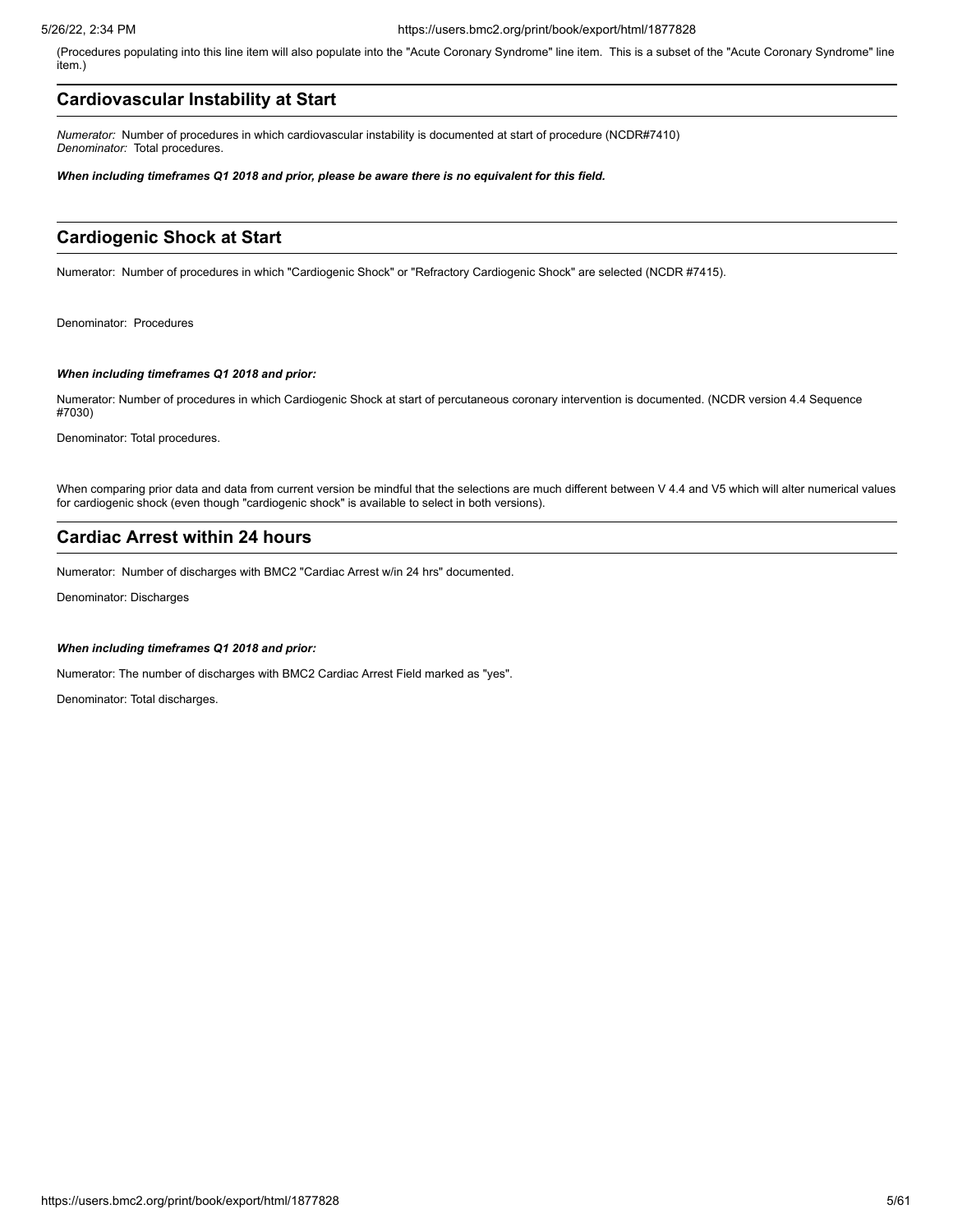(Procedures populating into this line item will also populate into the "Acute Coronary Syndrome" line item. This is a subset of the "Acute Coronary Syndrome" line item.)

## Cardiovascular Instability at Start

*Numerator:* Number of procedures in which cardiovascular instability is documented at start of procedure (NCDR#7410)
*Denominator:* Total procedures.

***When including timeframes Q1 2018 and prior, please be aware there is no equivalent for this field.***

## Cardiogenic Shock at Start

Numerator: Number of procedures in which "Cardiogenic Shock" or "Refractory Cardiogenic Shock" are selected (NCDR #7415).

Denominator: Procedures

***When including timeframes Q1 2018 and prior:***

Numerator: Number of procedures in which Cardiogenic Shock at start of percutaneous coronary intervention is documented. (NCDR version 4.4 Sequence #7030)

Denominator: Total procedures.

When comparing prior data and data from current version be mindful that the selections are much different between V 4.4 and V5 which will alter numerical values for cardiogenic shock (even though "cardiogenic shock" is available to select in both versions).

## Cardiac Arrest within 24 hours

Numerator: Number of discharges with BMC2 "Cardiac Arrest w/in 24 hrs" documented.

Denominator: Discharges

***When including timeframes Q1 2018 and prior:***

Numerator: The number of discharges with BMC2 Cardiac Arrest Field marked as "yes".

Denominator: Total discharges.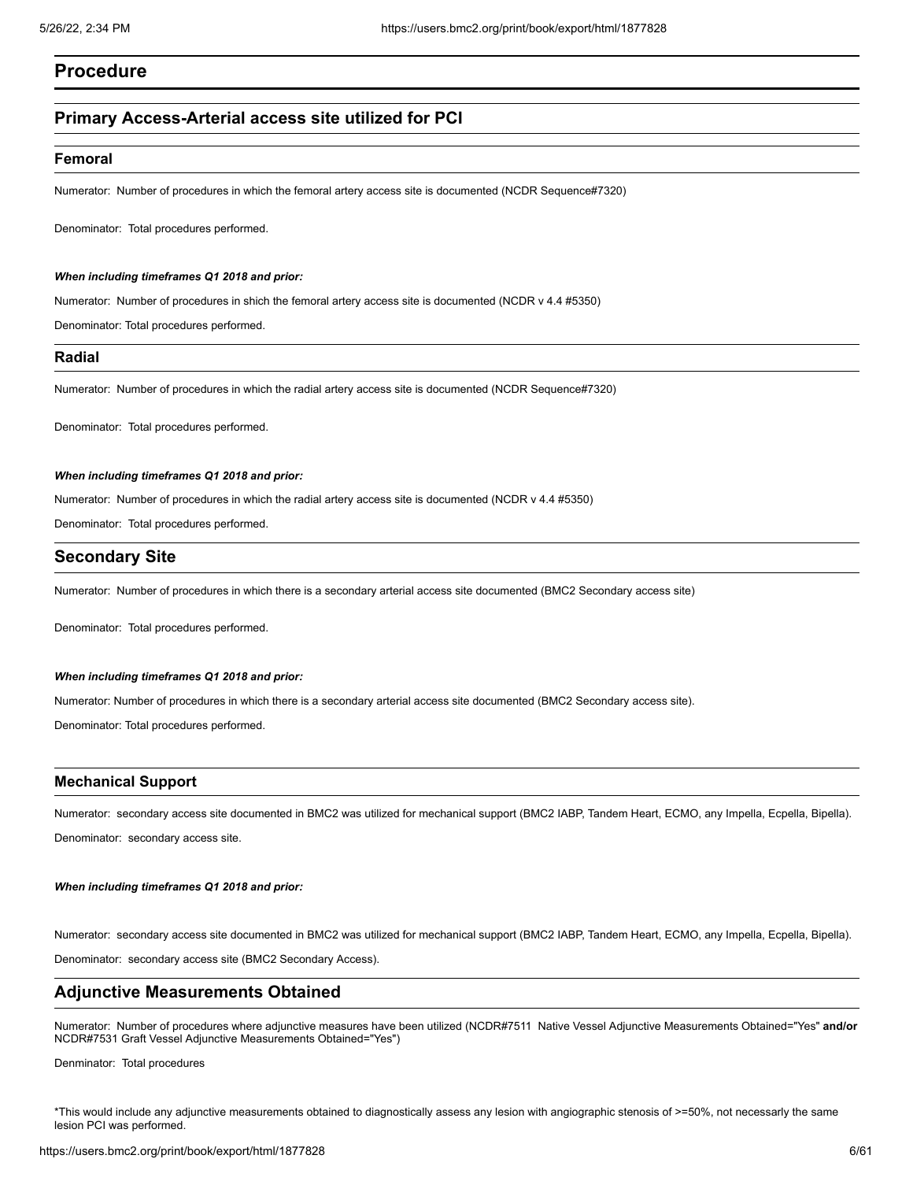# Procedure

## Primary Access-Arterial access site utilized for PCI

### Femoral

Numerator: Number of procedures in which the femoral artery access site is documented (NCDR Sequence#7320)

Denominator: Total procedures performed.

***When including timeframes Q1 2018 and prior:***

Numerator: Number of procedures in shich the femoral artery access site is documented (NCDR v 4.4 #5350)

Denominator: Total procedures performed.

### Radial

Numerator: Number of procedures in which the radial artery access site is documented (NCDR Sequence#7320)

Denominator: Total procedures performed.

***When including timeframes Q1 2018 and prior:***

Numerator: Number of procedures in which the radial artery access site is documented (NCDR v 4.4 #5350)

Denominator: Total procedures performed.

## Secondary Site

Numerator: Number of procedures in which there is a secondary arterial access site documented (BMC2 Secondary access site)

Denominator: Total procedures performed.

***When including timeframes Q1 2018 and prior:***

Numerator: Number of procedures in which there is a secondary arterial access site documented (BMC2 Secondary access site).

Denominator: Total procedures performed.

### Mechanical Support

Numerator: secondary access site documented in BMC2 was utilized for mechanical support (BMC2 IABP, Tandem Heart, ECMO, any Impella, Ecpella, Bipella).

Denominator: secondary access site.

***When including timeframes Q1 2018 and prior:***

Numerator: secondary access site documented in BMC2 was utilized for mechanical support (BMC2 IABP, Tandem Heart, ECMO, any Impella, Ecpella, Bipella).

Denominator: secondary access site (BMC2 Secondary Access).

## Adjunctive Measurements Obtained

Numerator: Number of procedures where adjunctive measures have been utilized (NCDR#7511 Native Vessel Adjunctive Measurements Obtained="Yes" **and/or** NCDR#7531 Graft Vessel Adjunctive Measurements Obtained="Yes")

Denminator: Total procedures

*This would include any adjunctive measurements obtained to diagnostically assess any lesion with angiographic stenosis of >=50%, not necessarly the same lesion PCI was performed.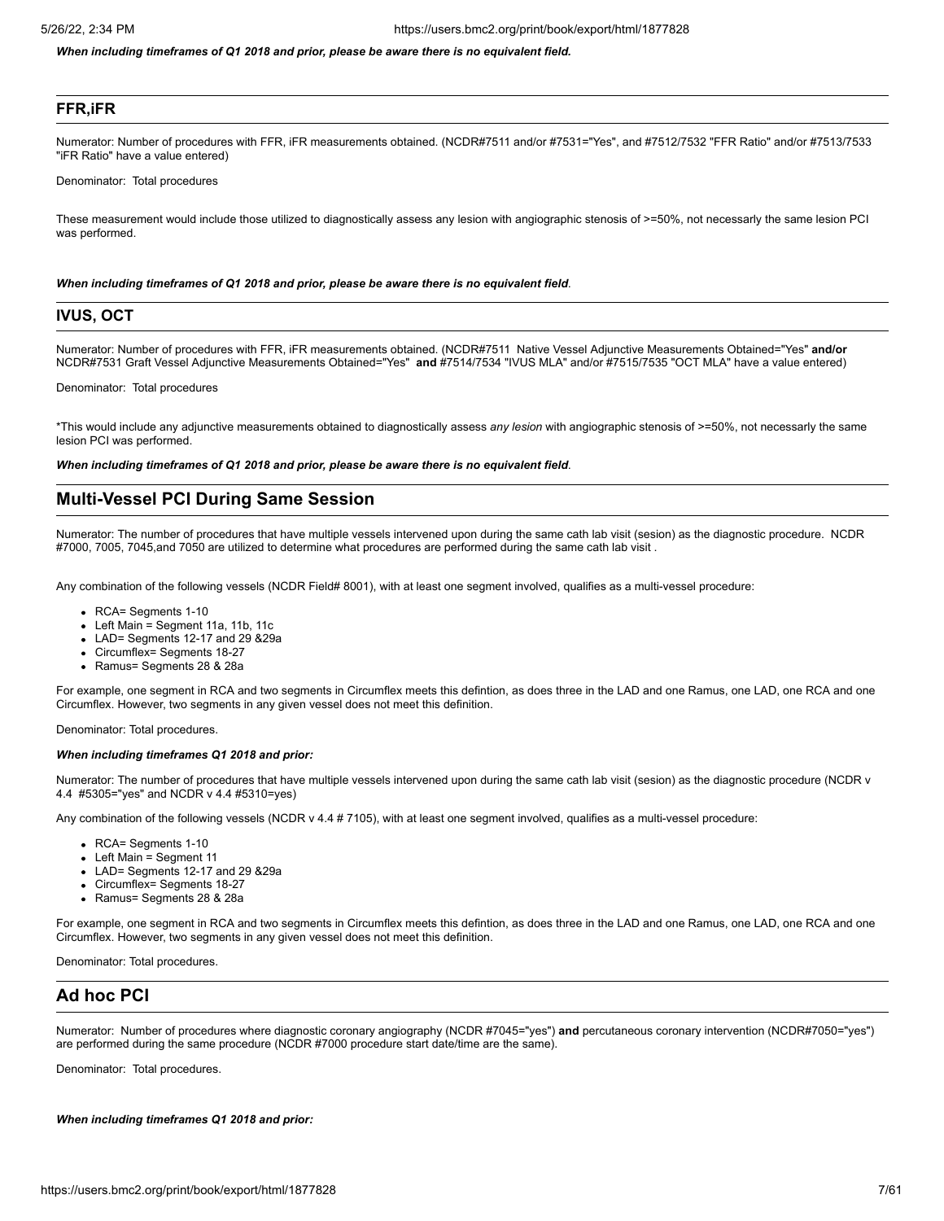***When including timeframes of Q1 2018 and prior, please be aware there is no equivalent field.***

## FFR,iFR

Numerator: Number of procedures with FFR, iFR measurements obtained. (NCDR#7511 and/or #7531="Yes", and #7512/7532 "FFR Ratio" and/or #7513/7533 "iFR Ratio" have a value entered)

Denominator: Total procedures

These measurement would include those utilized to diagnostically assess any lesion with angiographic stenosis of >=50%, not necessarly the same lesion PCI was performed.

***When including timeframes of Q1 2018 and prior, please be aware there is no equivalent field.***

## IVUS, OCT

Numerator: Number of procedures with FFR, iFR measurements obtained. (NCDR#7511 Native Vessel Adjunctive Measurements Obtained="Yes" **and/or** NCDR#7531 Graft Vessel Adjunctive Measurements Obtained="Yes" **and** #7514/7534 "IVUS MLA" and/or #7515/7535 "OCT MLA" have a value entered)

Denominator: Total procedures

*This would include any adjunctive measurements obtained to diagnostically assess *any lesion* with angiographic stenosis of >=50%, not necessarly the same lesion PCI was performed.

***When including timeframes of Q1 2018 and prior, please be aware there is no equivalent field.***

## Multi-Vessel PCI During Same Session

Numerator: The number of procedures that have multiple vessels intervened upon during the same cath lab visit (sesion) as the diagnostic procedure. NCDR #7000, 7005, 7045,and 7050 are utilized to determine what procedures are performed during the same cath lab visit .

Any combination of the following vessels (NCDR Field# 8001), with at least one segment involved, qualifies as a multi-vessel procedure:

- RCA= Segments 1-10
- Left Main = Segment 11a, 11b, 11c
- LAD= Segments 12-17 and 29 &29a
- Circumflex= Segments 18-27
- Ramus= Segments 28 & 28a

For example, one segment in RCA and two segments in Circumflex meets this defintion, as does three in the LAD and one Ramus, one LAD, one RCA and one Circumflex. However, two segments in any given vessel does not meet this definition.

Denominator: Total procedures.

***When including timeframes Q1 2018 and prior:***

Numerator: The number of procedures that have multiple vessels intervened upon during the same cath lab visit (sesion) as the diagnostic procedure (NCDR v 4.4 #5305="yes" and NCDR v 4.4 #5310=yes)

Any combination of the following vessels (NCDR v 4.4 # 7105), with at least one segment involved, qualifies as a multi-vessel procedure:

- RCA= Segments 1-10
- Left Main = Segment 11
- LAD= Segments 12-17 and 29 &29a
- Circumflex= Segments 18-27
- Ramus= Segments 28 & 28a

For example, one segment in RCA and two segments in Circumflex meets this defintion, as does three in the LAD and one Ramus, one LAD, one RCA and one Circumflex. However, two segments in any given vessel does not meet this definition.

Denominator: Total procedures.

## Ad hoc PCI

Numerator: Number of procedures where diagnostic coronary angiography (NCDR #7045="yes") **and** percutaneous coronary intervention (NCDR#7050="yes") are performed during the same procedure (NCDR #7000 procedure start date/time are the same).

Denominator: Total procedures.

***When including timeframes Q1 2018 and prior:***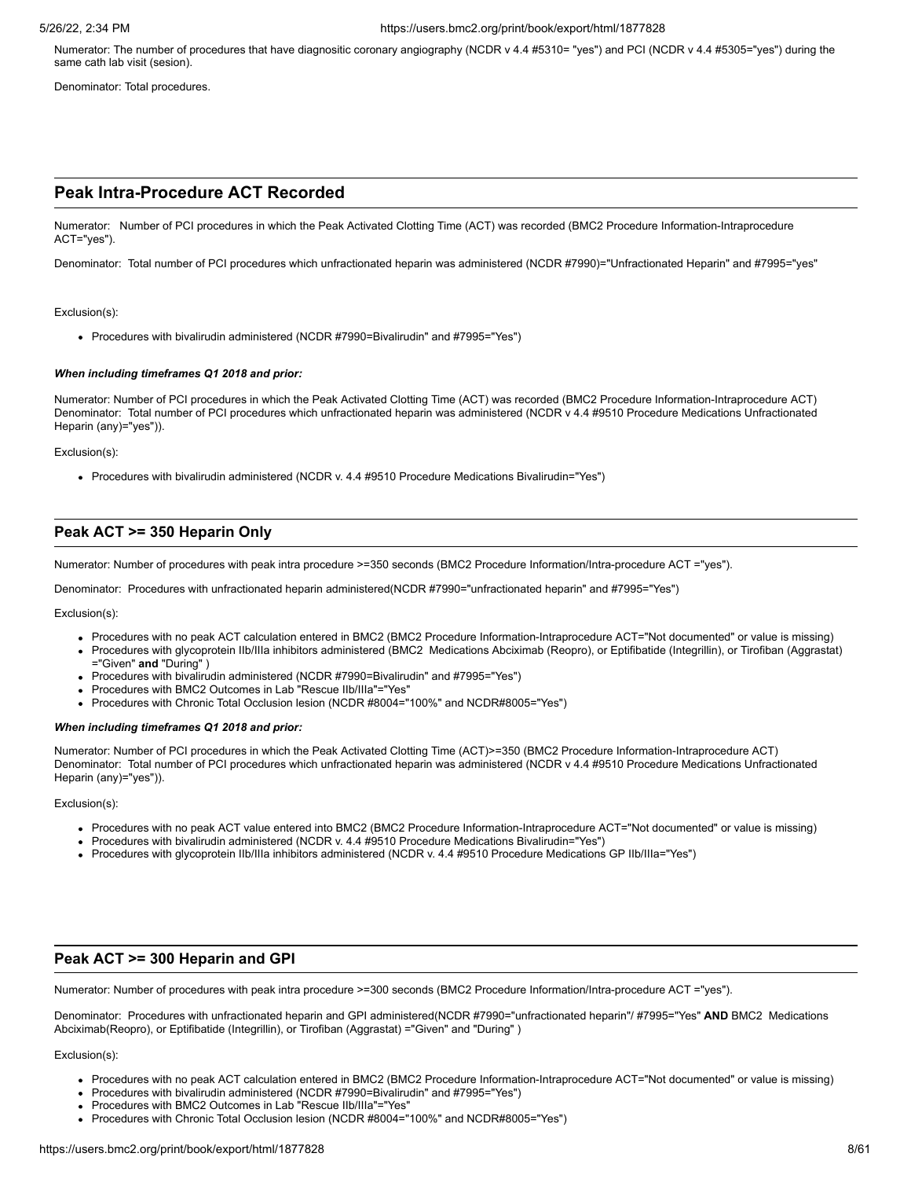Numerator: The number of procedures that have diagnositic coronary angiography (NCDR v 4.4 #5310= "yes") and PCI (NCDR v 4.4 #5305="yes") during the same cath lab visit (sesion).

Denominator: Total procedures.

## Peak Intra-Procedure ACT Recorded

Numerator: Number of PCI procedures in which the Peak Activated Clotting Time (ACT) was recorded (BMC2 Procedure Information-Intraprocedure ACT="yes").

Denominator: Total number of PCI procedures which unfractionated heparin was administered (NCDR #7990)="Unfractionated Heparin" and #7995="yes"

Exclusion(s):

- Procedures with bivalirudin administered (NCDR #7990=Bivalirudin" and #7995="Yes")

***When including timeframes Q1 2018 and prior:***

Numerator: Number of PCI procedures in which the Peak Activated Clotting Time (ACT) was recorded (BMC2 Procedure Information-Intraprocedure ACT)
Denominator: Total number of PCI procedures which unfractionated heparin was administered (NCDR v 4.4 #9510 Procedure Medications Unfractionated Heparin (any)="yes")).

Exclusion(s):

- Procedures with bivalirudin administered (NCDR v. 4.4 #9510 Procedure Medications Bivalirudin="Yes")

## Peak ACT >= 350 Heparin Only

Numerator: Number of procedures with peak intra procedure >=350 seconds (BMC2 Procedure Information/Intra-procedure ACT ="yes").

Denominator: Procedures with unfractionated heparin administered(NCDR #7990="unfractionated heparin" and #7995="Yes")

Exclusion(s):

- Procedures with no peak ACT calculation entered in BMC2 (BMC2 Procedure Information-Intraprocedure ACT="Not documented" or value is missing)
- Procedures with glycoprotein IIb/IIIa inhibitors administered (BMC2 Medications Abciximab (Reopro), or Eptifibatide (Integrillin), or Tirofiban (Aggrastat) ="Given" **and** "During" )
- Procedures with bivalirudin administered (NCDR #7990=Bivalirudin" and #7995="Yes")
- Procedures with BMC2 Outcomes in Lab "Rescue IIb/IIIa"="Yes"
- Procedures with Chronic Total Occlusion lesion (NCDR #8004="100%" and NCDR#8005="Yes")

***When including timeframes Q1 2018 and prior:***

Numerator: Number of PCI procedures in which the Peak Activated Clotting Time (ACT)>=350 (BMC2 Procedure Information-Intraprocedure ACT)
Denominator: Total number of PCI procedures which unfractionated heparin was administered (NCDR v 4.4 #9510 Procedure Medications Unfractionated Heparin (any)="yes")).

Exclusion(s):

- Procedures with no peak ACT value entered into BMC2 (BMC2 Procedure Information-Intraprocedure ACT="Not documented" or value is missing)
- Procedures with bivalirudin administered (NCDR v. 4.4 #9510 Procedure Medications Bivalirudin="Yes")
- Procedures with glycoprotein IIb/IIIa inhibitors administered (NCDR v. 4.4 #9510 Procedure Medications GP IIb/IIIa="Yes")

## Peak ACT >= 300 Heparin and GPI

Numerator: Number of procedures with peak intra procedure >=300 seconds (BMC2 Procedure Information/Intra-procedure ACT ="yes").

Denominator: Procedures with unfractionated heparin and GPI administered(NCDR #7990="unfractionated heparin"/ #7995="Yes" **AND** BMC2 Medications Abciximab(Reopro), or Eptifibatide (Integrillin), or Tirofiban (Aggrastat) ="Given" and "During" )

Exclusion(s):

- Procedures with no peak ACT calculation entered in BMC2 (BMC2 Procedure Information-Intraprocedure ACT="Not documented" or value is missing)
- Procedures with bivalirudin administered (NCDR #7990=Bivalirudin" and #7995="Yes")
- Procedures with BMC2 Outcomes in Lab "Rescue IIb/IIIa"="Yes"
- Procedures with Chronic Total Occlusion lesion (NCDR #8004="100%" and NCDR#8005="Yes")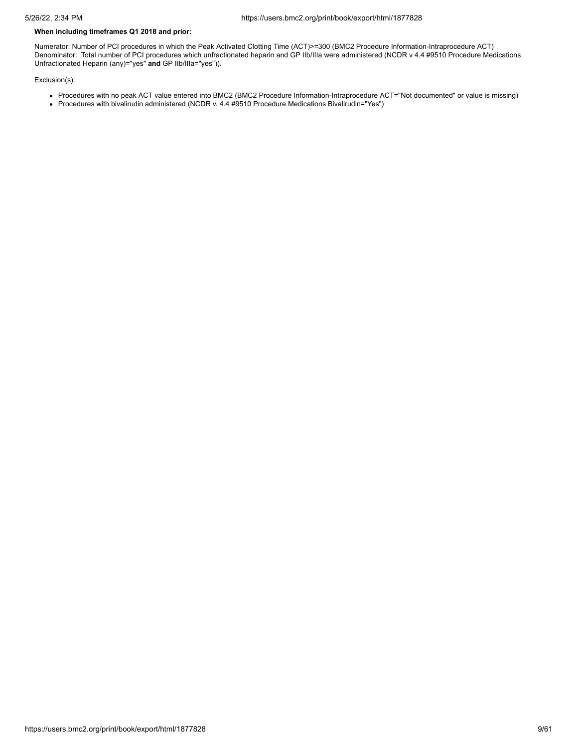**When including timeframes Q1 2018 and prior:**

Numerator: Number of PCI procedures in which the Peak Activated Clotting Time (ACT)>=300 (BMC2 Procedure Information-Intraprocedure ACT)
Denominator: Total number of PCI procedures which unfractionated heparin and GP IIb/IIIa were administered (NCDR v 4.4 #9510 Procedure Medications Unfractionated Heparin (any)="yes" **and** GP IIb/IIIa="yes")).

Exclusion(s):

- Procedures with no peak ACT value entered into BMC2 (BMC2 Procedure Information-Intraprocedure ACT="Not documented" or value is missing)
- Procedures with bivalirudin administered (NCDR v. 4.4 #9510 Procedure Medications Bivalirudin="Yes")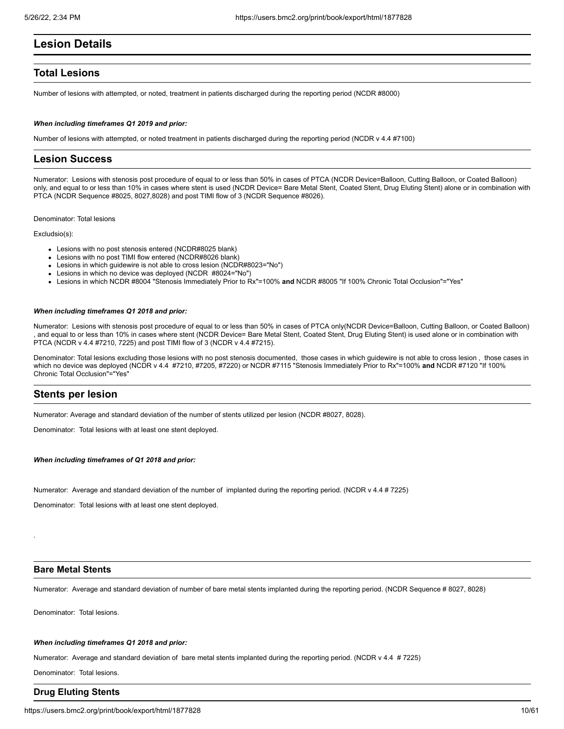# Lesion Details

## Total Lesions

Number of lesions with attempted, or noted, treatment in patients discharged during the reporting period (NCDR #8000)

***When including timeframes Q1 2019 and prior:***

Number of lesions with attempted, or noted treatment in patients discharged during the reporting period (NCDR v 4.4 #7100)

## Lesion Success

Numerator: Lesions with stenosis post procedure of equal to or less than 50% in cases of PTCA (NCDR Device=Balloon, Cutting Balloon, or Coated Balloon) only, and equal to or less than 10% in cases where stent is used (NCDR Device= Bare Metal Stent, Coated Stent, Drug Eluting Stent) alone or in combination with PTCA (NCDR Sequence #8025, 8027,8028) and post TIMI flow of 3 (NCDR Sequence #8026).

Denominator: Total lesions

Excludsio(s):

- Lesions with no post stenosis entered (NCDR#8025 blank)
- Lesions with no post TIMI flow entered (NCDR#8026 blank)
- Lesions in which guidewire is not able to cross lesion (NCDR#8023="No")
- Lesions in which no device was deployed (NCDR #8024="No")
- Lesions in which NCDR #8004 "Stenosis Immediately Prior to Rx"=100% **and** NCDR #8005 "If 100% Chronic Total Occlusion"="Yes"

***When including timeframes Q1 2018 and prior:***

Numerator: Lesions with stenosis post procedure of equal to or less than 50% in cases of PTCA only(NCDR Device=Balloon, Cutting Balloon, or Coated Balloon) , and equal to or less than 10% in cases where stent (NCDR Device= Bare Metal Stent, Coated Stent, Drug Eluting Stent) is used alone or in combination with PTCA (NCDR v 4.4 #7210, 7225) and post TIMI flow of 3 (NCDR v 4.4 #7215).

Denominator: Total lesions excluding those lesions with no post stenosis documented, those cases in which guidewire is not able to cross lesion , those cases in which no device was deployed (NCDR v 4.4 #7210, #7205, #7220) or NCDR #7115 "Stenosis Immediately Prior to Rx"=100% **and** NCDR #7120 "If 100% Chronic Total Occlusion"="Yes"

## Stents per lesion

Numerator: Average and standard deviation of the number of stents utilized per lesion (NCDR #8027, 8028).

Denominator: Total lesions with at least one stent deployed.

***When including timeframes of Q1 2018 and prior:***

Numerator: Average and standard deviation of the number of implanted during the reporting period. (NCDR v 4.4 # 7225)

Denominator: Total lesions with at least one stent deployed.

.

### Bare Metal Stents

Numerator: Average and standard deviation of number of bare metal stents implanted during the reporting period. (NCDR Sequence # 8027, 8028)

Denominator: Total lesions.

***When including timeframes Q1 2018 and prior:***

Numerator: Average and standard deviation of bare metal stents implanted during the reporting period. (NCDR v 4.4 # 7225)

Denominator: Total lesions.

### Drug Eluting Stents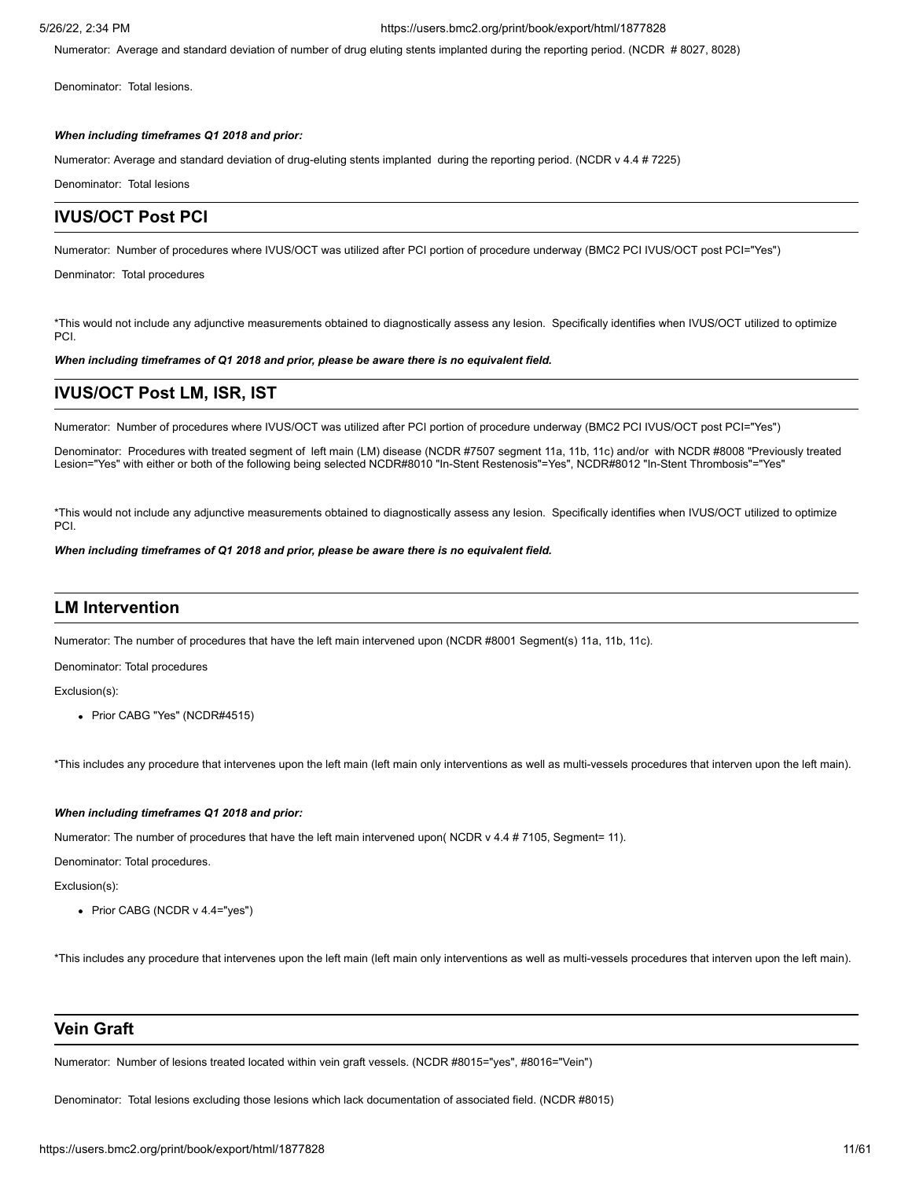Numerator: Average and standard deviation of number of drug eluting stents implanted during the reporting period. (NCDR # 8027, 8028)

Denominator: Total lesions.

***When including timeframes Q1 2018 and prior:***

Numerator: Average and standard deviation of drug-eluting stents implanted during the reporting period. (NCDR v 4.4 # 7225)

Denominator: Total lesions

## IVUS/OCT Post PCI

Numerator: Number of procedures where IVUS/OCT was utilized after PCI portion of procedure underway (BMC2 PCI IVUS/OCT post PCI="Yes")

Denminator: Total procedures

*This would not include any adjunctive measurements obtained to diagnostically assess any lesion. Specifically identifies when IVUS/OCT utilized to optimize PCI.

***When including timeframes of Q1 2018 and prior, please be aware there is no equivalent field.***

## IVUS/OCT Post LM, ISR, IST

Numerator: Number of procedures where IVUS/OCT was utilized after PCI portion of procedure underway (BMC2 PCI IVUS/OCT post PCI="Yes")

Denominator: Procedures with treated segment of left main (LM) disease (NCDR #7507 segment 11a, 11b, 11c) and/or with NCDR #8008 "Previously treated Lesion="Yes" with either or both of the following being selected NCDR#8010 "In-Stent Restenosis"="Yes", NCDR#8012 "In-Stent Thrombosis"="Yes"

*This would not include any adjunctive measurements obtained to diagnostically assess any lesion. Specifically identifies when IVUS/OCT utilized to optimize PCI.

***When including timeframes of Q1 2018 and prior, please be aware there is no equivalent field.***

## LM Intervention

Numerator: The number of procedures that have the left main intervened upon (NCDR #8001 Segment(s) 11a, 11b, 11c).

Denominator: Total procedures

Exclusion(s):

- Prior CABG "Yes" (NCDR#4515)

*This includes any procedure that intervenes upon the left main (left main only interventions as well as multi-vessels procedures that interven upon the left main).

***When including timeframes Q1 2018 and prior:***

Numerator: The number of procedures that have the left main intervened upon( NCDR v 4.4 # 7105, Segment= 11).

Denominator: Total procedures.

Exclusion(s):

- Prior CABG (NCDR v 4.4="yes")

*This includes any procedure that intervenes upon the left main (left main only interventions as well as multi-vessels procedures that interven upon the left main).

## Vein Graft

Numerator: Number of lesions treated located within vein graft vessels. (NCDR #8015="yes", #8016="Vein")

Denominator: Total lesions excluding those lesions which lack documentation of associated field. (NCDR #8015)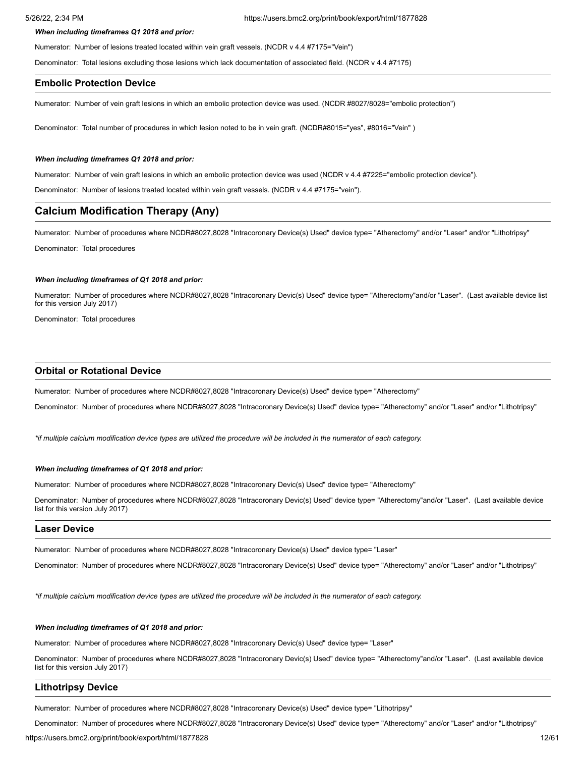***When including timeframes Q1 2018 and prior:***

Numerator: Number of lesions treated located within vein graft vessels. (NCDR v 4.4 #7175="Vein")

Denominator: Total lesions excluding those lesions which lack documentation of associated field. (NCDR v 4.4 #7175)

### Embolic Protection Device

Numerator: Number of vein graft lesions in which an embolic protection device was used. (NCDR #8027/8028="embolic protection")

Denominator: Total number of procedures in which lesion noted to be in vein graft. (NCDR#8015="yes", #8016="Vein" )

***When including timeframes Q1 2018 and prior:***

Numerator: Number of vein graft lesions in which an embolic protection device was used (NCDR v 4.4 #7225="embolic protection device").

Denominator: Number of lesions treated located within vein graft vessels. (NCDR v 4.4 #7175="vein").

## Calcium Modification Therapy (Any)

Numerator: Number of procedures where NCDR#8027,8028 "Intracoronary Device(s) Used" device type= "Atherectomy" and/or "Laser" and/or "Lithotripsy"

Denominator: Total procedures

***When including timeframes of Q1 2018 and prior:***

Numerator: Number of procedures where NCDR#8027,8028 "Intracoronary Devic(s) Used" device type= "Atherectomy"and/or "Laser". (Last available device list for this version July 2017)

Denominator: Total procedures

### Orbital or Rotational Device

Numerator: Number of procedures where NCDR#8027,8028 "Intracoronary Device(s) Used" device type= "Atherectomy"

Denominator: Number of procedures where NCDR#8027,8028 "Intracoronary Device(s) Used" device type= "Atherectomy" and/or "Laser" and/or "Lithotripsy"

*\*if multiple calcium modification device types are utilized the procedure will be included in the numerator of each category.*

***When including timeframes of Q1 2018 and prior:***

Numerator: Number of procedures where NCDR#8027,8028 "Intracoronary Devic(s) Used" device type= "Atherectomy"

Denominator: Number of procedures where NCDR#8027,8028 "Intracoronary Devic(s) Used" device type= "Atherectomy"and/or "Laser". (Last available device list for this version July 2017)

### Laser Device

Numerator: Number of procedures where NCDR#8027,8028 "Intracoronary Device(s) Used" device type= "Laser"

Denominator: Number of procedures where NCDR#8027,8028 "Intracoronary Device(s) Used" device type= "Atherectomy" and/or "Laser" and/or "Lithotripsy"

*\*if multiple calcium modification device types are utilized the procedure will be included in the numerator of each category.*

***When including timeframes of Q1 2018 and prior:***

Numerator: Number of procedures where NCDR#8027,8028 "Intracoronary Devic(s) Used" device type= "Laser"

Denominator: Number of procedures where NCDR#8027,8028 "Intracoronary Devic(s) Used" device type= "Atherectomy"and/or "Laser". (Last available device list for this version July 2017)

### Lithotripsy Device

Numerator: Number of procedures where NCDR#8027,8028 "Intracoronary Device(s) Used" device type= "Lithotripsy"

Denominator: Number of procedures where NCDR#8027,8028 "Intracoronary Device(s) Used" device type= "Atherectomy" and/or "Laser" and/or "Lithotripsy"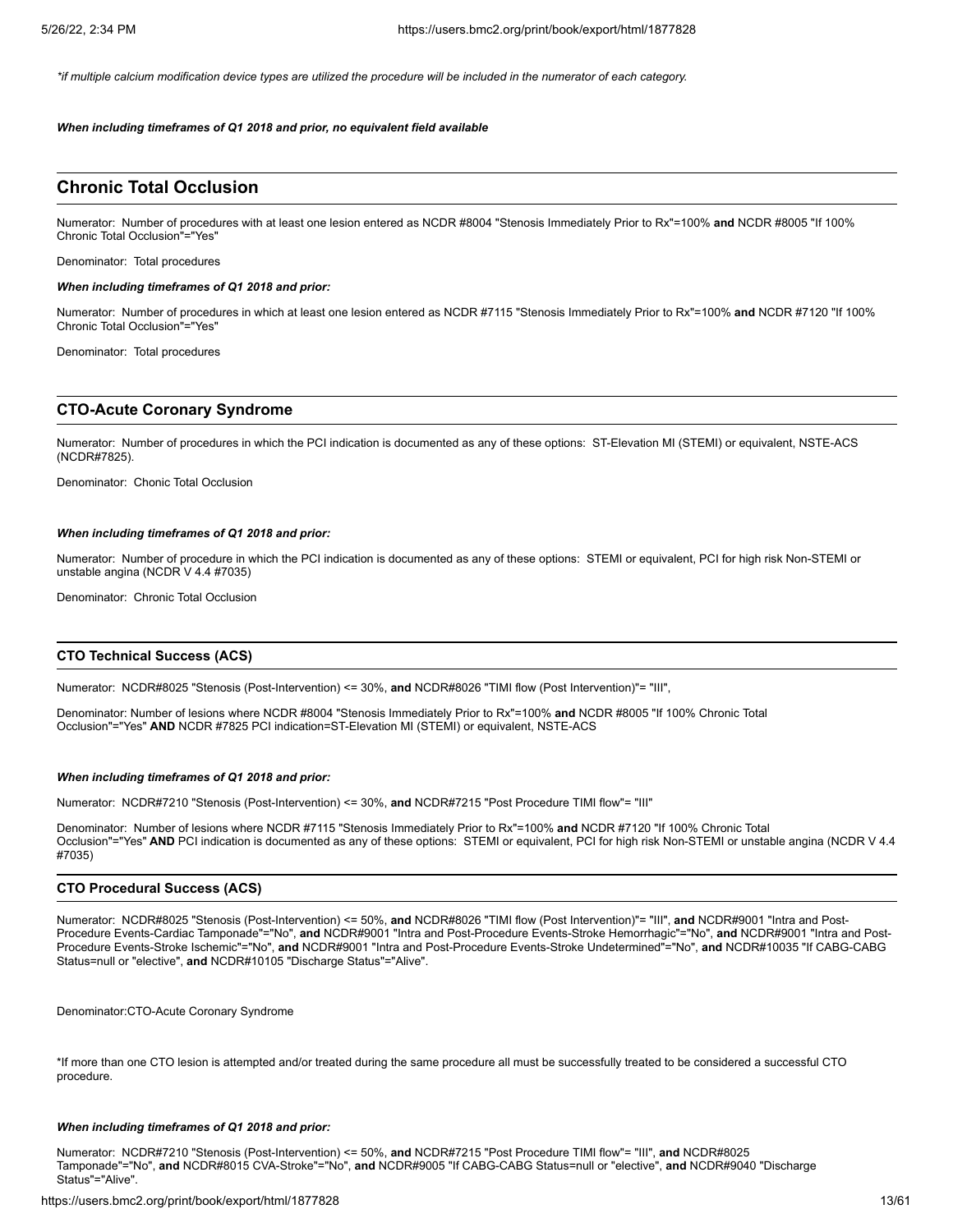*if multiple calcium modification device types are utilized the procedure will be included in the numerator of each category.*

***When including timeframes of Q1 2018 and prior, no equivalent field available***

## Chronic Total Occlusion

Numerator: Number of procedures with at least one lesion entered as NCDR #8004 "Stenosis Immediately Prior to Rx"=100% **and** NCDR #8005 "If 100% Chronic Total Occlusion"="Yes"

Denominator: Total procedures

***When including timeframes of Q1 2018 and prior:***

Numerator: Number of procedures in which at least one lesion entered as NCDR #7115 "Stenosis Immediately Prior to Rx"=100% **and** NCDR #7120 "If 100% Chronic Total Occlusion"="Yes"

Denominator: Total procedures

## CTO-Acute Coronary Syndrome

Numerator: Number of procedures in which the PCI indication is documented as any of these options: ST-Elevation MI (STEMI) or equivalent, NSTE-ACS (NCDR#7825).

Denominator: Chonic Total Occlusion

***When including timeframes of Q1 2018 and prior:***

Numerator: Number of procedure in which the PCI indication is documented as any of these options: STEMI or equivalent, PCI for high risk Non-STEMI or unstable angina (NCDR V 4.4 #7035)

Denominator: Chronic Total Occlusion

### CTO Technical Success (ACS)

Numerator: NCDR#8025 "Stenosis (Post-Intervention) <= 30%, **and** NCDR#8026 "TIMI flow (Post Intervention)"= "III",

Denominator: Number of lesions where NCDR #8004 "Stenosis Immediately Prior to Rx"=100% **and** NCDR #8005 "If 100% Chronic Total Occlusion"="Yes" **AND** NCDR #7825 PCI indication=ST-Elevation MI (STEMI) or equivalent, NSTE-ACS

***When including timeframes of Q1 2018 and prior:***

Numerator: NCDR#7210 "Stenosis (Post-Intervention) <= 30%, **and** NCDR#7215 "Post Procedure TIMI flow"= "III"

Denominator: Number of lesions where NCDR #7115 "Stenosis Immediately Prior to Rx"=100% **and** NCDR #7120 "If 100% Chronic Total Occlusion"="Yes" **AND** PCI indication is documented as any of these options: STEMI or equivalent, PCI for high risk Non-STEMI or unstable angina (NCDR V 4.4 #7035)

### CTO Procedural Success (ACS)

Numerator: NCDR#8025 "Stenosis (Post-Intervention) <= 50%, **and** NCDR#8026 "TIMI flow (Post Intervention)"= "III", **and** NCDR#9001 "Intra and Post-Procedure Events-Cardiac Tamponade"="No", **and** NCDR#9001 "Intra and Post-Procedure Events-Stroke Hemorrhagic"="No", **and** NCDR#9001 "Intra and Post-Procedure Events-Stroke Ischemic"="No", **and** NCDR#9001 "Intra and Post-Procedure Events-Stroke Undetermined"="No", **and** NCDR#10035 "If CABG-CABG Status=null or "elective", **and** NCDR#10105 "Discharge Status"="Alive".

Denominator:CTO-Acute Coronary Syndrome

*If more than one CTO lesion is attempted and/or treated during the same procedure all must be successfully treated to be considered a successful CTO procedure.

***When including timeframes of Q1 2018 and prior:***

Numerator: NCDR#7210 "Stenosis (Post-Intervention) <= 50%, **and** NCDR#7215 "Post Procedure TIMI flow"= "III", **and** NCDR#8025 Tamponade"="No", **and** NCDR#8015 CVA-Stroke"="No", **and** NCDR#9005 "If CABG-CABG Status=null or "elective", **and** NCDR#9040 "Discharge Status"="Alive".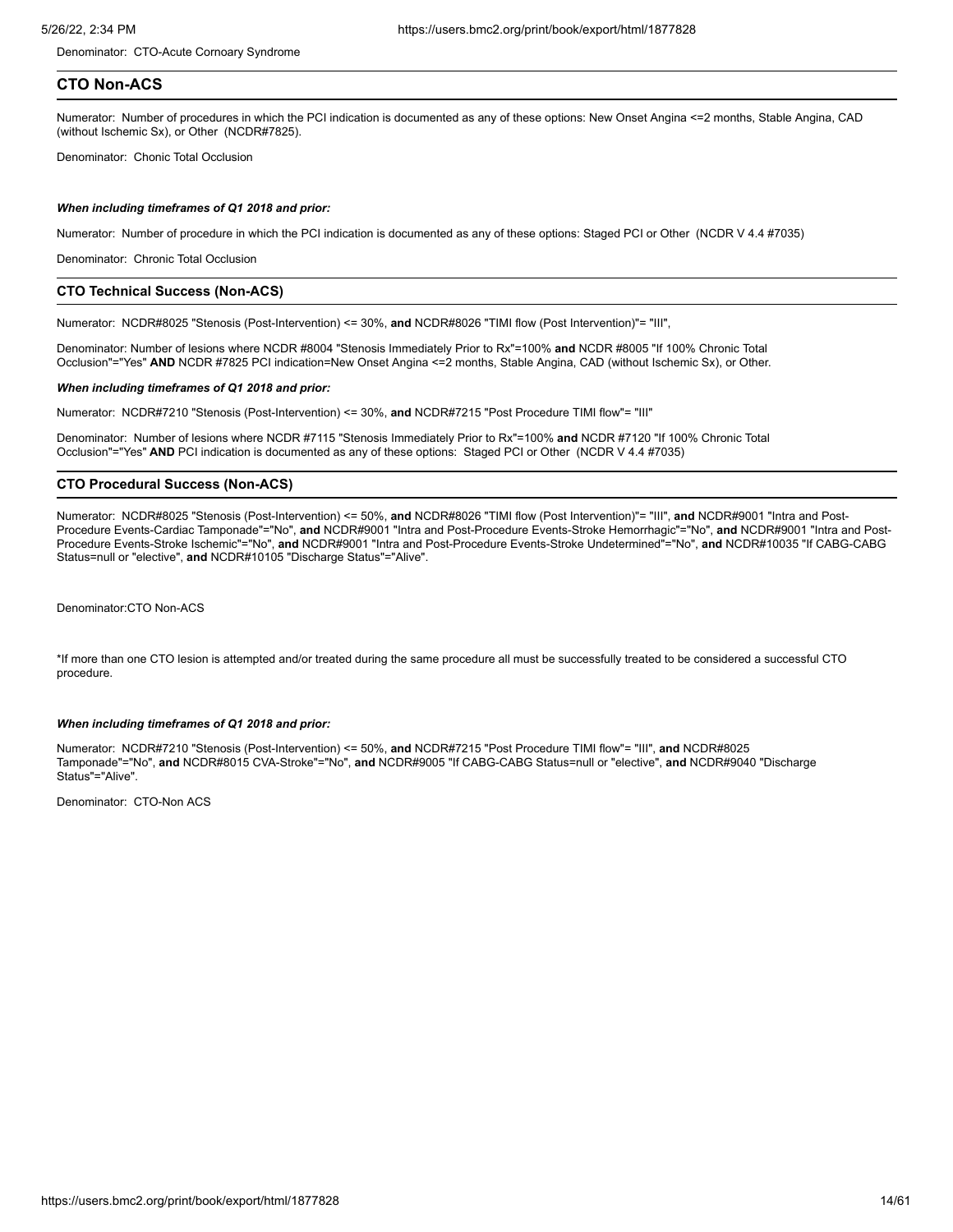Denominator: CTO-Acute Cornoary Syndrome

## CTO Non-ACS

Numerator: Number of procedures in which the PCI indication is documented as any of these options: New Onset Angina <=2 months, Stable Angina, CAD (without Ischemic Sx), or Other (NCDR#7825).

Denominator: Chonic Total Occlusion

***When including timeframes of Q1 2018 and prior:***

Numerator: Number of procedure in which the PCI indication is documented as any of these options: Staged PCI or Other (NCDR V 4.4 #7035)

Denominator: Chronic Total Occlusion

## CTO Technical Success (Non-ACS)

Numerator: NCDR#8025 "Stenosis (Post-Intervention) <= 30%, **and** NCDR#8026 "TIMI flow (Post Intervention)"= "III",

Denominator: Number of lesions where NCDR #8004 "Stenosis Immediately Prior to Rx"=100% **and** NCDR #8005 "If 100% Chronic Total Occlusion"="Yes" **AND** NCDR #7825 PCI indication=New Onset Angina <=2 months, Stable Angina, CAD (without Ischemic Sx), or Other.

***When including timeframes of Q1 2018 and prior:***

Numerator: NCDR#7210 "Stenosis (Post-Intervention) <= 30%, **and** NCDR#7215 "Post Procedure TIMI flow"= "III"

Denominator: Number of lesions where NCDR #7115 "Stenosis Immediately Prior to Rx"=100% **and** NCDR #7120 "If 100% Chronic Total Occlusion"="Yes" **AND** PCI indication is documented as any of these options: Staged PCI or Other (NCDR V 4.4 #7035)

## CTO Procedural Success (Non-ACS)

Numerator: NCDR#8025 "Stenosis (Post-Intervention) <= 50%, **and** NCDR#8026 "TIMI flow (Post Intervention)"= "III", **and** NCDR#9001 "Intra and Post-Procedure Events-Cardiac Tamponade"="No", **and** NCDR#9001 "Intra and Post-Procedure Events-Stroke Hemorrhagic"="No", **and** NCDR#9001 "Intra and Post-Procedure Events-Stroke Ischemic"="No", **and** NCDR#9001 "Intra and Post-Procedure Events-Stroke Undetermined"="No", **and** NCDR#10035 "If CABG-CABG Status=null or "elective", **and** NCDR#10105 "Discharge Status"="Alive".

Denominator:CTO Non-ACS

*If more than one CTO lesion is attempted and/or treated during the same procedure all must be successfully treated to be considered a successful CTO procedure.

***When including timeframes of Q1 2018 and prior:***

Numerator: NCDR#7210 "Stenosis (Post-Intervention) <= 50%, **and** NCDR#7215 "Post Procedure TIMI flow"= "III", **and** NCDR#8025 Tamponade"="No", **and** NCDR#8015 CVA-Stroke"="No", **and** NCDR#9005 "If CABG-CABG Status=null or "elective", **and** NCDR#9040 "Discharge Status"="Alive".

Denominator: CTO-Non ACS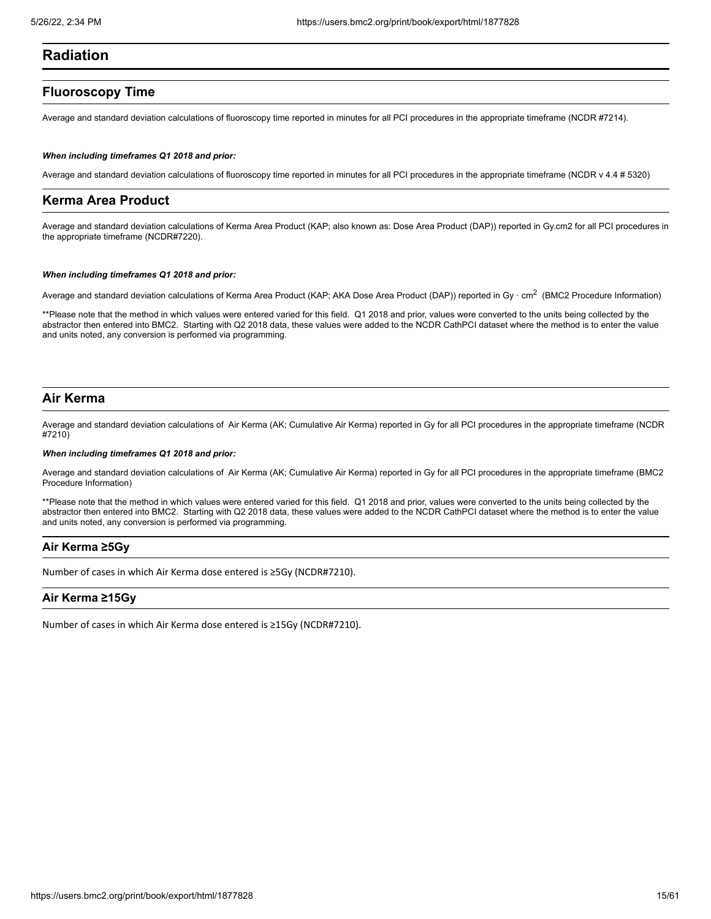# Radiation

## Fluoroscopy Time

Average and standard deviation calculations of fluoroscopy time reported in minutes for all PCI procedures in the appropriate timeframe (NCDR #7214).

***When including timeframes Q1 2018 and prior:***

Average and standard deviation calculations of fluoroscopy time reported in minutes for all PCI procedures in the appropriate timeframe (NCDR v 4.4 # 5320)

## Kerma Area Product

Average and standard deviation calculations of Kerma Area Product (KAP; also known as: Dose Area Product (DAP)) reported in Gy.cm2 for all PCI procedures in the appropriate timeframe (NCDR#7220).

***When including timeframes Q1 2018 and prior:***

Average and standard deviation calculations of Kerma Area Product (KAP; AKA Dose Area Product (DAP)) reported in Gy · $cm^2$ (BMC2 Procedure Information)

**Please note that the method in which values were entered varied for this field. Q1 2018 and prior, values were converted to the units being collected by the abstractor then entered into BMC2. Starting with Q2 2018 data, these values were added to the NCDR CathPCI dataset where the method is to enter the value and units noted, any conversion is performed via programming.

## Air Kerma

Average and standard deviation calculations of Air Kerma (AK; Cumulative Air Kerma) reported in Gy for all PCI procedures in the appropriate timeframe (NCDR #7210)

***When including timeframes Q1 2018 and prior:***

Average and standard deviation calculations of Air Kerma (AK; Cumulative Air Kerma) reported in Gy for all PCI procedures in the appropriate timeframe (BMC2 Procedure Information)

**Please note that the method in which values were entered varied for this field. Q1 2018 and prior, values were converted to the units being collected by the abstractor then entered into BMC2. Starting with Q2 2018 data, these values were added to the NCDR CathPCI dataset where the method is to enter the value and units noted, any conversion is performed via programming.

### Air Kerma ≥5Gy

Number of cases in which Air Kerma dose entered is ≥5Gy (NCDR#7210).

### Air Kerma ≥15Gy

Number of cases in which Air Kerma dose entered is ≥15Gy (NCDR#7210).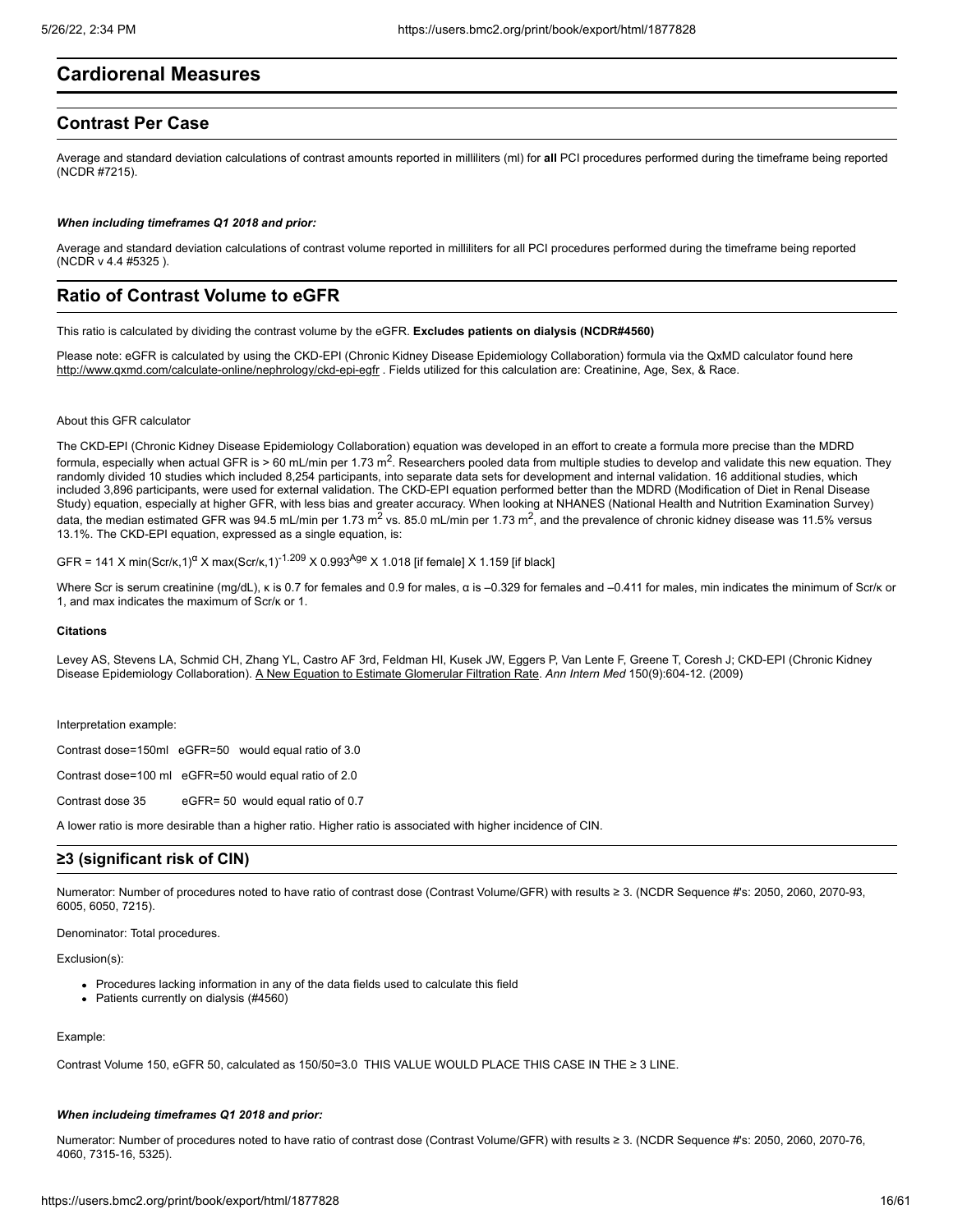# Cardiorenal Measures

## Contrast Per Case

Average and standard deviation calculations of contrast amounts reported in milliliters (ml) for **all** PCI procedures performed during the timeframe being reported (NCDR #7215).

***When including timeframes Q1 2018 and prior:***

Average and standard deviation calculations of contrast volume reported in milliliters for all PCI procedures performed during the timeframe being reported (NCDR v 4.4 #5325 ).

## Ratio of Contrast Volume to eGFR

This ratio is calculated by dividing the contrast volume by the eGFR. **Excludes patients on dialysis (NCDR#4560)**

Please note: eGFR is calculated by using the CKD-EPI (Chronic Kidney Disease Epidemiology Collaboration) formula via the QxMD calculator found here http://www.qxmd.com/calculate-online/nephrology/ckd-epi-egfr . Fields utilized for this calculation are: Creatinine, Age, Sex, & Race.

About this GFR calculator

The CKD-EPI (Chronic Kidney Disease Epidemiology Collaboration) equation was developed in an effort to create a formula more precise than the MDRD formula, especially when actual GFR is > 60 mL/min per 1.73 $m^2$. Researchers pooled data from multiple studies to develop and validate this new equation. They randomly divided 10 studies which included 8,254 participants, into separate data sets for development and internal validation. 16 additional studies, which included 3,896 participants, were used for external validation. The CKD-EPI equation performed better than the MDRD (Modification of Diet in Renal Disease Study) equation, especially at higher GFR, with less bias and greater accuracy. When looking at NHANES (National Health and Nutrition Examination Survey) data, the median estimated GFR was 94.5 mL/min per 1.73 $m^2$ vs. 85.0 mL/min per 1.73 $m^2$, and the prevalence of chronic kidney disease was 11.5% versus 13.1%. The CKD-EPI equation, expressed as a single equation, is:

$$GFR = 141 \times \min(Scr/\kappa,1)^{\alpha} \times \max(Scr/\kappa,1)^{-1.209} \times 0.993^{Age} \times 1.018 \text{ [if female]} \times 1.159 \text{ [if black]}$$

Where Scr is serum creatinine (mg/dL), κ is 0.7 for females and 0.9 for males, α is –0.329 for females and –0.411 for males, min indicates the minimum of Scr/κ or 1, and max indicates the maximum of Scr/κ or 1.

**Citations**

Levey AS, Stevens LA, Schmid CH, Zhang YL, Castro AF 3rd, Feldman HI, Kusek JW, Eggers P, Van Lente F, Greene T, Coresh J; CKD-EPI (Chronic Kidney Disease Epidemiology Collaboration). A New Equation to Estimate Glomerular Filtration Rate. *Ann Intern Med* 150(9):604-12. (2009)

Interpretation example:

Contrast dose=150ml eGFR=50 would equal ratio of 3.0

Contrast dose=100 ml eGFR=50 would equal ratio of 2.0

Contrast dose 35 eGFR= 50 would equal ratio of 0.7

A lower ratio is more desirable than a higher ratio. Higher ratio is associated with higher incidence of CIN.

## ≥3 (significant risk of CIN)

Numerator: Number of procedures noted to have ratio of contrast dose (Contrast Volume/GFR) with results ≥ 3. (NCDR Sequence #'s: 2050, 2060, 2070-93, 6005, 6050, 7215).

Denominator: Total procedures.

Exclusion(s):

- Procedures lacking information in any of the data fields used to calculate this field
- Patients currently on dialysis (#4560)

Example:

Contrast Volume 150, eGFR 50, calculated as 150/50=3.0 THIS VALUE WOULD PLACE THIS CASE IN THE ≥ 3 LINE.

***When includeing timeframes Q1 2018 and prior:***

Numerator: Number of procedures noted to have ratio of contrast dose (Contrast Volume/GFR) with results ≥ 3. (NCDR Sequence #'s: 2050, 2060, 2070-76, 4060, 7315-16, 5325).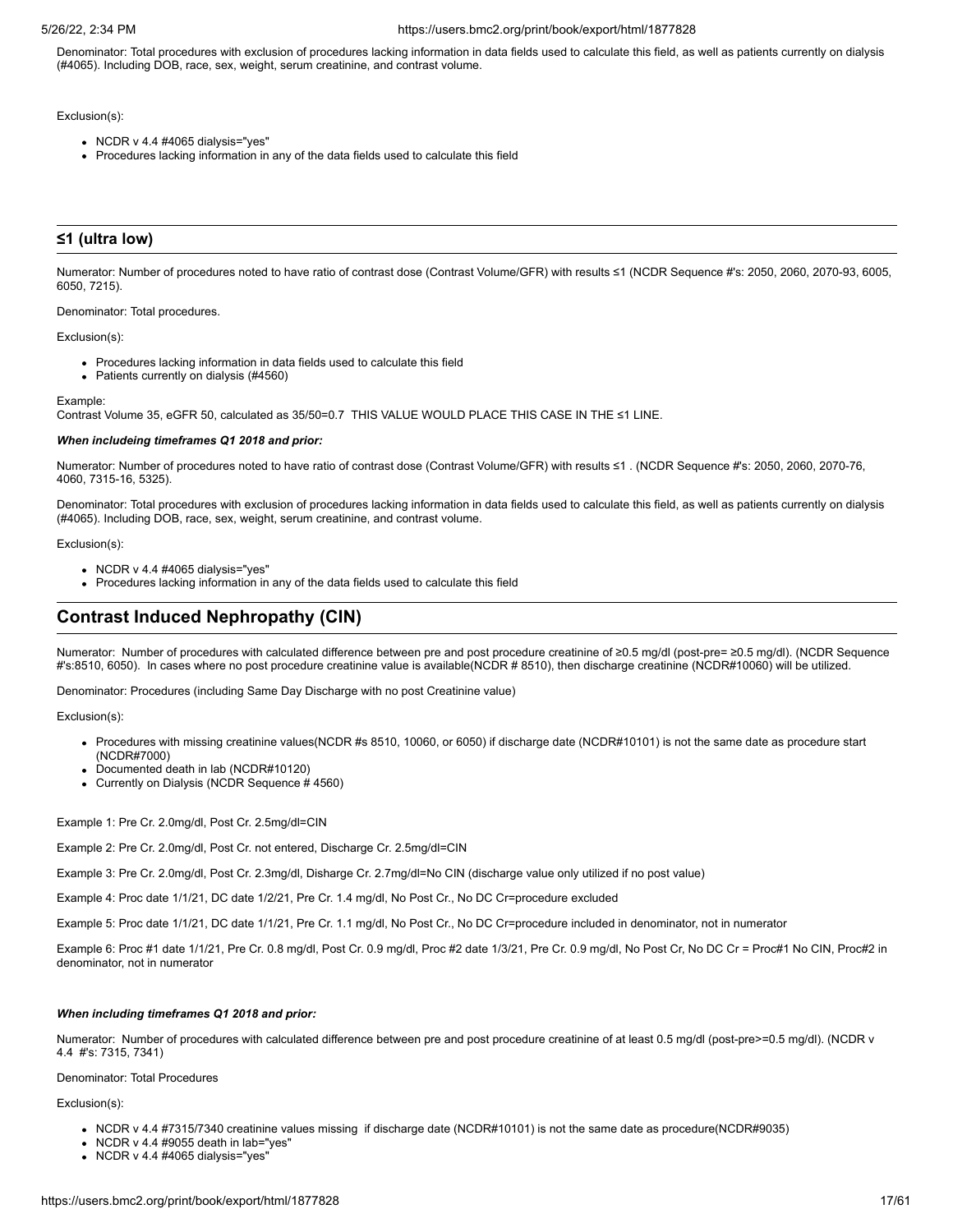Denominator: Total procedures with exclusion of procedures lacking information in data fields used to calculate this field, as well as patients currently on dialysis (#4065). Including DOB, race, sex, weight, serum creatinine, and contrast volume.

Exclusion(s):

- NCDR v 4.4 #4065 dialysis="yes"
- Procedures lacking information in any of the data fields used to calculate this field

## ≤1 (ultra low)

Numerator: Number of procedures noted to have ratio of contrast dose (Contrast Volume/GFR) with results ≤1 (NCDR Sequence #'s: 2050, 2060, 2070-93, 6005, 6050, 7215).

Denominator: Total procedures.

Exclusion(s):

- Procedures lacking information in data fields used to calculate this field
- Patients currently on dialysis (#4560)

Example:
Contrast Volume 35, eGFR 50, calculated as 35/50=0.7 THIS VALUE WOULD PLACE THIS CASE IN THE ≤1 LINE.

***When includeing timeframes Q1 2018 and prior:***

Numerator: Number of procedures noted to have ratio of contrast dose (Contrast Volume/GFR) with results ≤1 . (NCDR Sequence #'s: 2050, 2060, 2070-76, 4060, 7315-16, 5325).

Denominator: Total procedures with exclusion of procedures lacking information in data fields used to calculate this field, as well as patients currently on dialysis (#4065). Including DOB, race, sex, weight, serum creatinine, and contrast volume.

Exclusion(s):

- NCDR v 4.4 #4065 dialysis="yes"
- Procedures lacking information in any of the data fields used to calculate this field

# Contrast Induced Nephropathy (CIN)

Numerator: Number of procedures with calculated difference between pre and post procedure creatinine of ≥0.5 mg/dl (post-pre= ≥0.5 mg/dl). (NCDR Sequence #'s:8510, 6050). In cases where no post procedure creatinine value is available(NCDR # 8510), then discharge creatinine (NCDR#10060) will be utilized.

Denominator: Procedures (including Same Day Discharge with no post Creatinine value)

Exclusion(s):

- Procedures with missing creatinine values(NCDR #s 8510, 10060, or 6050) if discharge date (NCDR#10101) is not the same date as procedure start (NCDR#7000)
- Documented death in lab (NCDR#10120)
- Currently on Dialysis (NCDR Sequence # 4560)

Example 1: Pre Cr. 2.0mg/dl, Post Cr. 2.5mg/dl=CIN

Example 2: Pre Cr. 2.0mg/dl, Post Cr. not entered, Discharge Cr. 2.5mg/dl=CIN

Example 3: Pre Cr. 2.0mg/dl, Post Cr. 2.3mg/dl, Disharge Cr. 2.7mg/dl=No CIN (discharge value only utilized if no post value)

Example 4: Proc date 1/1/21, DC date 1/2/21, Pre Cr. 1.4 mg/dl, No Post Cr., No DC Cr=procedure excluded

Example 5: Proc date 1/1/21, DC date 1/1/21, Pre Cr. 1.1 mg/dl, No Post Cr., No DC Cr=procedure included in denominator, not in numerator

Example 6: Proc #1 date 1/1/21, Pre Cr. 0.8 mg/dl, Post Cr. 0.9 mg/dl, Proc #2 date 1/3/21, Pre Cr. 0.9 mg/dl, No Post Cr, No DC Cr = Proc#1 No CIN, Proc#2 in denominator, not in numerator

***When including timeframes Q1 2018 and prior:***

Numerator: Number of procedures with calculated difference between pre and post procedure creatinine of at least 0.5 mg/dl (post-pre>=0.5 mg/dl). (NCDR v 4.4 #'s: 7315, 7341)

Denominator: Total Procedures

Exclusion(s):

- NCDR v 4.4 #7315/7340 creatinine values missing if discharge date (NCDR#10101) is not the same date as procedure(NCDR#9035)
- NCDR v 4.4 #9055 death in lab="yes"
- NCDR v 4.4 #4065 dialysis="yes"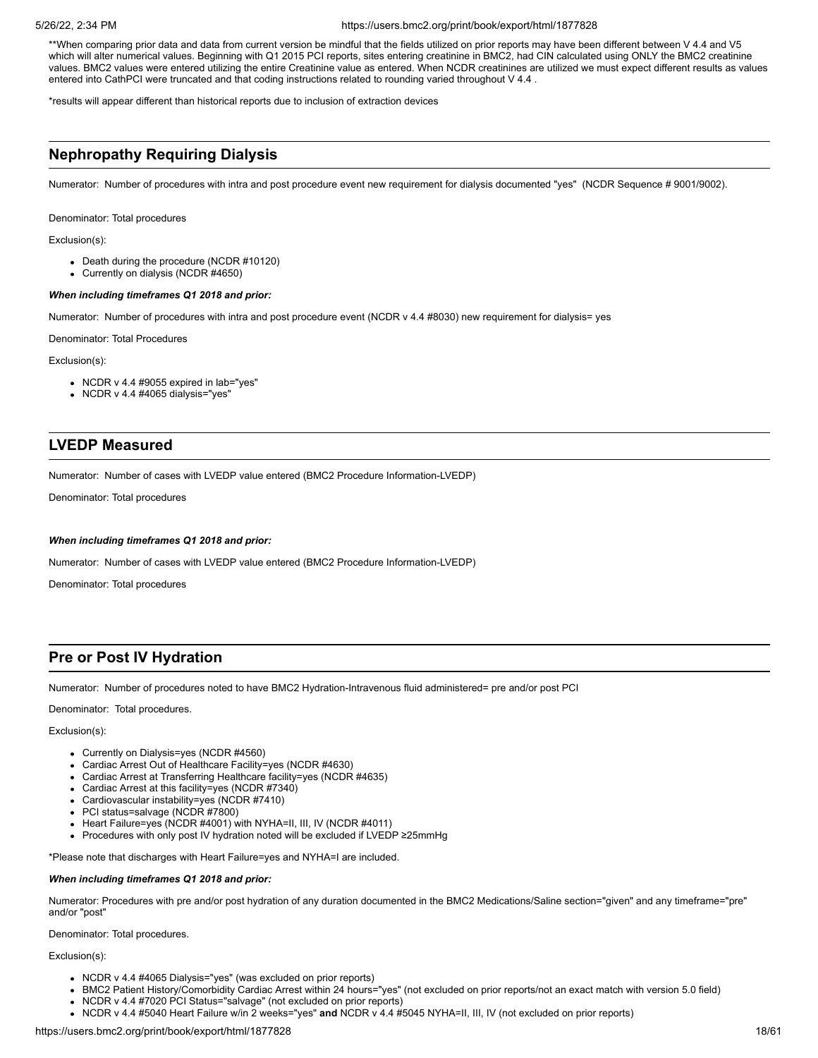**When comparing prior data and data from current version be mindful that the fields utilized on prior reports may have been different between V 4.4 and V5 which will alter numerical values. Beginning with Q1 2015 PCI reports, sites entering creatinine in BMC2, had CIN calculated using ONLY the BMC2 creatinine values. BMC2 values were entered utilizing the entire Creatinine value as entered. When NCDR creatinines are utilized we must expect different results as values entered into CathPCI were truncated and that coding instructions related to rounding varied throughout V 4.4 .

*results will appear different than historical reports due to inclusion of extraction devices

## Nephropathy Requiring Dialysis

Numerator: Number of procedures with intra and post procedure event new requirement for dialysis documented "yes" (NCDR Sequence # 9001/9002).

Denominator: Total procedures

Exclusion(s):

- Death during the procedure (NCDR #10120)
- Currently on dialysis (NCDR #4650)

***When including timeframes Q1 2018 and prior:***

Numerator: Number of procedures with intra and post procedure event (NCDR v 4.4 #8030) new requirement for dialysis= yes

Denominator: Total Procedures

Exclusion(s):

- NCDR v 4.4 #9055 expired in lab="yes"
- NCDR v 4.4 #4065 dialysis="yes"

## LVEDP Measured

Numerator: Number of cases with LVEDP value entered (BMC2 Procedure Information-LVEDP)

Denominator: Total procedures

***When including timeframes Q1 2018 and prior:***

Numerator: Number of cases with LVEDP value entered (BMC2 Procedure Information-LVEDP)

Denominator: Total procedures

## Pre or Post IV Hydration

Numerator: Number of procedures noted to have BMC2 Hydration-Intravenous fluid administered= pre and/or post PCI

Denominator: Total procedures.

Exclusion(s):

- Currently on Dialysis=yes (NCDR #4560)
- Cardiac Arrest Out of Healthcare Facility=yes (NCDR #4630)
- Cardiac Arrest at Transferring Healthcare facility=yes (NCDR #4635)
- Cardiac Arrest at this facility=yes (NCDR #7340)
- Cardiovascular instability=yes (NCDR #7410)
- PCI status=salvage (NCDR #7800)
- Heart Failure=yes (NCDR #4001) with NYHA=II, III, IV (NCDR #4011)
- Procedures with only post IV hydration noted will be excluded if LVEDP ≥25mmHg

*Please note that discharges with Heart Failure=yes and NYHA=I are included.

***When including timeframes Q1 2018 and prior:***

Numerator: Procedures with pre and/or post hydration of any duration documented in the BMC2 Medications/Saline section="given" and any timeframe="pre" and/or "post"

Denominator: Total procedures.

Exclusion(s):

- NCDR v 4.4 #4065 Dialysis="yes" (was excluded on prior reports)
- BMC2 Patient History/Comorbidity Cardiac Arrest within 24 hours="yes" (not excluded on prior reports/not an exact match with version 5.0 field)
- NCDR v 4.4 #7020 PCI Status="salvage" (not excluded on prior reports)
- NCDR v 4.4 #5040 Heart Failure w/in 2 weeks="yes" **and** NCDR v 4.4 #5045 NYHA=II, III, IV (not excluded on prior reports)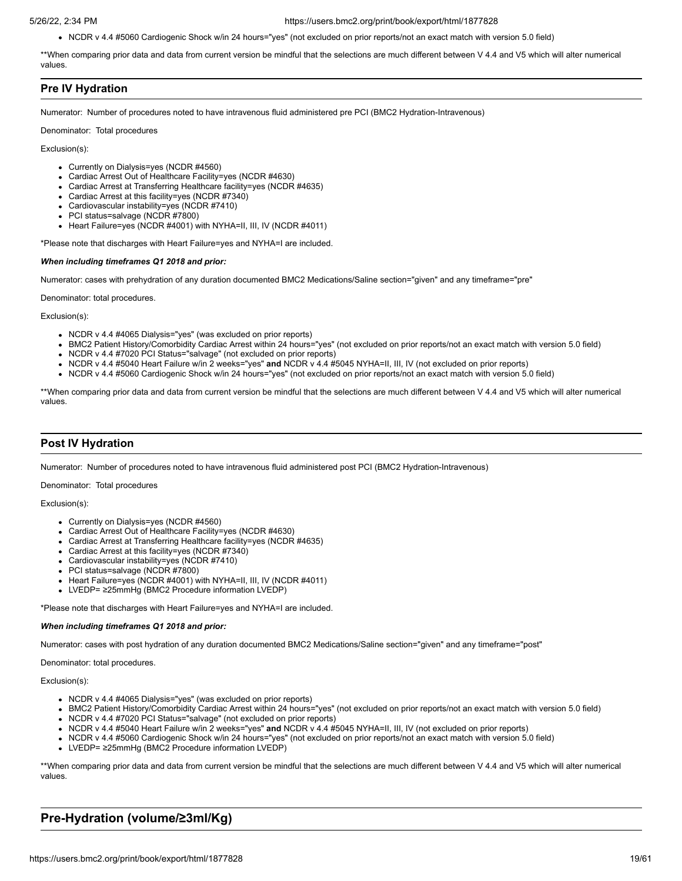- NCDR v 4.4 #5060 Cardiogenic Shock w/in 24 hours="yes" (not excluded on prior reports/not an exact match with version 5.0 field)

**When comparing prior data and data from current version be mindful that the selections are much different between V 4.4 and V5 which will alter numerical values.

## Pre IV Hydration

Numerator: Number of procedures noted to have intravenous fluid administered pre PCI (BMC2 Hydration-Intravenous)

Denominator: Total procedures

Exclusion(s):

- Currently on Dialysis=yes (NCDR #4560)
- Cardiac Arrest Out of Healthcare Facility=yes (NCDR #4630)
- Cardiac Arrest at Transferring Healthcare facility=yes (NCDR #4635)
- Cardiac Arrest at this facility=yes (NCDR #7340)
- Cardiovascular instability=yes (NCDR #7410)
- PCI status=salvage (NCDR #7800)
- Heart Failure=yes (NCDR #4001) with NYHA=II, III, IV (NCDR #4011)

*Please note that discharges with Heart Failure=yes and NYHA=I are included.

***When including timeframes Q1 2018 and prior:***

Numerator: cases with prehydration of any duration documented BMC2 Medications/Saline section="given" and any timeframe="pre"

Denominator: total procedures.

Exclusion(s):

- NCDR v 4.4 #4065 Dialysis="yes" (was excluded on prior reports)
- BMC2 Patient History/Comorbidity Cardiac Arrest within 24 hours="yes" (not excluded on prior reports/not an exact match with version 5.0 field)
- NCDR v 4.4 #7020 PCI Status="salvage" (not excluded on prior reports)
- NCDR v 4.4 #5040 Heart Failure w/in 2 weeks="yes" **and** NCDR v 4.4 #5045 NYHA=II, III, IV (not excluded on prior reports)
- NCDR v 4.4 #5060 Cardiogenic Shock w/in 24 hours="yes" (not excluded on prior reports/not an exact match with version 5.0 field)

**When comparing prior data and data from current version be mindful that the selections are much different between V 4.4 and V5 which will alter numerical values.

## Post IV Hydration

Numerator: Number of procedures noted to have intravenous fluid administered post PCI (BMC2 Hydration-Intravenous)

Denominator: Total procedures

Exclusion(s):

- Currently on Dialysis=yes (NCDR #4560)
- Cardiac Arrest Out of Healthcare Facility=yes (NCDR #4630)
- Cardiac Arrest at Transferring Healthcare facility=yes (NCDR #4635)
- Cardiac Arrest at this facility=yes (NCDR #7340)
- Cardiovascular instability=yes (NCDR #7410)
- PCI status=salvage (NCDR #7800)
- Heart Failure=yes (NCDR #4001) with NYHA=II, III, IV (NCDR #4011)
- LVEDP= ≥25mmHg (BMC2 Procedure information LVEDP)

*Please note that discharges with Heart Failure=yes and NYHA=I are included.

***When including timeframes Q1 2018 and prior:***

Numerator: cases with post hydration of any duration documented BMC2 Medications/Saline section="given" and any timeframe="post"

Denominator: total procedures.

Exclusion(s):

- NCDR v 4.4 #4065 Dialysis="yes" (was excluded on prior reports)
- BMC2 Patient History/Comorbidity Cardiac Arrest within 24 hours="yes" (not excluded on prior reports/not an exact match with version 5.0 field)
- NCDR v 4.4 #7020 PCI Status="salvage" (not excluded on prior reports)
- NCDR v 4.4 #5040 Heart Failure w/in 2 weeks="yes" **and** NCDR v 4.4 #5045 NYHA=II, III, IV (not excluded on prior reports)
- NCDR v 4.4 #5060 Cardiogenic Shock w/in 24 hours="yes" (not excluded on prior reports/not an exact match with version 5.0 field)
- LVEDP= ≥25mmHg (BMC2 Procedure information LVEDP)

**When comparing prior data and data from current version be mindful that the selections are much different between V 4.4 and V5 which will alter numerical values.

## Pre-Hydration (volume/≥3ml/Kg)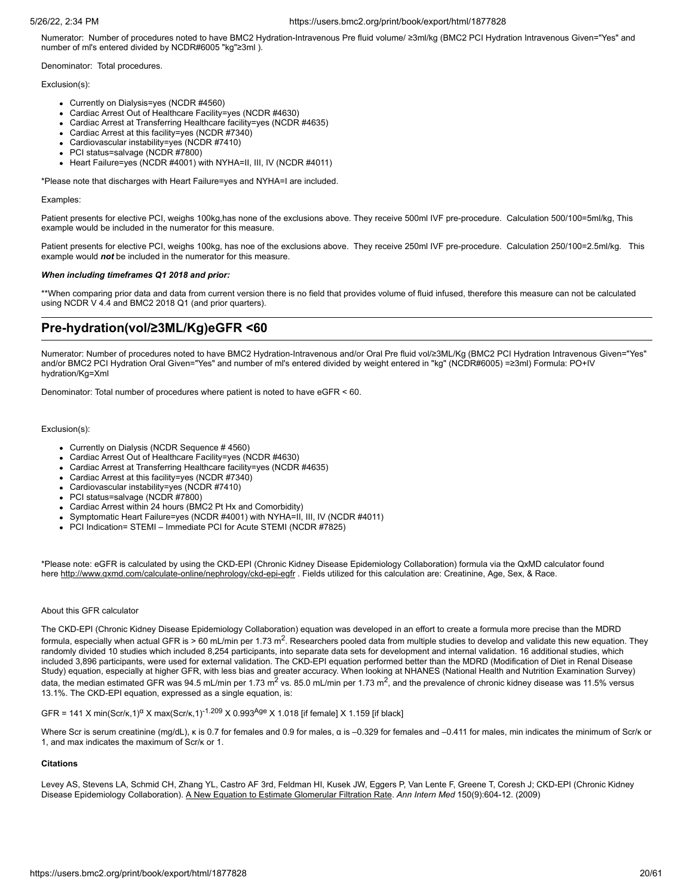Numerator: Number of procedures noted to have BMC2 Hydration-Intravenous Pre fluid volume/ ≥3ml/kg (BMC2 PCI Hydration Intravenous Given="Yes" and number of ml's entered divided by NCDR#6005 "kg"≥3ml ).

Denominator: Total procedures.

Exclusion(s):

- Currently on Dialysis=yes (NCDR #4560)
- Cardiac Arrest Out of Healthcare Facility=yes (NCDR #4630)
- Cardiac Arrest at Transferring Healthcare facility=yes (NCDR #4635)
- Cardiac Arrest at this facility=yes (NCDR #7340)
- Cardiovascular instability=yes (NCDR #7410)
- PCI status=salvage (NCDR #7800)
- Heart Failure=yes (NCDR #4001) with NYHA=II, III, IV (NCDR #4011)

*Please note that discharges with Heart Failure=yes and NYHA=I are included.

Examples:

Patient presents for elective PCI, weighs 100kg,has none of the exclusions above. They receive 500ml IVF pre-procedure. Calculation 500/100=5ml/kg, This example would be included in the numerator for this measure.

Patient presents for elective PCI, weighs 100kg, has noe of the exclusions above. They receive 250ml IVF pre-procedure. Calculation 250/100=2.5ml/kg. This example would ***not*** be included in the numerator for this measure.

***When including timeframes Q1 2018 and prior:***

**When comparing prior data and data from current version there is no field that provides volume of fluid infused, therefore this measure can not be calculated using NCDR V 4.4 and BMC2 2018 Q1 (and prior quarters).

## Pre-hydration(vol/≥3ML/Kg)eGFR <60

Numerator: Number of procedures noted to have BMC2 Hydration-Intravenous and/or Oral Pre fluid vol/≥3ML/Kg (BMC2 PCI Hydration Intravenous Given="Yes" and/or BMC2 PCI Hydration Oral Given="Yes" and number of ml's entered divided by weight entered in "kg" (NCDR#6005) =≥3ml) Formula: PO+IV hydration/Kg=Xml

Denominator: Total number of procedures where patient is noted to have eGFR < 60.

Exclusion(s):

- Currently on Dialysis (NCDR Sequence # 4560)
- Cardiac Arrest Out of Healthcare Facility=yes (NCDR #4630)
- Cardiac Arrest at Transferring Healthcare facility=yes (NCDR #4635)
- Cardiac Arrest at this facility=yes (NCDR #7340)
- Cardiovascular instability=yes (NCDR #7410)
- PCI status=salvage (NCDR #7800)
- Cardiac Arrest within 24 hours (BMC2 Pt Hx and Comorbidity)
- Symptomatic Heart Failure=yes (NCDR #4001) with NYHA=II, III, IV (NCDR #4011)
- PCI Indication= STEMI – Immediate PCI for Acute STEMI (NCDR #7825)

*Please note: eGFR is calculated by using the CKD-EPI (Chronic Kidney Disease Epidemiology Collaboration) formula via the QxMD calculator found here http://www.qxmd.com/calculate-online/nephrology/ckd-epi-egfr . Fields utilized for this calculation are: Creatinine, Age, Sex, & Race.

About this GFR calculator

The CKD-EPI (Chronic Kidney Disease Epidemiology Collaboration) equation was developed in an effort to create a formula more precise than the MDRD formula, especially when actual GFR is > 60 mL/min per 1.73 $m^2$. Researchers pooled data from multiple studies to develop and validate this new equation. They randomly divided 10 studies which included 8,254 participants, into separate data sets for development and internal validation. 16 additional studies, which included 3,896 participants, were used for external validation. The CKD-EPI equation performed better than the MDRD (Modification of Diet in Renal Disease Study) equation, especially at higher GFR, with less bias and greater accuracy. When looking at NHANES (National Health and Nutrition Examination Survey) data, the median estimated GFR was 94.5 mL/min per 1.73 $m^2$ vs. 85.0 mL/min per 1.73 $m^2$, and the prevalence of chronic kidney disease was 11.5% versus 13.1%. The CKD-EPI equation, expressed as a single equation, is:

$$GFR = 141 \times \min(Scr/\kappa,1)^{\alpha} \times \max(Scr/\kappa,1)^{-1.209} \times 0.993^{Age} \times 1.018 \text{ [if female]} \times 1.159 \text{ [if black]}$$

Where Scr is serum creatinine (mg/dL), κ is 0.7 for females and 0.9 for males, α is –0.329 for females and –0.411 for males, min indicates the minimum of Scr/κ or 1, and max indicates the maximum of Scr/κ or 1.

**Citations**

Levey AS, Stevens LA, Schmid CH, Zhang YL, Castro AF 3rd, Feldman HI, Kusek JW, Eggers P, Van Lente F, Greene T, Coresh J; CKD-EPI (Chronic Kidney Disease Epidemiology Collaboration). A New Equation to Estimate Glomerular Filtration Rate. *Ann Intern Med* 150(9):604-12. (2009)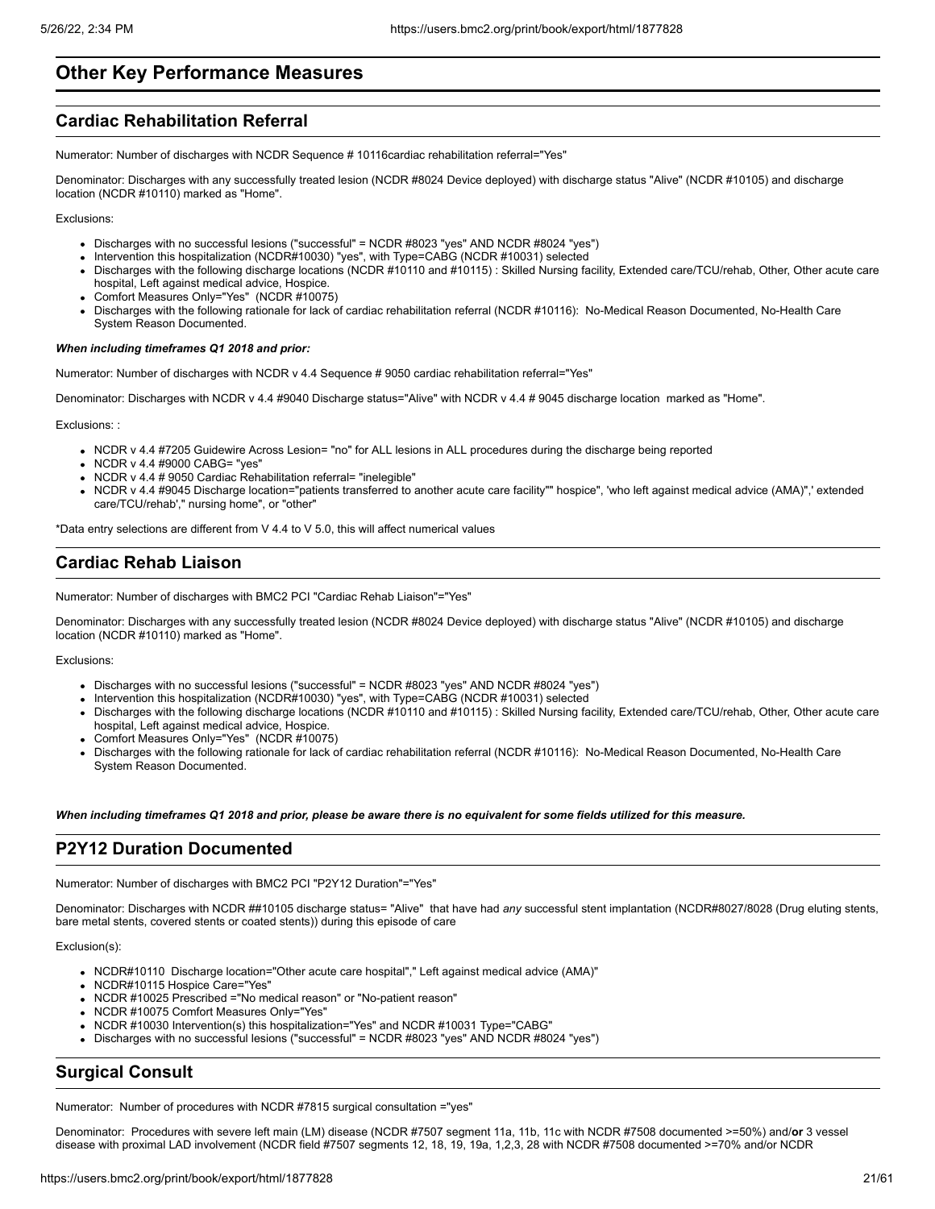# Other Key Performance Measures

## Cardiac Rehabilitation Referral

Numerator: Number of discharges with NCDR Sequence # 10116cardiac rehabilitation referral="Yes"

Denominator: Discharges with any successfully treated lesion (NCDR #8024 Device deployed) with discharge status "Alive" (NCDR #10105) and discharge location (NCDR #10110) marked as "Home".

Exclusions:

- Discharges with no successful lesions ("successful" = NCDR #8023 "yes" AND NCDR #8024 "yes")
- Intervention this hospitalization (NCDR#10030) "yes", with Type=CABG (NCDR #10031) selected
- Discharges with the following discharge locations (NCDR #10110 and #10115) : Skilled Nursing facility, Extended care/TCU/rehab, Other, Other acute care hospital, Left against medical advice, Hospice.
- Comfort Measures Only="Yes" (NCDR #10075)
- Discharges with the following rationale for lack of cardiac rehabilitation referral (NCDR #10116): No-Medical Reason Documented, No-Health Care System Reason Documented.

***When including timeframes Q1 2018 and prior:***

Numerator: Number of discharges with NCDR v 4.4 Sequence # 9050 cardiac rehabilitation referral="Yes"

Denominator: Discharges with NCDR v 4.4 #9040 Discharge status="Alive" with NCDR v 4.4 # 9045 discharge location marked as "Home".

Exclusions: :

- NCDR v 4.4 #7205 Guidewire Across Lesion= "no" for ALL lesions in ALL procedures during the discharge being reported
- NCDR v 4.4 #9000 CABG= "yes"
- NCDR v 4.4 # 9050 Cardiac Rehabilitation referral= "inelegible"
- NCDR v 4.4 #9045 Discharge location="patients transferred to another acute care facility"" hospice", 'who left against medical advice (AMA)",' extended care/TCU/rehab'," nursing home", or "other"

*Data entry selections are different from V 4.4 to V 5.0, this will affect numerical values

## Cardiac Rehab Liaison

Numerator: Number of discharges with BMC2 PCI "Cardiac Rehab Liaison"="Yes"

Denominator: Discharges with any successfully treated lesion (NCDR #8024 Device deployed) with discharge status "Alive" (NCDR #10105) and discharge location (NCDR #10110) marked as "Home".

Exclusions:

- Discharges with no successful lesions ("successful" = NCDR #8023 "yes" AND NCDR #8024 "yes")
- Intervention this hospitalization (NCDR#10030) "yes", with Type=CABG (NCDR #10031) selected
- Discharges with the following discharge locations (NCDR #10110 and #10115) : Skilled Nursing facility, Extended care/TCU/rehab, Other, Other acute care hospital, Left against medical advice, Hospice.
- Comfort Measures Only="Yes" (NCDR #10075)
- Discharges with the following rationale for lack of cardiac rehabilitation referral (NCDR #10116): No-Medical Reason Documented, No-Health Care System Reason Documented.

***When including timeframes Q1 2018 and prior, please be aware there is no equivalent for some fields utilized for this measure.***

## P2Y12 Duration Documented

Numerator: Number of discharges with BMC2 PCI "P2Y12 Duration"="Yes"

Denominator: Discharges with NCDR ##10105 discharge status= "Alive" that have had *any* successful stent implantation (NCDR#8027/8028 (Drug eluting stents, bare metal stents, covered stents or coated stents)) during this episode of care

Exclusion(s):

- NCDR#10110 Discharge location="Other acute care hospital"," Left against medical advice (AMA)"
- NCDR#10115 Hospice Care="Yes"
- NCDR #10025 Prescribed ="No medical reason" or "No-patient reason"
- NCDR #10075 Comfort Measures Only="Yes"
- NCDR #10030 Intervention(s) this hospitalization="Yes" and NCDR #10031 Type="CABG"
- Discharges with no successful lesions ("successful" = NCDR #8023 "yes" AND NCDR #8024 "yes")

## Surgical Consult

Numerator: Number of procedures with NCDR #7815 surgical consultation ="yes"

Denominator: Procedures with severe left main (LM) disease (NCDR #7507 segment 11a, 11b, 11c with NCDR #7508 documented >=50%) and/**or** 3 vessel disease with proximal LAD involvement (NCDR field #7507 segments 12, 18, 19, 19a, 1,2,3, 28 with NCDR #7508 documented >=70% and/or NCDR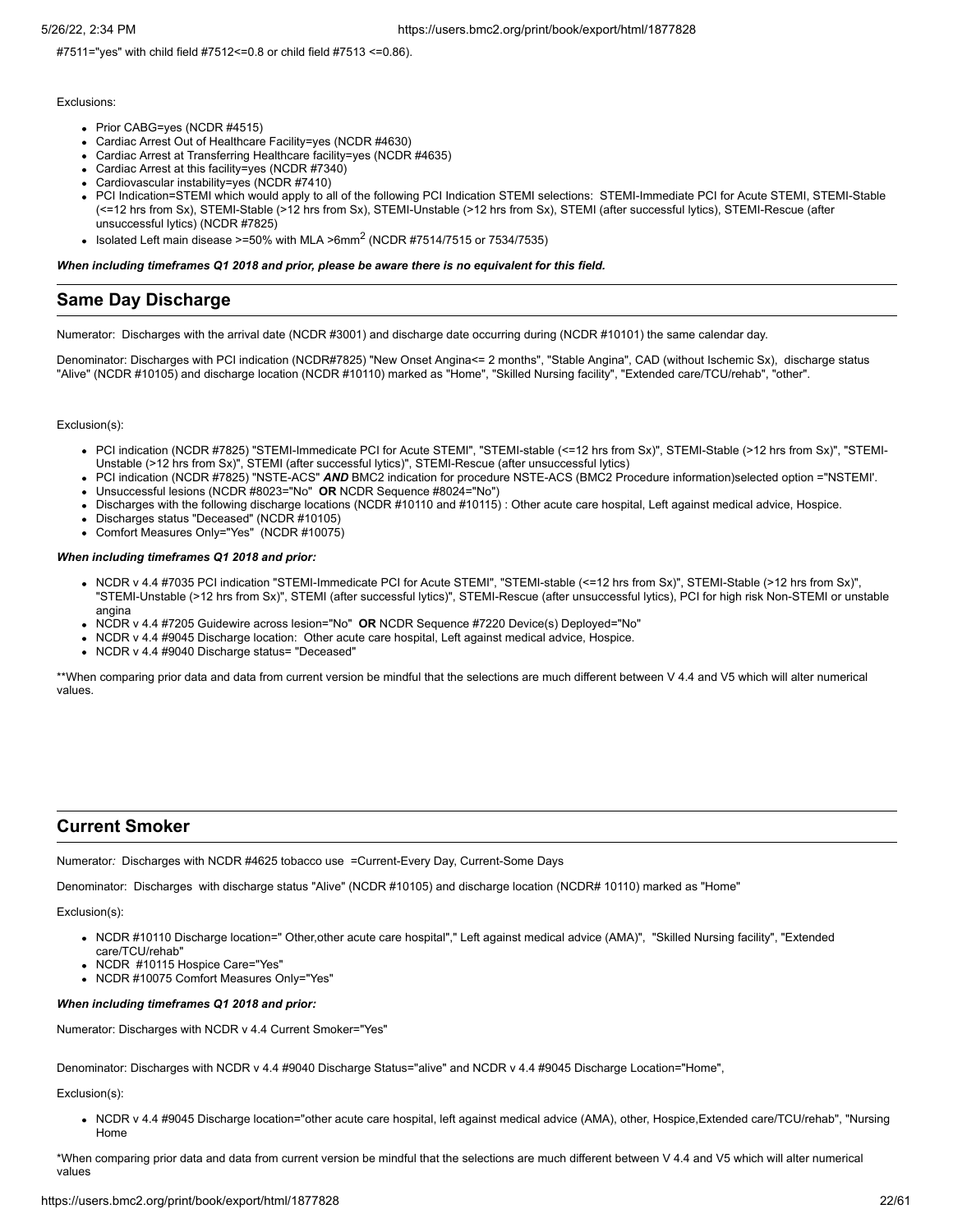#7511="yes" with child field #7512<=0.8 or child field #7513 <=0.86).

Exclusions:

- Prior CABG=yes (NCDR #4515)
- Cardiac Arrest Out of Healthcare Facility=yes (NCDR #4630)
- Cardiac Arrest at Transferring Healthcare facility=yes (NCDR #4635)
- Cardiac Arrest at this facility=yes (NCDR #7340)
- Cardiovascular instability=yes (NCDR #7410)
- PCI Indication=STEMI which would apply to all of the following PCI Indication STEMI selections: STEMI-Immediate PCI for Acute STEMI, STEMI-Stable (<=12 hrs from Sx), STEMI-Stable (>12 hrs from Sx), STEMI-Unstable (>12 hrs from Sx), STEMI (after successful lytics), STEMI-Rescue (after unsuccessful lytics) (NCDR #7825)
- Isolated Left main disease >=50% with MLA >6mm$^2$ (NCDR #7514/7515 or 7534/7535)

***When including timeframes Q1 2018 and prior, please be aware there is no equivalent for this field.***

## Same Day Discharge

Numerator: Discharges with the arrival date (NCDR #3001) and discharge date occurring during (NCDR #10101) the same calendar day.

Denominator: Discharges with PCI indication (NCDR#7825) "New Onset Angina<= 2 months", "Stable Angina", CAD (without Ischemic Sx), discharge status "Alive" (NCDR #10105) and discharge location (NCDR #10110) marked as "Home", "Skilled Nursing facility", "Extended care/TCU/rehab", "other".

Exclusion(s):

- PCI indication (NCDR #7825) "STEMI-Immedicate PCI for Acute STEMI", "STEMI-stable (<=12 hrs from Sx)", STEMI-Stable (>12 hrs from Sx)", "STEMI-Unstable (>12 hrs from Sx)", STEMI (after successful lytics)", STEMI-Rescue (after unsuccessful lytics)
- PCI indication (NCDR #7825) "NSTE-ACS" ***AND*** BMC2 indication for procedure NSTE-ACS (BMC2 Procedure information)selected option ="NSTEMI'.
- Unsuccessful lesions (NCDR #8023="No" **OR** NCDR Sequence #8024="No")
- Discharges with the following discharge locations (NCDR #10110 and #10115) : Other acute care hospital, Left against medical advice, Hospice.
- Discharges status "Deceased" (NCDR #10105)
- Comfort Measures Only="Yes" (NCDR #10075)

***When including timeframes Q1 2018 and prior:***

- NCDR v 4.4 #7035 PCI indication "STEMI-Immediate PCI for Acute STEMI", "STEMI-stable (<=12 hrs from Sx)", STEMI-Stable (>12 hrs from Sx)", "STEMI-Unstable (>12 hrs from Sx)", STEMI (after successful lytics)", STEMI-Rescue (after unsuccessful lytics), PCI for high risk Non-STEMI or unstable angina
- NCDR v 4.4 #7205 Guidewire across lesion="No" **OR** NCDR Sequence #7220 Device(s) Deployed="No"
- NCDR v 4.4 #9045 Discharge location: Other acute care hospital, Left against medical advice, Hospice.
- NCDR v 4.4 #9040 Discharge status= "Deceased"

**When comparing prior data and data from current version be mindful that the selections are much different between V 4.4 and V5 which will alter numerical values.

## Current Smoker

Numerator: Discharges with NCDR #4625 tobacco use =Current-Every Day, Current-Some Days

Denominator: Discharges with discharge status "Alive" (NCDR #10105) and discharge location (NCDR# 10110) marked as "Home"

Exclusion(s):

- NCDR #10110 Discharge location=" Other,other acute care hospital"," Left against medical advice (AMA)", "Skilled Nursing facility", "Extended care/TCU/rehab"
- NCDR #10115 Hospice Care="Yes"
- NCDR #10075 Comfort Measures Only="Yes"

***When including timeframes Q1 2018 and prior:***

Numerator: Discharges with NCDR v 4.4 Current Smoker="Yes"

Denominator: Discharges with NCDR v 4.4 #9040 Discharge Status="alive" and NCDR v 4.4 #9045 Discharge Location="Home",

Exclusion(s):

- NCDR v 4.4 #9045 Discharge location="other acute care hospital, left against medical advice (AMA), other, Hospice,Extended care/TCU/rehab", "Nursing Home

*When comparing prior data and data from current version be mindful that the selections are much different between V 4.4 and V5 which will alter numerical values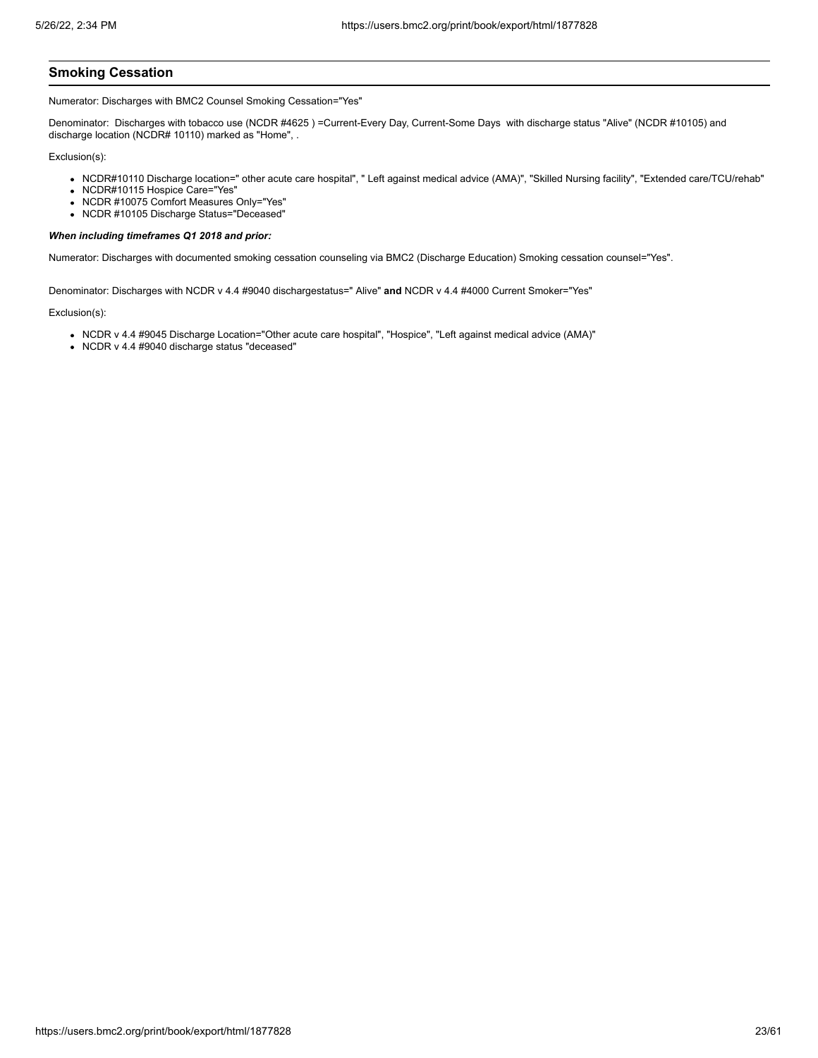## Smoking Cessation

Numerator: Discharges with BMC2 Counsel Smoking Cessation="Yes"

Denominator: Discharges with tobacco use (NCDR #4625 ) =Current-Every Day, Current-Some Days with discharge status "Alive" (NCDR #10105) and discharge location (NCDR# 10110) marked as "Home", .

Exclusion(s):

- NCDR#10110 Discharge location=" other acute care hospital", " Left against medical advice (AMA)", "Skilled Nursing facility", "Extended care/TCU/rehab"
- NCDR#10115 Hospice Care="Yes"
- NCDR #10075 Comfort Measures Only="Yes"
- NCDR #10105 Discharge Status="Deceased"

***When including timeframes Q1 2018 and prior:***

Numerator: Discharges with documented smoking cessation counseling via BMC2 (Discharge Education) Smoking cessation counsel="Yes".

Denominator: Discharges with NCDR v 4.4 #9040 dischargestatus=" Alive" **and** NCDR v 4.4 #4000 Current Smoker="Yes"

Exclusion(s):

- NCDR v 4.4 #9045 Discharge Location="Other acute care hospital", "Hospice", "Left against medical advice (AMA)"
- NCDR v 4.4 #9040 discharge status "deceased"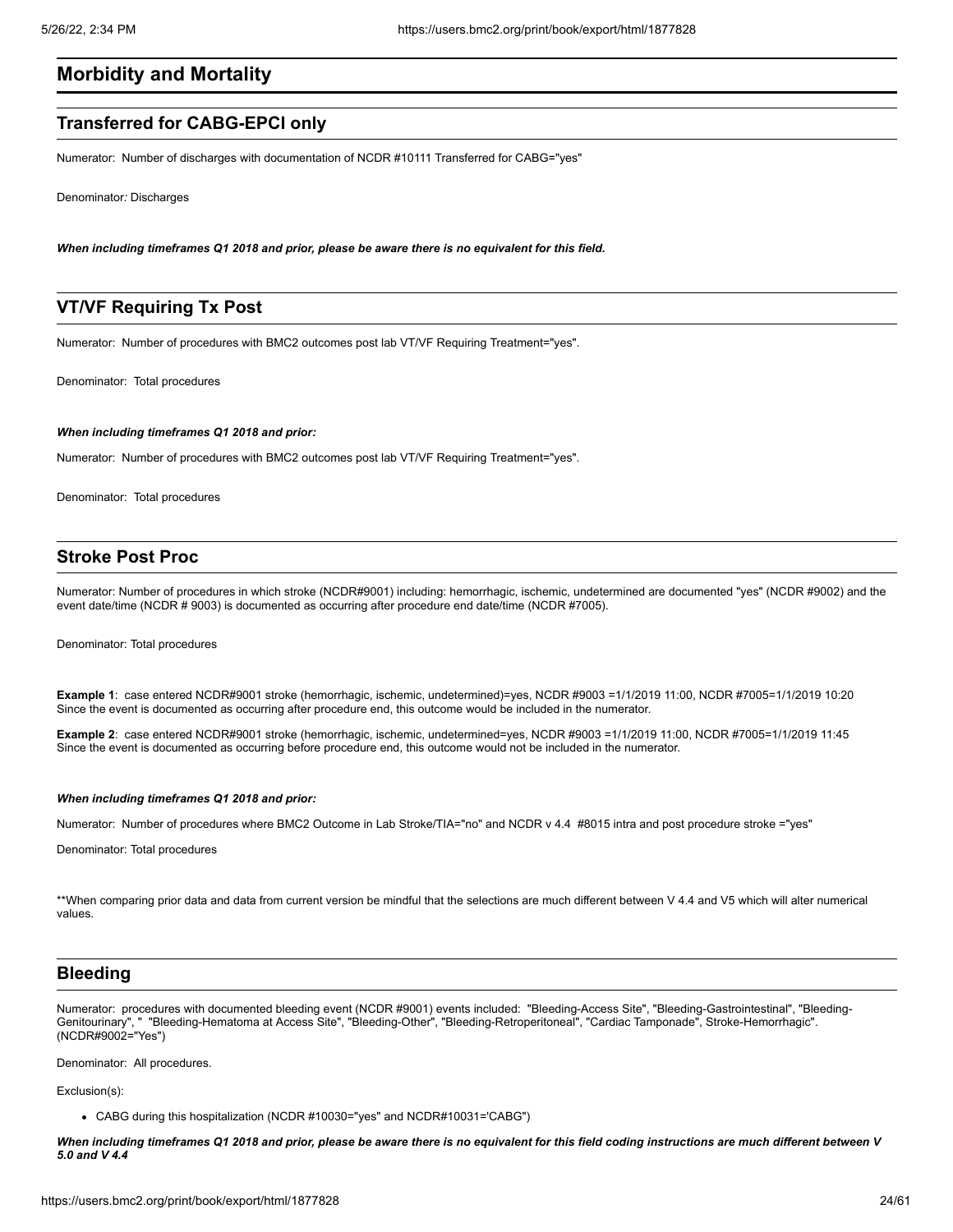## Morbidity and Mortality

### Transferred for CABG-EPCI only

Numerator: Number of discharges with documentation of NCDR #10111 Transferred for CABG="yes"

Denominator: Discharges

***When including timeframes Q1 2018 and prior, please be aware there is no equivalent for this field.***

### VT/VF Requiring Tx Post

Numerator: Number of procedures with BMC2 outcomes post lab VT/VF Requiring Treatment="yes".

Denominator: Total procedures

***When including timeframes Q1 2018 and prior:***

Numerator: Number of procedures with BMC2 outcomes post lab VT/VF Requiring Treatment="yes".

Denominator: Total procedures

### Stroke Post Proc

Numerator: Number of procedures in which stroke (NCDR#9001) including: hemorrhagic, ischemic, undetermined are documented "yes" (NCDR #9002) and the event date/time (NCDR # 9003) is documented as occurring after procedure end date/time (NCDR #7005).

Denominator: Total procedures

**Example 1**: case entered NCDR#9001 stroke (hemorrhagic, ischemic, undetermined)=yes, NCDR #9003 =1/1/2019 11:00, NCDR #7005=1/1/2019 10:20
Since the event is documented as occurring after procedure end, this outcome would be included in the numerator.

**Example 2**: case entered NCDR#9001 stroke (hemorrhagic, ischemic, undetermined=yes, NCDR #9003 =1/1/2019 11:00, NCDR #7005=1/1/2019 11:45
Since the event is documented as occurring before procedure end, this outcome would not be included in the numerator.

***When including timeframes Q1 2018 and prior:***

Numerator: Number of procedures where BMC2 Outcome in Lab Stroke/TIA="no" and NCDR v 4.4 #8015 intra and post procedure stroke ="yes"

Denominator: Total procedures

**When comparing prior data and data from current version be mindful that the selections are much different between V 4.4 and V5 which will alter numerical values.

### Bleeding

Numerator: procedures with documented bleeding event (NCDR #9001) events included: "Bleeding-Access Site", "Bleeding-Gastrointestinal", "Bleeding-Genitourinary", " "Bleeding-Hematoma at Access Site", "Bleeding-Other", "Bleeding-Retroperitoneal", "Cardiac Tamponade", Stroke-Hemorrhagic". (NCDR#9002="Yes")

Denominator: All procedures.

Exclusion(s):

- CABG during this hospitalization (NCDR #10030="yes" and NCDR#10031='CABG")

***When including timeframes Q1 2018 and prior, please be aware there is no equivalent for this field coding instructions are much different between V 5.0 and V 4.4***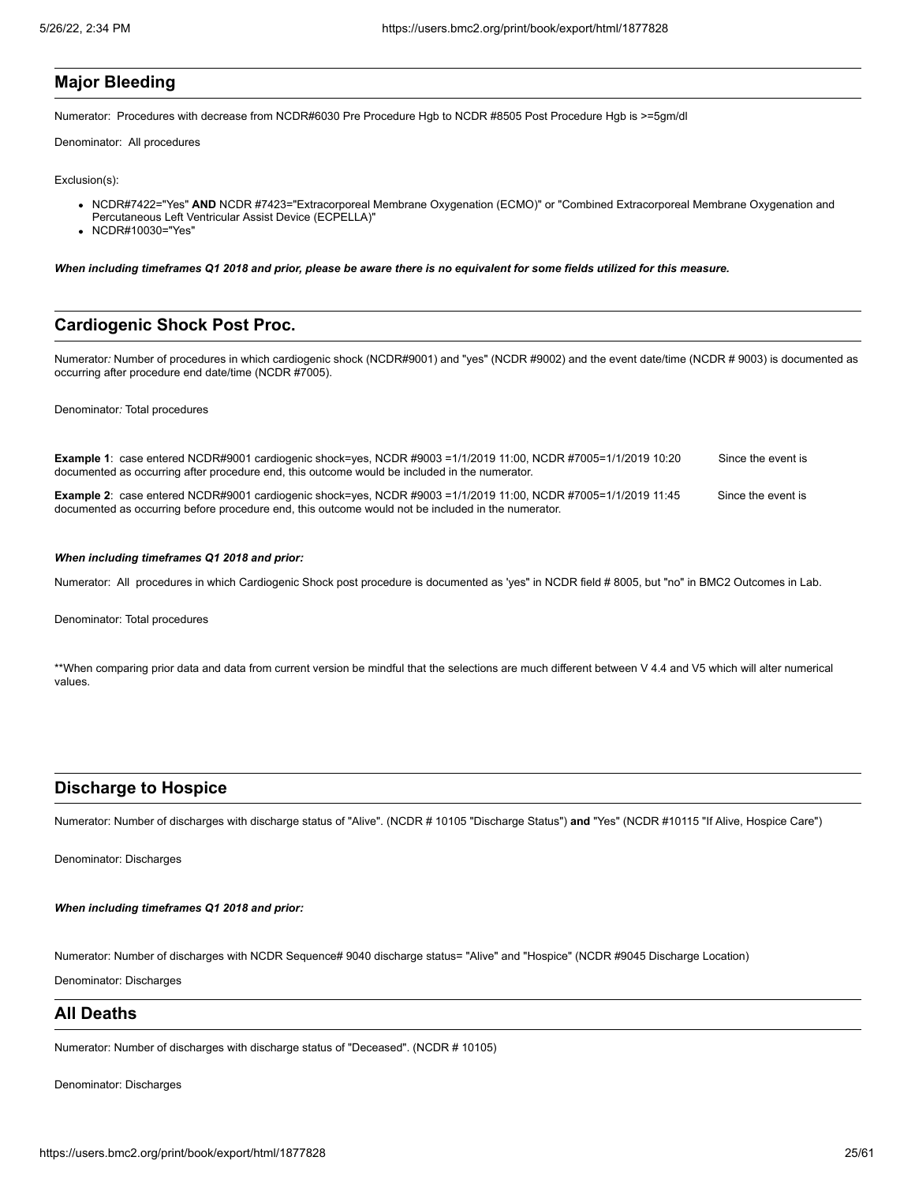## Major Bleeding

Numerator: Procedures with decrease from NCDR#6030 Pre Procedure Hgb to NCDR #8505 Post Procedure Hgb is >=5gm/dl

Denominator: All procedures

Exclusion(s):

- NCDR#7422="Yes" **AND** NCDR #7423="Extracorporeal Membrane Oxygenation (ECMO)" or "Combined Extracorporeal Membrane Oxygenation and Percutaneous Left Ventricular Assist Device (ECPELLA)"
- NCDR#10030="Yes"

***When including timeframes Q1 2018 and prior, please be aware there is no equivalent for some fields utilized for this measure.***

## Cardiogenic Shock Post Proc.

Numerator*:* Number of procedures in which cardiogenic shock (NCDR#9001) and "yes" (NCDR #9002) and the event date/time (NCDR # 9003) is documented as occurring after procedure end date/time (NCDR #7005).

Denominator*:* Total procedures

**Example 1**: case entered NCDR#9001 cardiogenic shock=yes, NCDR #9003 =1/1/2019 11:00, NCDR #7005=1/1/2019 10:20 Since the event is documented as occurring after procedure end, this outcome would be included in the numerator.

**Example 2**: case entered NCDR#9001 cardiogenic shock=yes, NCDR #9003 =1/1/2019 11:00, NCDR #7005=1/1/2019 11:45 Since the event is documented as occurring before procedure end, this outcome would not be included in the numerator.

***When including timeframes Q1 2018 and prior:***

Numerator: All procedures in which Cardiogenic Shock post procedure is documented as 'yes" in NCDR field # 8005, but "no" in BMC2 Outcomes in Lab.

Denominator: Total procedures

**When comparing prior data and data from current version be mindful that the selections are much different between V 4.4 and V5 which will alter numerical values.

## Discharge to Hospice

Numerator: Number of discharges with discharge status of "Alive". (NCDR # 10105 "Discharge Status") **and** "Yes" (NCDR #10115 "If Alive, Hospice Care")

Denominator: Discharges

***When including timeframes Q1 2018 and prior:***

Numerator: Number of discharges with NCDR Sequence# 9040 discharge status= "Alive" and "Hospice" (NCDR #9045 Discharge Location)

Denominator: Discharges

## All Deaths

Numerator: Number of discharges with discharge status of "Deceased". (NCDR # 10105)

Denominator: Discharges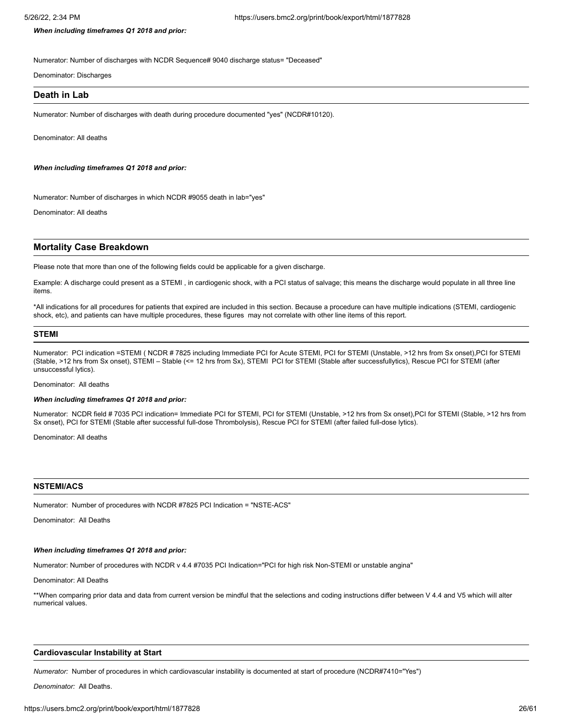***When including timeframes Q1 2018 and prior:***

Numerator: Number of discharges with NCDR Sequence# 9040 discharge status= "Deceased"

Denominator: Discharges

### Death in Lab

Numerator: Number of discharges with death during procedure documented "yes" (NCDR#10120).

Denominator: All deaths

***When including timeframes Q1 2018 and prior:***

Numerator: Number of discharges in which NCDR #9055 death in lab="yes"

Denominator: All deaths

### Mortality Case Breakdown

Please note that more than one of the following fields could be applicable for a given discharge.

Example: A discharge could present as a STEMI , in cardiogenic shock, with a PCI status of salvage; this means the discharge would populate in all three line items.

*All indications for all procedures for patients that expired are included in this section. Because a procedure can have multiple indications (STEMI, cardiogenic shock, etc), and patients can have multiple procedures, these figures may not correlate with other line items of this report.

#### STEMI

Numerator: PCI indication =STEMI ( NCDR # 7825 including Immediate PCI for Acute STEMI, PCI for STEMI (Unstable, >12 hrs from Sx onset),PCI for STEMI (Stable, >12 hrs from Sx onset), STEMI – Stable (<= 12 hrs from Sx), STEMI PCI for STEMI (Stable after successfullytics), Rescue PCI for STEMI (after unsuccessful lytics).

Denominator: All deaths

***When including timeframes Q1 2018 and prior:***

Numerator: NCDR field # 7035 PCI indication= Immediate PCI for STEMI, PCI for STEMI (Unstable, >12 hrs from Sx onset),PCI for STEMI (Stable, >12 hrs from Sx onset), PCI for STEMI (Stable after successful full-dose Thrombolysis), Rescue PCI for STEMI (after failed full-dose lytics).

Denominator: All deaths

#### NSTEMI/ACS

Numerator: Number of procedures with NCDR #7825 PCI Indication = "NSTE-ACS"

Denominator: All Deaths

***When including timeframes Q1 2018 and prior:***

Numerator: Number of procedures with NCDR v 4.4 #7035 PCI Indication="PCI for high risk Non-STEMI or unstable angina"

Denominator: All Deaths

**When comparing prior data and data from current version be mindful that the selections and coding instructions differ between V 4.4 and V5 which will alter numerical values.

#### Cardiovascular Instability at Start

*Numerator:* Number of procedures in which cardiovascular instability is documented at start of procedure (NCDR#7410="Yes")

*Denominator:* All Deaths.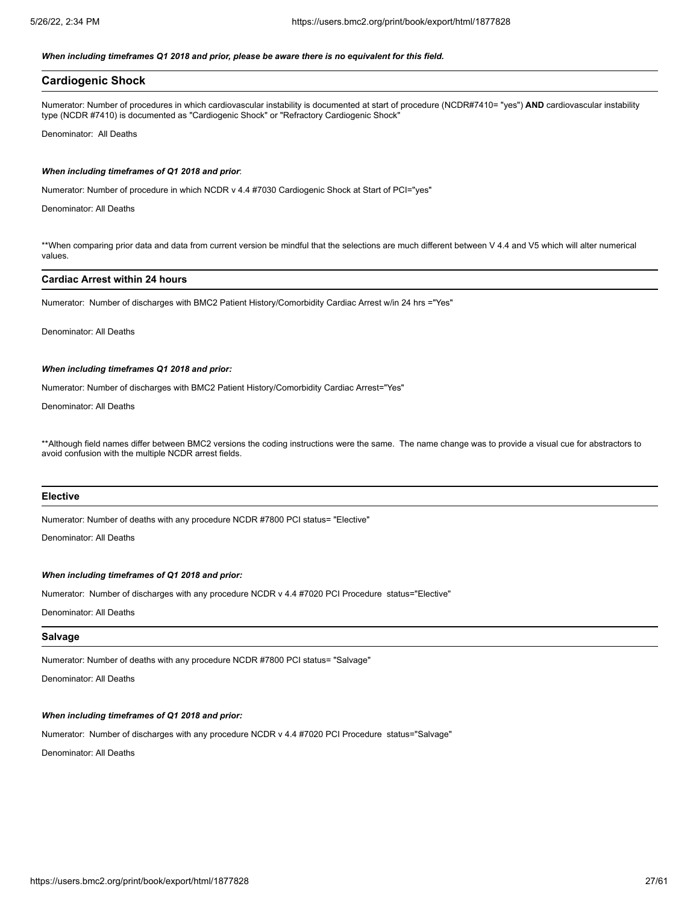***When including timeframes Q1 2018 and prior, please be aware there is no equivalent for this field.***

## Cardiogenic Shock

Numerator: Number of procedures in which cardiovascular instability is documented at start of procedure (NCDR#7410= "yes") **AND** cardiovascular instability type (NCDR #7410) is documented as "Cardiogenic Shock" or "Refractory Cardiogenic Shock"

Denominator: All Deaths

***When including timeframes of Q1 2018 and prior*:**

Numerator: Number of procedure in which NCDR v 4.4 #7030 Cardiogenic Shock at Start of PCI="yes"

Denominator: All Deaths

**When comparing prior data and data from current version be mindful that the selections are much different between V 4.4 and V5 which will alter numerical values.

### Cardiac Arrest within 24 hours

Numerator: Number of discharges with BMC2 Patient History/Comorbidity Cardiac Arrest w/in 24 hrs ="Yes"

Denominator: All Deaths

***When including timeframes Q1 2018 and prior:***

Numerator: Number of discharges with BMC2 Patient History/Comorbidity Cardiac Arrest="Yes"

Denominator: All Deaths

**Although field names differ between BMC2 versions the coding instructions were the same. The name change was to provide a visual cue for abstractors to avoid confusion with the multiple NCDR arrest fields.

### Elective

Numerator: Number of deaths with any procedure NCDR #7800 PCI status= "Elective"

Denominator: All Deaths

***When including timeframes of Q1 2018 and prior:***

Numerator: Number of discharges with any procedure NCDR v 4.4 #7020 PCI Procedure status="Elective"

Denominator: All Deaths

### Salvage

Numerator: Number of deaths with any procedure NCDR #7800 PCI status= "Salvage"

Denominator: All Deaths

***When including timeframes of Q1 2018 and prior:***

Numerator: Number of discharges with any procedure NCDR v 4.4 #7020 PCI Procedure status="Salvage"

Denominator: All Deaths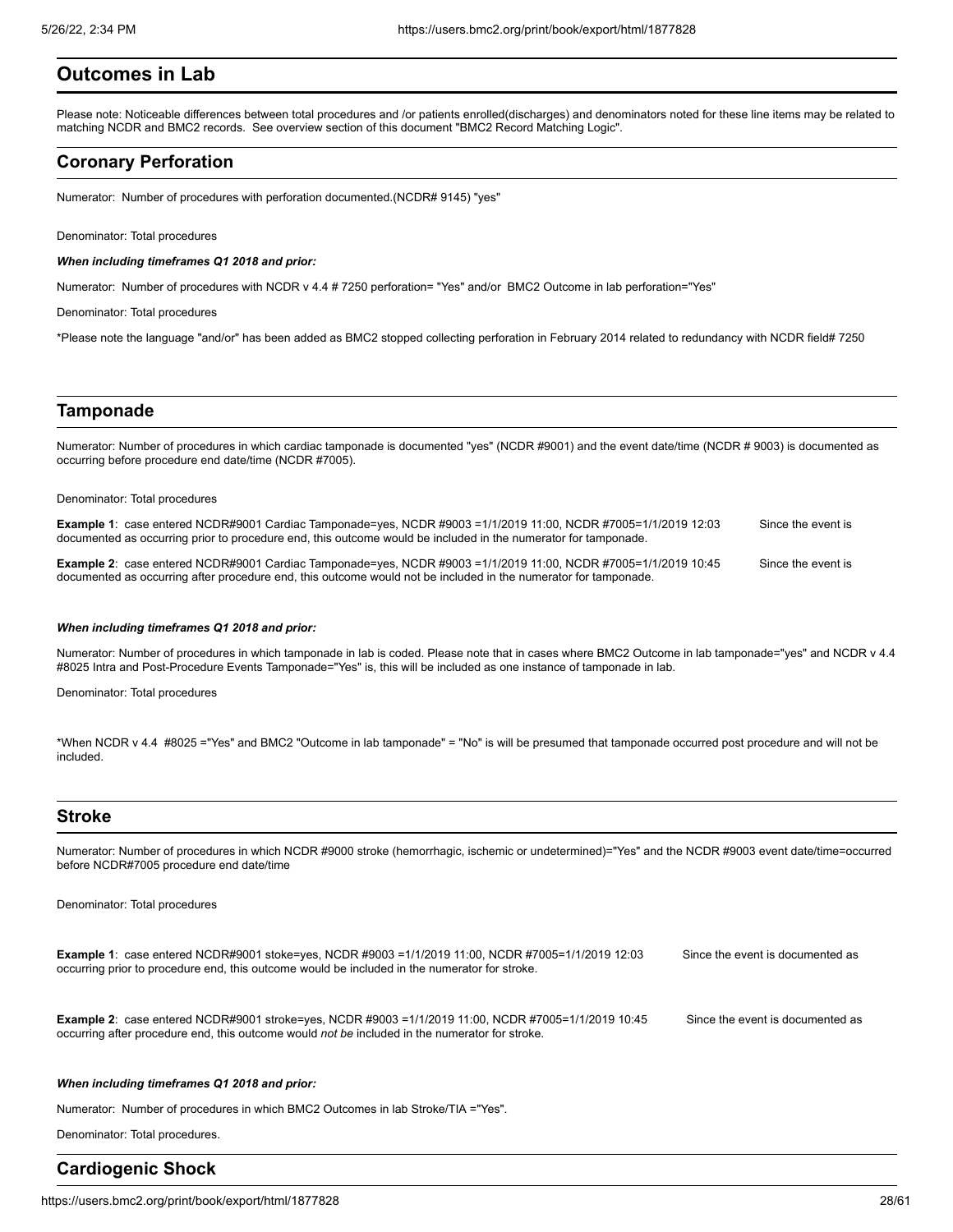## Outcomes in Lab

Please note: Noticeable differences between total procedures and /or patients enrolled(discharges) and denominators noted for these line items may be related to matching NCDR and BMC2 records. See overview section of this document "BMC2 Record Matching Logic".

## Coronary Perforation

Numerator: Number of procedures with perforation documented.(NCDR# 9145) "yes"

Denominator: Total procedures

***When including timeframes Q1 2018 and prior:***

Numerator: Number of procedures with NCDR v 4.4 # 7250 perforation= "Yes" and/or BMC2 Outcome in lab perforation="Yes"

Denominator: Total procedures

*Please note the language "and/or" has been added as BMC2 stopped collecting perforation in February 2014 related to redundancy with NCDR field# 7250

## Tamponade

Numerator: Number of procedures in which cardiac tamponade is documented "yes" (NCDR #9001) and the event date/time (NCDR # 9003) is documented as occurring before procedure end date/time (NCDR #7005).

Denominator: Total procedures

**Example 1**: case entered NCDR#9001 Cardiac Tamponade=yes, NCDR #9003 =1/1/2019 11:00, NCDR #7005=1/1/2019 12:03 Since the event is documented as occurring prior to procedure end, this outcome would be included in the numerator for tamponade.

**Example 2**: case entered NCDR#9001 Cardiac Tamponade=yes, NCDR #9003 =1/1/2019 11:00, NCDR #7005=1/1/2019 10:45 Since the event is documented as occurring after procedure end, this outcome would not be included in the numerator for tamponade.

***When including timeframes Q1 2018 and prior:***

Numerator: Number of procedures in which tamponade in lab is coded. Please note that in cases where BMC2 Outcome in lab tamponade="yes" and NCDR v 4.4 #8025 Intra and Post-Procedure Events Tamponade="Yes" is, this will be included as one instance of tamponade in lab.

Denominator: Total procedures

*When NCDR v 4.4 #8025 ="Yes" and BMC2 "Outcome in lab tamponade" = "No" is will be presumed that tamponade occurred post procedure and will not be included.

## Stroke

Numerator: Number of procedures in which NCDR #9000 stroke (hemorrhagic, ischemic or undetermined)="Yes" and the NCDR #9003 event date/time=occurred before NCDR#7005 procedure end date/time

Denominator: Total procedures

**Example 1**: case entered NCDR#9001 stoke=yes, NCDR #9003 =1/1/2019 11:00, NCDR #7005=1/1/2019 12:03 Since the event is documented as occurring prior to procedure end, this outcome would be included in the numerator for stroke.

**Example 2**: case entered NCDR#9001 stroke=yes, NCDR #9003 =1/1/2019 11:00, NCDR #7005=1/1/2019 10:45 Since the event is documented as occurring after procedure end, this outcome would *not be* included in the numerator for stroke.

***When including timeframes Q1 2018 and prior:***

Numerator: Number of procedures in which BMC2 Outcomes in lab Stroke/TIA ="Yes".

Denominator: Total procedures.

## Cardiogenic Shock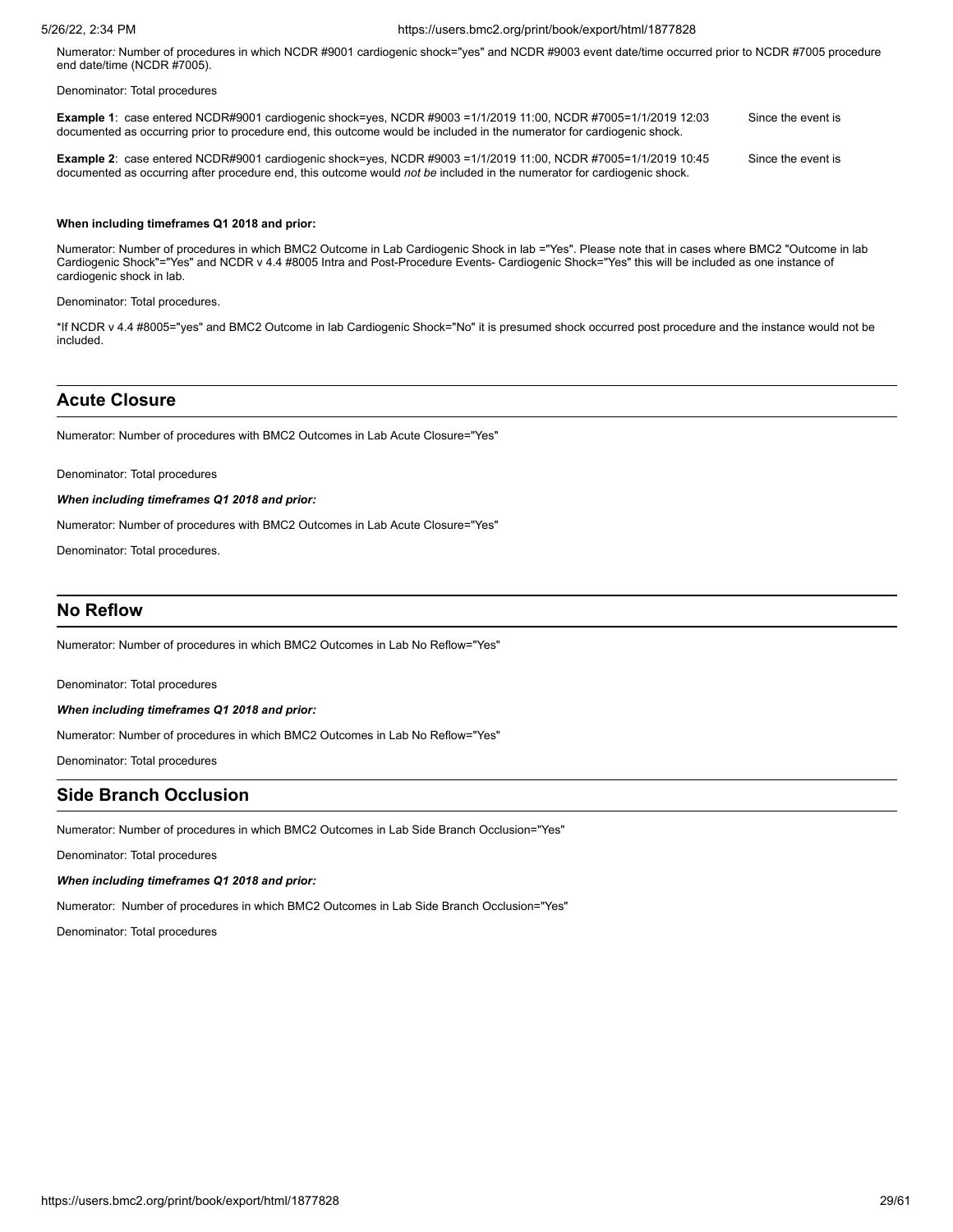Numerator: Number of procedures in which NCDR #9001 cardiogenic shock="yes" and NCDR #9003 event date/time occurred prior to NCDR #7005 procedure end date/time (NCDR #7005).

Denominator: Total procedures

**Example 1**: case entered NCDR#9001 cardiogenic shock=yes, NCDR #9003 =1/1/2019 11:00, NCDR #7005=1/1/2019 12:03 Since the event is documented as occurring prior to procedure end, this outcome would be included in the numerator for cardiogenic shock.

**Example 2**: case entered NCDR#9001 cardiogenic shock=yes, NCDR #9003 =1/1/2019 11:00, NCDR #7005=1/1/2019 10:45 Since the event is documented as occurring after procedure end, this outcome would *not be* included in the numerator for cardiogenic shock.

**When including timeframes Q1 2018 and prior:**

Numerator: Number of procedures in which BMC2 Outcome in Lab Cardiogenic Shock in lab ="Yes". Please note that in cases where BMC2 "Outcome in lab Cardiogenic Shock"="Yes" and NCDR v 4.4 #8005 Intra and Post-Procedure Events- Cardiogenic Shock="Yes" this will be included as one instance of cardiogenic shock in lab.

Denominator: Total procedures.

*If NCDR v 4.4 #8005="yes" and BMC2 Outcome in lab Cardiogenic Shock="No" it is presumed shock occurred post procedure and the instance would not be included.

## Acute Closure

Numerator: Number of procedures with BMC2 Outcomes in Lab Acute Closure="Yes"

Denominator: Total procedures

***When including timeframes Q1 2018 and prior:***

Numerator: Number of procedures with BMC2 Outcomes in Lab Acute Closure="Yes"

Denominator: Total procedures.

## No Reflow

Numerator: Number of procedures in which BMC2 Outcomes in Lab No Reflow="Yes"

Denominator: Total procedures

***When including timeframes Q1 2018 and prior:***

Numerator: Number of procedures in which BMC2 Outcomes in Lab No Reflow="Yes"

Denominator: Total procedures

## Side Branch Occlusion

Numerator: Number of procedures in which BMC2 Outcomes in Lab Side Branch Occlusion="Yes"

Denominator: Total procedures

***When including timeframes Q1 2018 and prior:***

Numerator: Number of procedures in which BMC2 Outcomes in Lab Side Branch Occlusion="Yes"

Denominator: Total procedures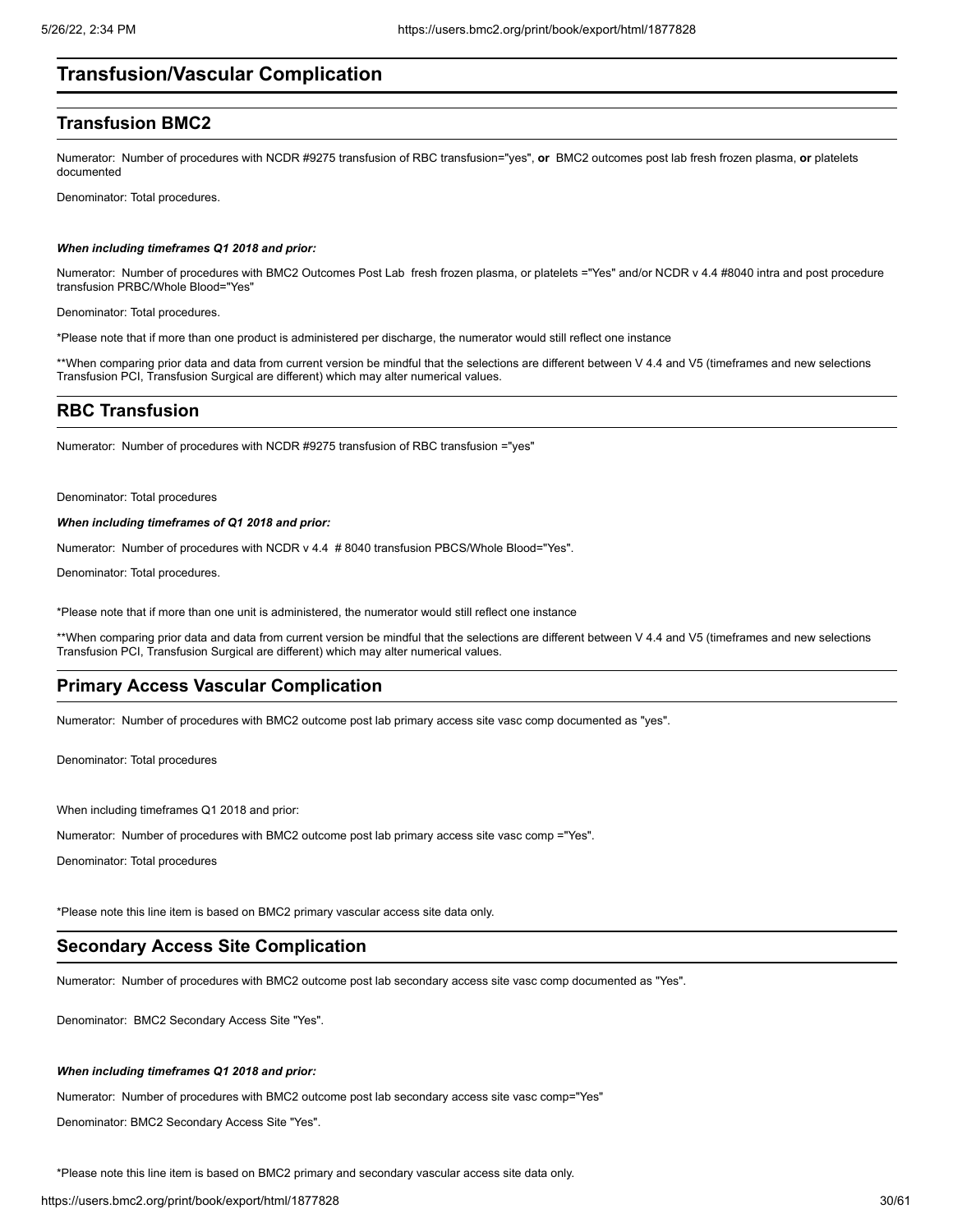# Transfusion/Vascular Complication

## Transfusion BMC2

Numerator: Number of procedures with NCDR #9275 transfusion of RBC transfusion="yes", **or** BMC2 outcomes post lab fresh frozen plasma, **or** platelets documented

Denominator: Total procedures.

***When including timeframes Q1 2018 and prior:***

Numerator: Number of procedures with BMC2 Outcomes Post Lab fresh frozen plasma, or platelets ="Yes" and/or NCDR v 4.4 #8040 intra and post procedure transfusion PRBC/Whole Blood="Yes"

Denominator: Total procedures.

*Please note that if more than one product is administered per discharge, the numerator would still reflect one instance

**When comparing prior data and data from current version be mindful that the selections are different between V 4.4 and V5 (timeframes and new selections Transfusion PCI, Transfusion Surgical are different) which may alter numerical values.

## RBC Transfusion

Numerator: Number of procedures with NCDR #9275 transfusion of RBC transfusion ="yes"

Denominator: Total procedures

***When including timeframes of Q1 2018 and prior:***

Numerator: Number of procedures with NCDR v 4.4 # 8040 transfusion PBCS/Whole Blood="Yes".

Denominator: Total procedures.

*Please note that if more than one unit is administered, the numerator would still reflect one instance

**When comparing prior data and data from current version be mindful that the selections are different between V 4.4 and V5 (timeframes and new selections Transfusion PCI, Transfusion Surgical are different) which may alter numerical values.

## Primary Access Vascular Complication

Numerator: Number of procedures with BMC2 outcome post lab primary access site vasc comp documented as "yes".

Denominator: Total procedures

When including timeframes Q1 2018 and prior:

Numerator: Number of procedures with BMC2 outcome post lab primary access site vasc comp ="Yes".

Denominator: Total procedures

*Please note this line item is based on BMC2 primary vascular access site data only.

## Secondary Access Site Complication

Numerator: Number of procedures with BMC2 outcome post lab secondary access site vasc comp documented as "Yes".

Denominator: BMC2 Secondary Access Site "Yes".

***When including timeframes Q1 2018 and prior:***

Numerator: Number of procedures with BMC2 outcome post lab secondary access site vasc comp="Yes"

Denominator: BMC2 Secondary Access Site "Yes".

*Please note this line item is based on BMC2 primary and secondary vascular access site data only.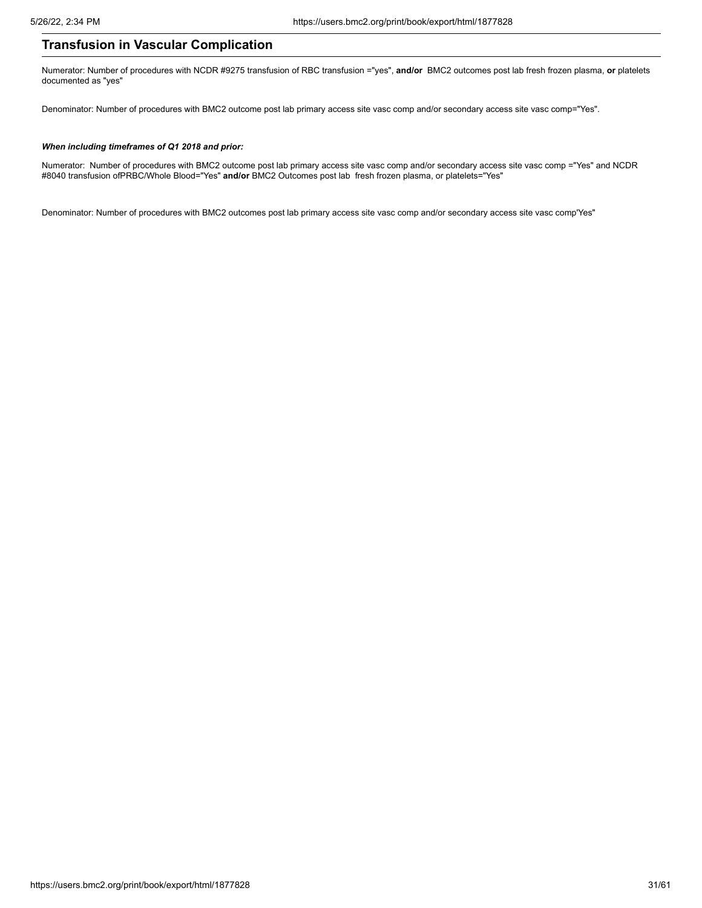## Transfusion in Vascular Complication

Numerator: Number of procedures with NCDR #9275 transfusion of RBC transfusion ="yes", **and/or** BMC2 outcomes post lab fresh frozen plasma, **or** platelets documented as "yes"

Denominator: Number of procedures with BMC2 outcome post lab primary access site vasc comp and/or secondary access site vasc comp="Yes".

***When including timeframes of Q1 2018 and prior:***

Numerator: Number of procedures with BMC2 outcome post lab primary access site vasc comp and/or secondary access site vasc comp ="Yes" and NCDR #8040 transfusion ofPRBC/Whole Blood="Yes" **and/or** BMC2 Outcomes post lab fresh frozen plasma, or platelets="Yes"

Denominator: Number of procedures with BMC2 outcomes post lab primary access site vasc comp and/or secondary access site vasc comp'Yes"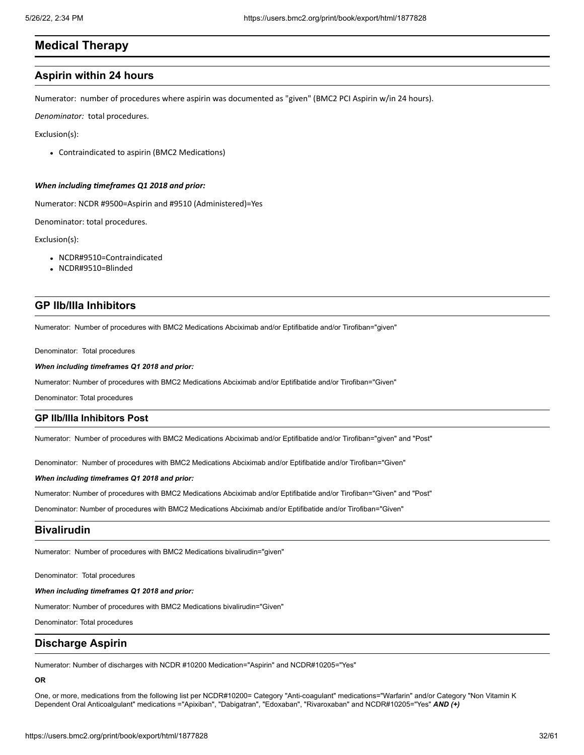## Medical Therapy

### Aspirin within 24 hours

Numerator: number of procedures where aspirin was documented as "given" (BMC2 PCI Aspirin w/in 24 hours).

*Denominator:* total procedures.

Exclusion(s):

- Contraindicated to aspirin (BMC2 Medications)

***When including timeframes Q1 2018 and prior:***

Numerator: NCDR #9500=Aspirin and #9510 (Administered)=Yes

Denominator: total procedures.

Exclusion(s):

- NCDR#9510=Contraindicated
- NCDR#9510=Blinded

### GP IIb/IIIa Inhibitors

Numerator: Number of procedures with BMC2 Medications Abciximab and/or Eptifibatide and/or Tirofiban="given"

Denominator: Total procedures

***When including timeframes Q1 2018 and prior:***

Numerator: Number of procedures with BMC2 Medications Abciximab and/or Eptifibatide and/or Tirofiban="Given"

Denominator: Total procedures

### GP IIb/IIIa Inhibitors Post

Numerator: Number of procedures with BMC2 Medications Abciximab and/or Eptifibatide and/or Tirofiban="given" and "Post"

Denominator: Number of procedures with BMC2 Medications Abciximab and/or Eptifibatide and/or Tirofiban="Given"

***When including timeframes Q1 2018 and prior:***

Numerator: Number of procedures with BMC2 Medications Abciximab and/or Eptifibatide and/or Tirofiban="Given" and "Post"

Denominator: Number of procedures with BMC2 Medications Abciximab and/or Eptifibatide and/or Tirofiban="Given"

### Bivalirudin

Numerator: Number of procedures with BMC2 Medications bivalirudin="given"

Denominator: Total procedures

***When including timeframes Q1 2018 and prior:***

Numerator: Number of procedures with BMC2 Medications bivalirudin="Given"

Denominator: Total procedures

### Discharge Aspirin

Numerator: Number of discharges with NCDR #10200 Medication="Aspirin" and NCDR#10205="Yes"

**OR**

One, or more, medications from the following list per NCDR#10200= Category "Anti-coagulant" medications="Warfarin" and/or Category "Non Vitamin K Dependent Oral Anticoalgulant" medications ="Apixiban", "Dabigatran", "Edoxaban", "Rivaroxaban" and NCDR#10205="Yes" ***AND (+)***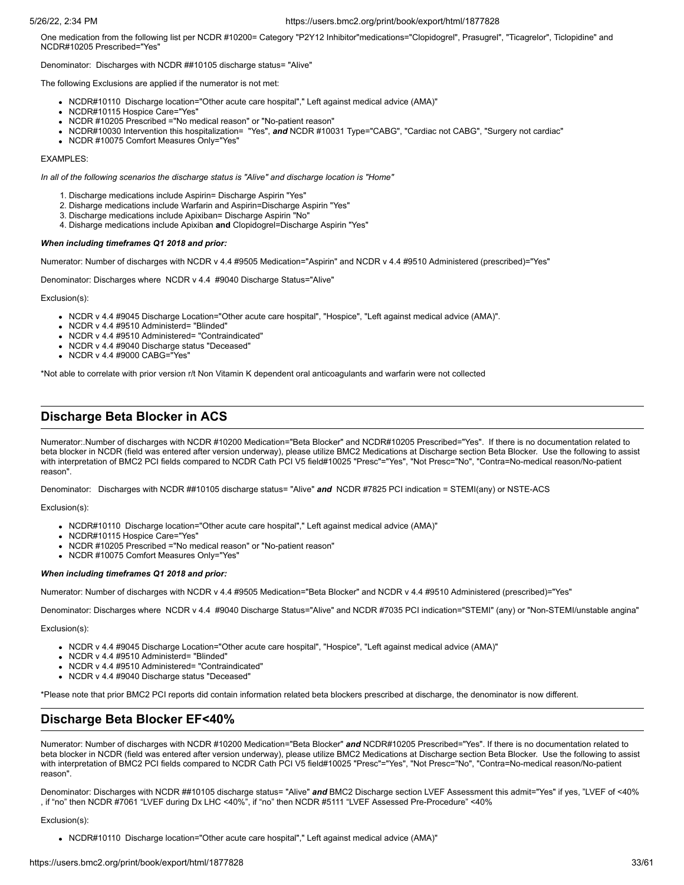One medication from the following list per NCDR #10200= Category "P2Y12 Inhibitor"medications="Clopidogrel", Prasugrel", "Ticagrelor", Ticlopidine" and NCDR#10205 Prescribed="Yes"

Denominator: Discharges with NCDR ##10105 discharge status= "Alive"

The following Exclusions are applied if the numerator is not met:

- NCDR#10110 Discharge location="Other acute care hospital"," Left against medical advice (AMA)"
- NCDR#10115 Hospice Care="Yes"
- NCDR #10205 Prescribed ="No medical reason" or "No-patient reason"
- NCDR#10030 Intervention this hospitalization= "Yes", ***and*** NCDR #10031 Type="CABG", "Cardiac not CABG", "Surgery not cardiac"
- NCDR #10075 Comfort Measures Only="Yes"

EXAMPLES:

*In all of the following scenarios the discharge status is "Alive" and discharge location is "Home"*

1. Discharge medications include Aspirin= Discharge Aspirin "Yes"
2. Discharge medications include Warfarin and Aspirin=Discharge Aspirin "Yes"
3. Discharge medications include Apixiban= Discharge Aspirin "No"
4. Disharge medications include Apixiban **and** Clopidogrel=Discharge Aspirin "Yes"

***When including timeframes Q1 2018 and prior:***

Numerator: Number of discharges with NCDR v 4.4 #9505 Medication="Aspirin" and NCDR v 4.4 #9510 Administered (prescribed)="Yes"

Denominator: Discharges where NCDR v 4.4 #9040 Discharge Status="Alive"

Exclusion(s):

- NCDR v 4.4 #9045 Discharge Location="Other acute care hospital", "Hospice", "Left against medical advice (AMA)".
- NCDR v 4.4 #9510 Administerd= "Blinded"
- NCDR v 4.4 #9510 Administered= "Contraindicated"
- NCDR v 4.4 #9040 Discharge status "Deceased"
- NCDR v 4.4 #9000 CABG="Yes"

*Not able to correlate with prior version r/t Non Vitamin K dependent oral anticoagulants and warfarin were not collected

## Discharge Beta Blocker in ACS

Numerator:.Number of discharges with NCDR #10200 Medication="Beta Blocker" and NCDR#10205 Prescribed="Yes". If there is no documentation related to beta blocker in NCDR (field was entered after version underway), please utilize BMC2 Medications at Discharge section Beta Blocker. Use the following to assist with interpretation of BMC2 PCI fields compared to NCDR Cath PCI V5 field#10025 "Presc"="Yes", "Not Presc="No", "Contra=No-medical reason/No-patient reason".

Denominator: Discharges with NCDR ##10105 discharge status= "Alive" ***and*** NCDR #7825 PCI indication = STEMI(any) or NSTE-ACS

Exclusion(s):

- NCDR#10110 Discharge location="Other acute care hospital"," Left against medical advice (AMA)"
- NCDR#10115 Hospice Care="Yes"
- NCDR #10205 Prescribed ="No medical reason" or "No-patient reason"
- NCDR #10075 Comfort Measures Only="Yes"

***When including timeframes Q1 2018 and prior:***

Numerator: Number of discharges with NCDR v 4.4 #9505 Medication="Beta Blocker" and NCDR v 4.4 #9510 Administered (prescribed)="Yes"

Denominator: Discharges where NCDR v 4.4 #9040 Discharge Status="Alive" and NCDR #7035 PCI indication="STEMI" (any) or "Non-STEMI/unstable angina"

Exclusion(s):

- NCDR v 4.4 #9045 Discharge Location="Other acute care hospital", "Hospice", "Left against medical advice (AMA)"
- NCDR v 4.4 #9510 Administerd= "Blinded"
- NCDR v 4.4 #9510 Administered= "Contraindicated"
- NCDR v 4.4 #9040 Discharge status "Deceased"

*Please note that prior BMC2 PCI reports did contain information related beta blockers prescribed at discharge, the denominator is now different.

## Discharge Beta Blocker EF<40%

Numerator: Number of discharges with NCDR #10200 Medication="Beta Blocker" ***and*** NCDR#10205 Prescribed="Yes". If there is no documentation related to beta blocker in NCDR (field was entered after version underway), please utilize BMC2 Medications at Discharge section Beta Blocker. Use the following to assist with interpretation of BMC2 PCI fields compared to NCDR Cath PCI V5 field#10025 "Presc"="Yes", "Not Presc="No", "Contra=No-medical reason/No-patient reason".

Denominator: Discharges with NCDR ##10105 discharge status= "Alive" ***and*** BMC2 Discharge section LVEF Assessment this admit="Yes" if yes, "LVEF of <40% , if "no" then NCDR #7061 "LVEF during Dx LHC <40%", if "no" then NCDR #5111 "LVEF Assessed Pre-Procedure" <40%

Exclusion(s):

- NCDR#10110 Discharge location="Other acute care hospital"," Left against medical advice (AMA)"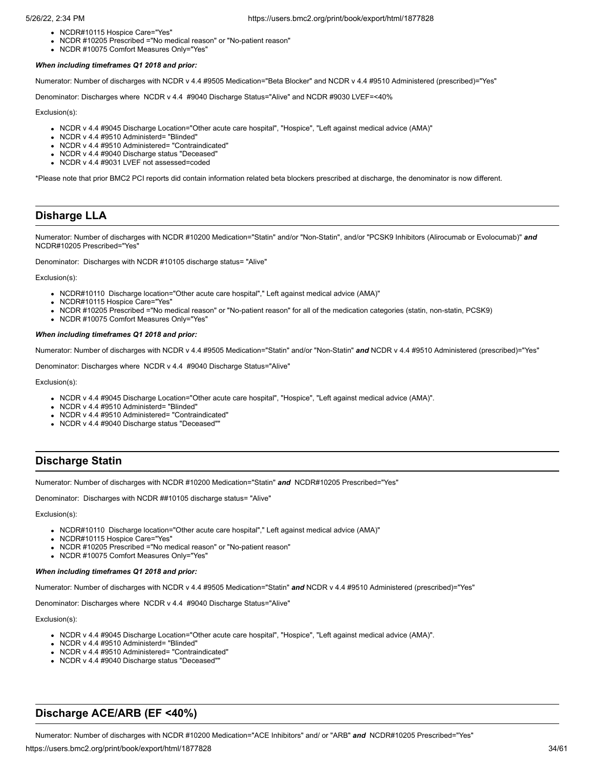- NCDR#10115 Hospice Care="Yes"
- NCDR #10205 Prescribed ="No medical reason" or "No-patient reason"
- NCDR #10075 Comfort Measures Only="Yes"

***When including timeframes Q1 2018 and prior:***

Numerator: Number of discharges with NCDR v 4.4 #9505 Medication="Beta Blocker" and NCDR v 4.4 #9510 Administered (prescribed)="Yes"

Denominator: Discharges where NCDR v 4.4 #9040 Discharge Status="Alive" and NCDR #9030 LVEF=<40%

Exclusion(s):

- NCDR v 4.4 #9045 Discharge Location="Other acute care hospital", "Hospice", "Left against medical advice (AMA)"
- NCDR v 4.4 #9510 Administerd= "Blinded"
- NCDR v 4.4 #9510 Administered= "Contraindicated"
- NCDR v 4.4 #9040 Discharge status "Deceased"
- NCDR v 4.4 #9031 LVEF not assessed=coded

*Please note that prior BMC2 PCI reports did contain information related beta blockers prescribed at discharge, the denominator is now different.

## Disharge LLA

Numerator: Number of discharges with NCDR #10200 Medication="Statin" and/or "Non-Statin", and/or "PCSK9 Inhibitors (Alirocumab or Evolocumab)" ***and*** NCDR#10205 Prescribed="Yes"

Denominator: Discharges with NCDR #10105 discharge status= "Alive"

Exclusion(s):

- NCDR#10110 Discharge location="Other acute care hospital"," Left against medical advice (AMA)"
- NCDR#10115 Hospice Care="Yes"
- NCDR #10205 Prescribed ="No medical reason" or "No-patient reason" for all of the medication categories (statin, non-statin, PCSK9)
- NCDR #10075 Comfort Measures Only="Yes"

***When including timeframes Q1 2018 and prior:***

Numerator: Number of discharges with NCDR v 4.4 #9505 Medication="Statin" and/or "Non-Statin" ***and*** NCDR v 4.4 #9510 Administered (prescribed)="Yes"

Denominator: Discharges where NCDR v 4.4 #9040 Discharge Status="Alive"

Exclusion(s):

- NCDR v 4.4 #9045 Discharge Location="Other acute care hospital", "Hospice", "Left against medical advice (AMA)".
- NCDR v 4.4 #9510 Administerd= "Blinded"
- NCDR v 4.4 #9510 Administered= "Contraindicated"
- NCDR v 4.4 #9040 Discharge status "Deceased""

## Discharge Statin

Numerator: Number of discharges with NCDR #10200 Medication="Statin" ***and*** NCDR#10205 Prescribed="Yes"

Denominator: Discharges with NCDR ##10105 discharge status= "Alive"

Exclusion(s):

- NCDR#10110 Discharge location="Other acute care hospital"," Left against medical advice (AMA)"
- NCDR#10115 Hospice Care="Yes"
- NCDR #10205 Prescribed ="No medical reason" or "No-patient reason"
- NCDR #10075 Comfort Measures Only="Yes"

***When including timeframes Q1 2018 and prior:***

Numerator: Number of discharges with NCDR v 4.4 #9505 Medication="Statin" ***and*** NCDR v 4.4 #9510 Administered (prescribed)="Yes"

Denominator: Discharges where NCDR v 4.4 #9040 Discharge Status="Alive"

Exclusion(s):

- NCDR v 4.4 #9045 Discharge Location="Other acute care hospital", "Hospice", "Left against medical advice (AMA)".
- NCDR v 4.4 #9510 Administerd= "Blinded"
- NCDR v 4.4 #9510 Administered= "Contraindicated"
- NCDR v 4.4 #9040 Discharge status "Deceased""

## Discharge ACE/ARB (EF <40%)

Numerator: Number of discharges with NCDR #10200 Medication="ACE Inhibitors" and/ or "ARB" ***and*** NCDR#10205 Prescribed="Yes"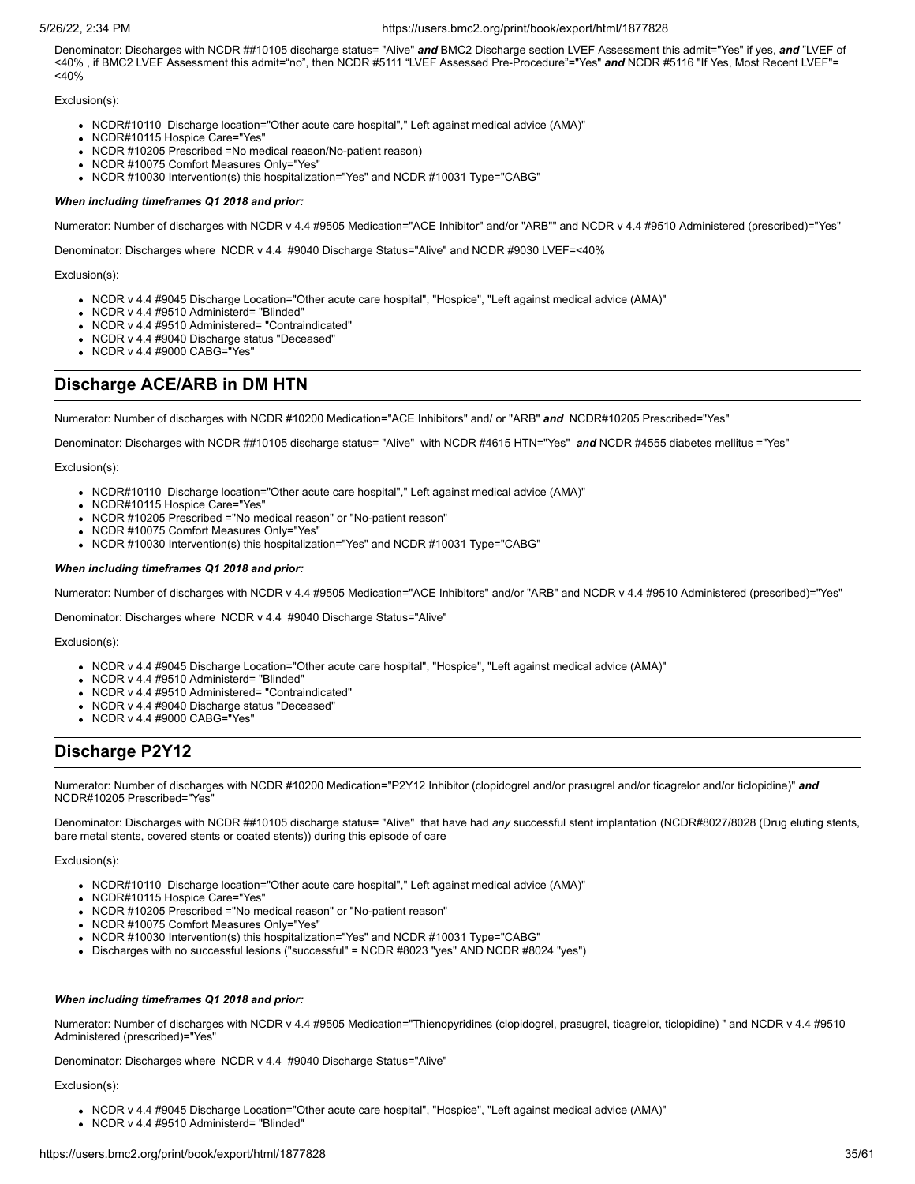Denominator: Discharges with NCDR ##10105 discharge status= "Alive" ***and*** BMC2 Discharge section LVEF Assessment this admit="Yes" if yes, ***and*** "LVEF of <40% , if BMC2 LVEF Assessment this admit="no", then NCDR #5111 "LVEF Assessed Pre-Procedure"="Yes" ***and*** NCDR #5116 "If Yes, Most Recent LVEF"= <40%

Exclusion(s):

- NCDR#10110 Discharge location="Other acute care hospital"," Left against medical advice (AMA)"
- NCDR#10115 Hospice Care="Yes"
- NCDR #10205 Prescribed =No medical reason/No-patient reason)
- NCDR #10075 Comfort Measures Only="Yes"
- NCDR #10030 Intervention(s) this hospitalization="Yes" and NCDR #10031 Type="CABG"

***When including timeframes Q1 2018 and prior:***

Numerator: Number of discharges with NCDR v 4.4 #9505 Medication="ACE Inhibitor" and/or "ARB"" and NCDR v 4.4 #9510 Administered (prescribed)="Yes"

Denominator: Discharges where NCDR v 4.4 #9040 Discharge Status="Alive" and NCDR #9030 LVEF=<40%

Exclusion(s):

- NCDR v 4.4 #9045 Discharge Location="Other acute care hospital", "Hospice", "Left against medical advice (AMA)"
- NCDR v 4.4 #9510 Administerd= "Blinded"
- NCDR v 4.4 #9510 Administered= "Contraindicated"
- NCDR v 4.4 #9040 Discharge status "Deceased"
- NCDR v 4.4 #9000 CABG="Yes"

## Discharge ACE/ARB in DM HTN

Numerator: Number of discharges with NCDR #10200 Medication="ACE Inhibitors" and/ or "ARB" ***and*** NCDR#10205 Prescribed="Yes"

Denominator: Discharges with NCDR ##10105 discharge status= "Alive" with NCDR #4615 HTN="Yes" ***and*** NCDR #4555 diabetes mellitus ="Yes"

Exclusion(s):

- NCDR#10110 Discharge location="Other acute care hospital"," Left against medical advice (AMA)"
- NCDR#10115 Hospice Care="Yes"
- NCDR #10205 Prescribed ="No medical reason" or "No-patient reason"
- NCDR #10075 Comfort Measures Only="Yes"
- NCDR #10030 Intervention(s) this hospitalization="Yes" and NCDR #10031 Type="CABG"

***When including timeframes Q1 2018 and prior:***

Numerator: Number of discharges with NCDR v 4.4 #9505 Medication="ACE Inhibitors" and/or "ARB" and NCDR v 4.4 #9510 Administered (prescribed)="Yes"

Denominator: Discharges where NCDR v 4.4 #9040 Discharge Status="Alive"

Exclusion(s):

- NCDR v 4.4 #9045 Discharge Location="Other acute care hospital", "Hospice", "Left against medical advice (AMA)"
- NCDR v 4.4 #9510 Administerd= "Blinded"
- NCDR v 4.4 #9510 Administered= "Contraindicated"
- NCDR v 4.4 #9040 Discharge status "Deceased"
- NCDR v 4.4 #9000 CABG="Yes"

## Discharge P2Y12

Numerator: Number of discharges with NCDR #10200 Medication="P2Y12 Inhibitor (clopidogrel and/or prasugrel and/or ticagrelor and/or ticlopidine)" ***and*** NCDR#10205 Prescribed="Yes"

Denominator: Discharges with NCDR ##10105 discharge status= "Alive" that have had *any* successful stent implantation (NCDR#8027/8028 (Drug eluting stents, bare metal stents, covered stents or coated stents)) during this episode of care

Exclusion(s):

- NCDR#10110 Discharge location="Other acute care hospital"," Left against medical advice (AMA)"
- NCDR#10115 Hospice Care="Yes"
- NCDR #10205 Prescribed ="No medical reason" or "No-patient reason"
- NCDR #10075 Comfort Measures Only="Yes"
- NCDR #10030 Intervention(s) this hospitalization="Yes" and NCDR #10031 Type="CABG"
- Discharges with no successful lesions ("successful" = NCDR #8023 "yes" AND NCDR #8024 "yes")

***When including timeframes Q1 2018 and prior:***

Numerator: Number of discharges with NCDR v 4.4 #9505 Medication="Thienopyridines (clopidogrel, prasugrel, ticagrelor, ticlopidine) " and NCDR v 4.4 #9510 Administered (prescribed)="Yes"

Denominator: Discharges where NCDR v 4.4 #9040 Discharge Status="Alive"

Exclusion(s):

- NCDR v 4.4 #9045 Discharge Location="Other acute care hospital", "Hospice", "Left against medical advice (AMA)"
- NCDR v 4.4 #9510 Administerd= "Blinded"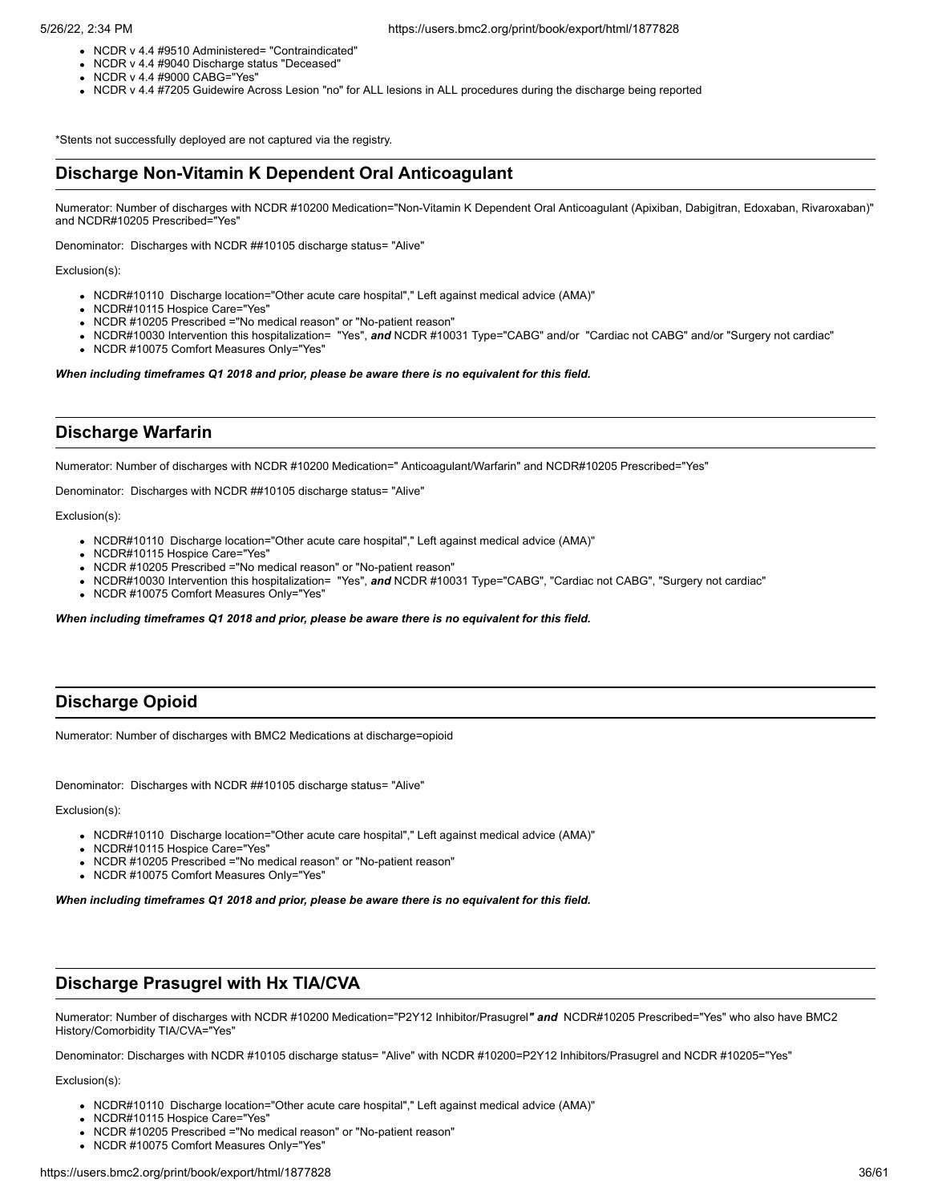- NCDR v 4.4 #9510 Administered= "Contraindicated"
- NCDR v 4.4 #9040 Discharge status "Deceased"
- NCDR v 4.4 #9000 CABG="Yes"
- NCDR v 4.4 #7205 Guidewire Across Lesion "no" for ALL lesions in ALL procedures during the discharge being reported

*Stents not successfully deployed are not captured via the registry.

## Discharge Non-Vitamin K Dependent Oral Anticoagulant

Numerator: Number of discharges with NCDR #10200 Medication="Non-Vitamin K Dependent Oral Anticoagulant (Apixiban, Dabigitran, Edoxaban, Rivaroxaban)" and NCDR#10205 Prescribed="Yes"

Denominator: Discharges with NCDR ##10105 discharge status= "Alive"

Exclusion(s):

- NCDR#10110 Discharge location="Other acute care hospital"," Left against medical advice (AMA)"
- NCDR#10115 Hospice Care="Yes"
- NCDR #10205 Prescribed ="No medical reason" or "No-patient reason"
- NCDR#10030 Intervention this hospitalization= "Yes", ***and*** NCDR #10031 Type="CABG" and/or "Cardiac not CABG" and/or "Surgery not cardiac"
- NCDR #10075 Comfort Measures Only="Yes"

***When including timeframes Q1 2018 and prior, please be aware there is no equivalent for this field.***

## Discharge Warfarin

Numerator: Number of discharges with NCDR #10200 Medication=" Anticoagulant/Warfarin" and NCDR#10205 Prescribed="Yes"

Denominator: Discharges with NCDR ##10105 discharge status= "Alive"

Exclusion(s):

- NCDR#10110 Discharge location="Other acute care hospital"," Left against medical advice (AMA)"
- NCDR#10115 Hospice Care="Yes"
- NCDR #10205 Prescribed ="No medical reason" or "No-patient reason"
- NCDR#10030 Intervention this hospitalization= "Yes", ***and*** NCDR #10031 Type="CABG", "Cardiac not CABG", "Surgery not cardiac"
- NCDR #10075 Comfort Measures Only="Yes"

***When including timeframes Q1 2018 and prior, please be aware there is no equivalent for this field.***

## Discharge Opioid

Numerator: Number of discharges with BMC2 Medications at discharge=opioid

Denominator: Discharges with NCDR ##10105 discharge status= "Alive"

Exclusion(s):

- NCDR#10110 Discharge location="Other acute care hospital"," Left against medical advice (AMA)"
- NCDR#10115 Hospice Care="Yes"
- NCDR #10205 Prescribed ="No medical reason" or "No-patient reason"
- NCDR #10075 Comfort Measures Only="Yes"

***When including timeframes Q1 2018 and prior, please be aware there is no equivalent for this field.***

## Discharge Prasugrel with Hx TIA/CVA

Numerator: Number of discharges with NCDR #10200 Medication="P2Y12 Inhibitor/Prasugrel***" and*** NCDR#10205 Prescribed="Yes" who also have BMC2 History/Comorbidity TIA/CVA="Yes"

Denominator: Discharges with NCDR #10105 discharge status= "Alive" with NCDR #10200=P2Y12 Inhibitors/Prasugrel and NCDR #10205="Yes"

Exclusion(s):

- NCDR#10110 Discharge location="Other acute care hospital"," Left against medical advice (AMA)"
- NCDR#10115 Hospice Care="Yes"
- NCDR #10205 Prescribed ="No medical reason" or "No-patient reason"
- NCDR #10075 Comfort Measures Only="Yes"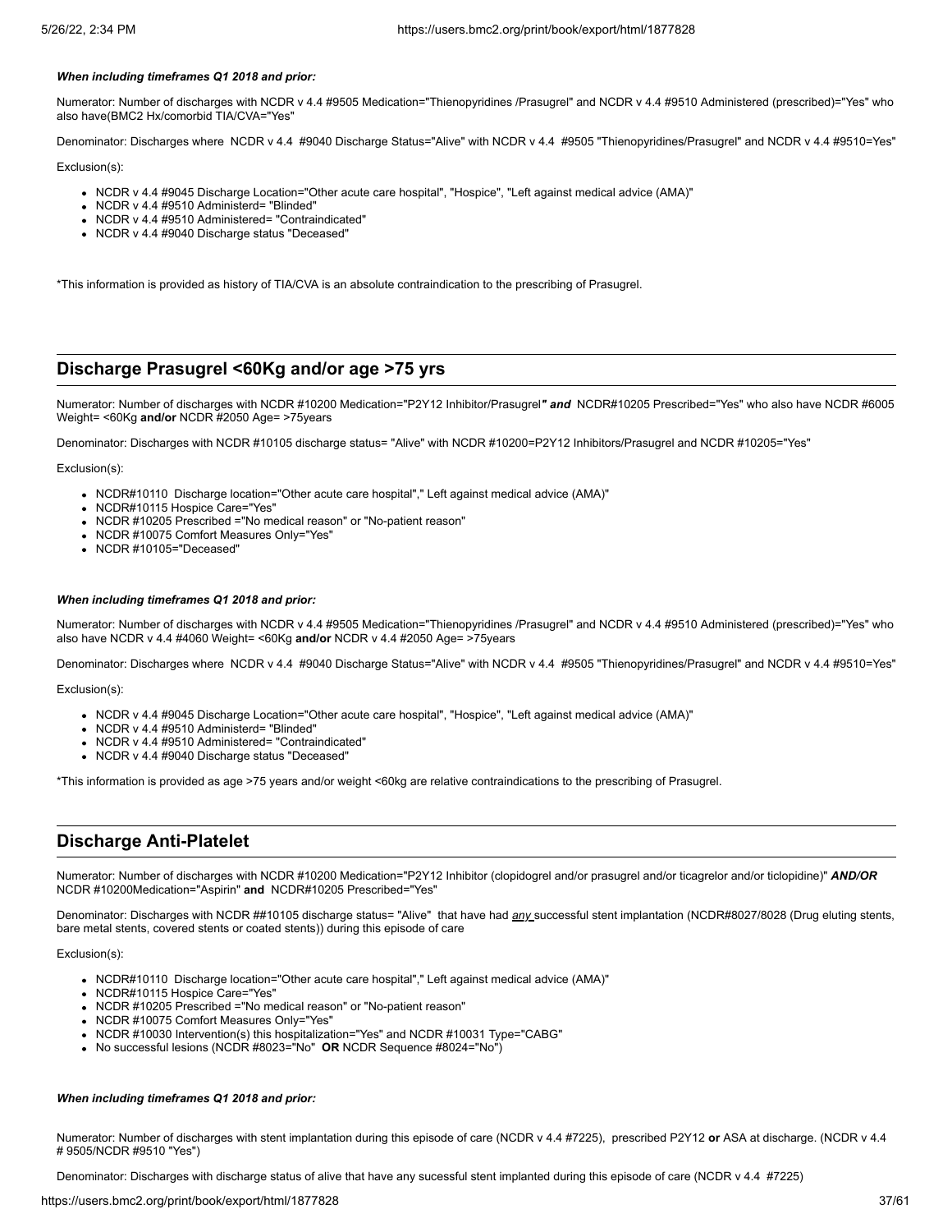***When including timeframes Q1 2018 and prior:***

Numerator: Number of discharges with NCDR v 4.4 #9505 Medication="Thienopyridines /Prasugrel" and NCDR v 4.4 #9510 Administered (prescribed)="Yes" who also have(BMC2 Hx/comorbid TIA/CVA="Yes"

Denominator: Discharges where NCDR v 4.4 #9040 Discharge Status="Alive" with NCDR v 4.4 #9505 "Thienopyridines/Prasugrel" and NCDR v 4.4 #9510=Yes"

Exclusion(s):

- NCDR v 4.4 #9045 Discharge Location="Other acute care hospital", "Hospice", "Left against medical advice (AMA)"
- NCDR v 4.4 #9510 Administerd= "Blinded"
- NCDR v 4.4 #9510 Administered= "Contraindicated"
- NCDR v 4.4 #9040 Discharge status "Deceased"

*This information is provided as history of TIA/CVA is an absolute contraindication to the prescribing of Prasugrel.

## Discharge Prasugrel <60Kg and/or age >75 yrs

Numerator: Number of discharges with NCDR #10200 Medication="P2Y12 Inhibitor/Prasugrel***" and*** NCDR#10205 Prescribed="Yes" who also have NCDR #6005 Weight= <60Kg **and/or** NCDR #2050 Age= >75years

Denominator: Discharges with NCDR #10105 discharge status= "Alive" with NCDR #10200=P2Y12 Inhibitors/Prasugrel and NCDR #10205="Yes"

Exclusion(s):

- NCDR#10110 Discharge location="Other acute care hospital"," Left against medical advice (AMA)"
- NCDR#10115 Hospice Care="Yes"
- NCDR #10205 Prescribed ="No medical reason" or "No-patient reason"
- NCDR #10075 Comfort Measures Only="Yes"
- NCDR #10105="Deceased"

***When including timeframes Q1 2018 and prior:***

Numerator: Number of discharges with NCDR v 4.4 #9505 Medication="Thienopyridines /Prasugrel" and NCDR v 4.4 #9510 Administered (prescribed)="Yes" who also have NCDR v 4.4 #4060 Weight= <60Kg **and/or** NCDR v 4.4 #2050 Age= >75years

Denominator: Discharges where NCDR v 4.4 #9040 Discharge Status="Alive" with NCDR v 4.4 #9505 "Thienopyridines/Prasugrel" and NCDR v 4.4 #9510=Yes"

Exclusion(s):

- NCDR v 4.4 #9045 Discharge Location="Other acute care hospital", "Hospice", "Left against medical advice (AMA)"
- NCDR v 4.4 #9510 Administerd= "Blinded"
- NCDR v 4.4 #9510 Administered= "Contraindicated"
- NCDR v 4.4 #9040 Discharge status "Deceased"

*This information is provided as age >75 years and/or weight <60kg are relative contraindications to the prescribing of Prasugrel.

## Discharge Anti-Platelet

Numerator: Number of discharges with NCDR #10200 Medication="P2Y12 Inhibitor (clopidogrel and/or prasugrel and/or ticagrelor and/or ticlopidine)" ***AND/OR*** NCDR #10200Medication="Aspirin" **and** NCDR#10205 Prescribed="Yes"

Denominator: Discharges with NCDR ##10105 discharge status= "Alive" that have had ***any*** successful stent implantation (NCDR#8027/8028 (Drug eluting stents, bare metal stents, covered stents or coated stents)) during this episode of care

Exclusion(s):

- NCDR#10110 Discharge location="Other acute care hospital"," Left against medical advice (AMA)"
- NCDR#10115 Hospice Care="Yes"
- NCDR #10205 Prescribed ="No medical reason" or "No-patient reason"
- NCDR #10075 Comfort Measures Only="Yes"
- NCDR #10030 Intervention(s) this hospitalization="Yes" and NCDR #10031 Type="CABG"
- No successful lesions (NCDR #8023="No" **OR** NCDR Sequence #8024="No")

***When including timeframes Q1 2018 and prior:***

Numerator: Number of discharges with stent implantation during this episode of care (NCDR v 4.4 #7225), prescribed P2Y12 **or** ASA at discharge. (NCDR v 4.4 # 9505/NCDR #9510 "Yes")

Denominator: Discharges with discharge status of alive that have any sucessful stent implanted during this episode of care (NCDR v 4.4 #7225)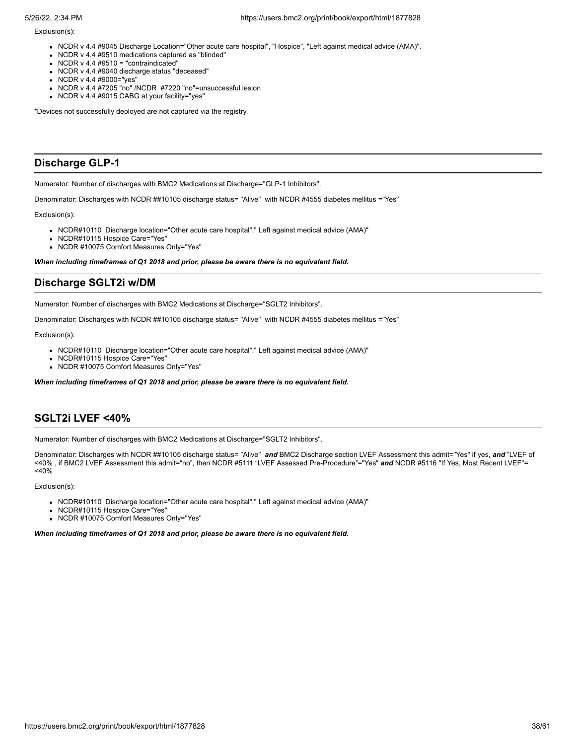Exclusion(s):

- NCDR v 4.4 #9045 Discharge Location="Other acute care hospital", "Hospice", "Left against medical advice (AMA)".
- NCDR v 4.4 #9510 medications captured as "blinded"
- NCDR v 4.4 #9510 = "contraindicated"
- NCDR v 4.4 #9040 discharge status "deceased"
- NCDR v 4.4 #9000="yes"
- NCDR v 4.4 #7205 "no" /NCDR #7220 "no"=unsuccessful lesion
- NCDR v 4.4 #9015 CABG at your facility="yes"

*Devices not successfully deployed are not captured via the registry.

## Discharge GLP-1

Numerator: Number of discharges with BMC2 Medications at Discharge="GLP-1 Inhibitors".

Denominator: Discharges with NCDR ##10105 discharge status= "Alive" with NCDR #4555 diabetes mellitus ="Yes"

Exclusion(s):

- NCDR#10110 Discharge location="Other acute care hospital"," Left against medical advice (AMA)"
- NCDR#10115 Hospice Care="Yes"
- NCDR #10075 Comfort Measures Only="Yes"

***When including timeframes of Q1 2018 and prior, please be aware there is no equivalent field.***

## Discharge SGLT2i w/DM

Numerator: Number of discharges with BMC2 Medications at Discharge="SGLT2 Inhibitors".

Denominator: Discharges with NCDR ##10105 discharge status= "Alive" with NCDR #4555 diabetes mellitus ="Yes"

Exclusion(s):

- NCDR#10110 Discharge location="Other acute care hospital"," Left against medical advice (AMA)"
- NCDR#10115 Hospice Care="Yes"
- NCDR #10075 Comfort Measures Only="Yes"

***When including timeframes of Q1 2018 and prior, please be aware there is no equivalent field.***

## SGLT2i LVEF <40%

Numerator: Number of discharges with BMC2 Medications at Discharge="SGLT2 Inhibitors".

Denominator: Discharges with NCDR ##10105 discharge status= "Alive" ***and*** BMC2 Discharge section LVEF Assessment this admit="Yes" if yes, ***and*** "LVEF of <40% , if BMC2 LVEF Assessment this admit="no", then NCDR #5111 "LVEF Assessed Pre-Procedure"="Yes" ***and*** NCDR #5116 "If Yes, Most Recent LVEF"= <40%

Exclusion(s):

- NCDR#10110 Discharge location="Other acute care hospital"," Left against medical advice (AMA)"
- NCDR#10115 Hospice Care="Yes"
- NCDR #10075 Comfort Measures Only="Yes"

***When including timeframes of Q1 2018 and prior, please be aware there is no equivalent field.***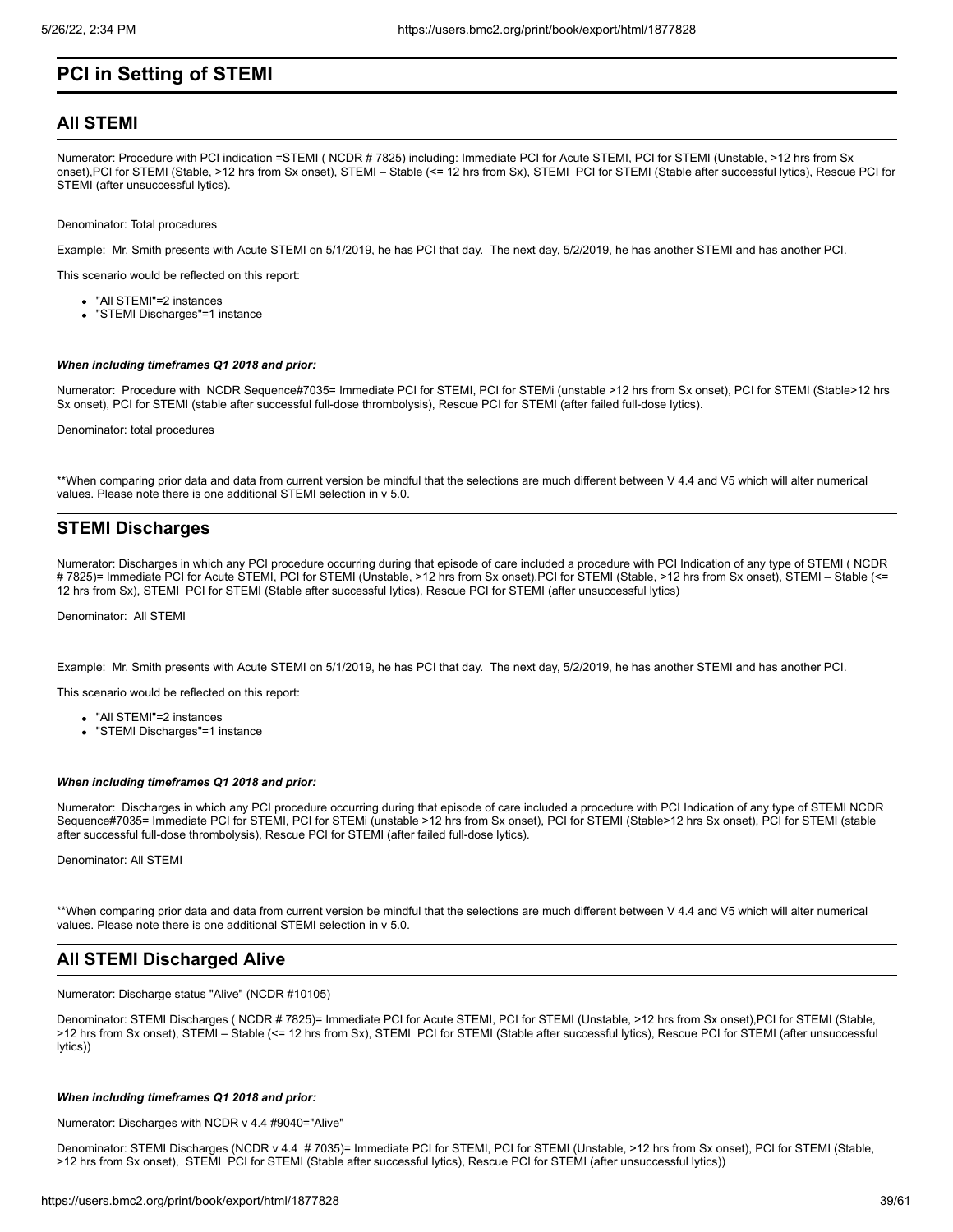# PCI in Setting of STEMI

## All STEMI

Numerator: Procedure with PCI indication =STEMI ( NCDR # 7825) including: Immediate PCI for Acute STEMI, PCI for STEMI (Unstable, >12 hrs from Sx onset),PCI for STEMI (Stable, >12 hrs from Sx onset), STEMI – Stable (<= 12 hrs from Sx), STEMI PCI for STEMI (Stable after successful lytics), Rescue PCI for STEMI (after unsuccessful lytics).

Denominator: Total procedures

Example: Mr. Smith presents with Acute STEMI on 5/1/2019, he has PCI that day. The next day, 5/2/2019, he has another STEMI and has another PCI.

This scenario would be reflected on this report:

- "All STEMI"=2 instances
- "STEMI Discharges"=1 instance

***When including timeframes Q1 2018 and prior:***

Numerator: Procedure with NCDR Sequence#7035= Immediate PCI for STEMI, PCI for STEMi (unstable >12 hrs from Sx onset), PCI for STEMI (Stable>12 hrs Sx onset), PCI for STEMI (stable after successful full-dose thrombolysis), Rescue PCI for STEMI (after failed full-dose lytics).

Denominator: total procedures

**When comparing prior data and data from current version be mindful that the selections are much different between V 4.4 and V5 which will alter numerical values. Please note there is one additional STEMI selection in v 5.0.

## STEMI Discharges

Numerator: Discharges in which any PCI procedure occurring during that episode of care included a procedure with PCI Indication of any type of STEMI ( NCDR # 7825)= Immediate PCI for Acute STEMI, PCI for STEMI (Unstable, >12 hrs from Sx onset),PCI for STEMI (Stable, >12 hrs from Sx onset), STEMI – Stable (<= 12 hrs from Sx), STEMI PCI for STEMI (Stable after successful lytics), Rescue PCI for STEMI (after unsuccessful lytics)

Denominator: All STEMI

Example: Mr. Smith presents with Acute STEMI on 5/1/2019, he has PCI that day. The next day, 5/2/2019, he has another STEMI and has another PCI.

This scenario would be reflected on this report:

- "All STEMI"=2 instances
- "STEMI Discharges"=1 instance

***When including timeframes Q1 2018 and prior:***

Numerator: Discharges in which any PCI procedure occurring during that episode of care included a procedure with PCI Indication of any type of STEMI NCDR Sequence#7035= Immediate PCI for STEMI, PCI for STEMi (unstable >12 hrs from Sx onset), PCI for STEMI (Stable>12 hrs Sx onset), PCI for STEMI (stable after successful full-dose thrombolysis), Rescue PCI for STEMI (after failed full-dose lytics).

Denominator: All STEMI

**When comparing prior data and data from current version be mindful that the selections are much different between V 4.4 and V5 which will alter numerical values. Please note there is one additional STEMI selection in v 5.0.

## All STEMI Discharged Alive

Numerator: Discharge status "Alive" (NCDR #10105)

Denominator: STEMI Discharges ( NCDR # 7825)= Immediate PCI for Acute STEMI, PCI for STEMI (Unstable, >12 hrs from Sx onset),PCI for STEMI (Stable, >12 hrs from Sx onset), STEMI – Stable (<= 12 hrs from Sx), STEMI PCI for STEMI (Stable after successful lytics), Rescue PCI for STEMI (after unsuccessful lytics))

***When including timeframes Q1 2018 and prior:***

Numerator: Discharges with NCDR v 4.4 #9040="Alive"

Denominator: STEMI Discharges (NCDR v 4.4 # 7035)= Immediate PCI for STEMI, PCI for STEMI (Unstable, >12 hrs from Sx onset), PCI for STEMI (Stable, >12 hrs from Sx onset), STEMI PCI for STEMI (Stable after successful lytics), Rescue PCI for STEMI (after unsuccessful lytics))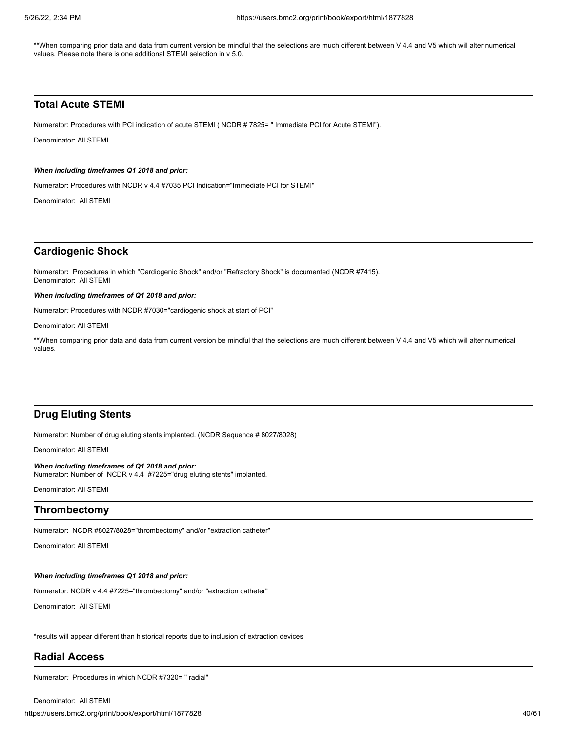**When comparing prior data and data from current version be mindful that the selections are much different between V 4.4 and V5 which will alter numerical values. Please note there is one additional STEMI selection in v 5.0.

## Total Acute STEMI

Numerator: Procedures with PCI indication of acute STEMI ( NCDR # 7825= " Immediate PCI for Acute STEMI").

Denominator: All STEMI

***When including timeframes Q1 2018 and prior:***

Numerator: Procedures with NCDR v 4.4 #7035 PCI Indication="Immediate PCI for STEMI"

Denominator: All STEMI

## Cardiogenic Shock

Numerator**:** Procedures in which "Cardiogenic Shock" and/or "Refractory Shock" is documented (NCDR #7415).
Denominator: All STEMI

***When including timeframes of Q1 2018 and prior:***

Numerator*:* Procedures with NCDR #7030="cardiogenic shock at start of PCI"

Denominator: All STEMI

**When comparing prior data and data from current version be mindful that the selections are much different between V 4.4 and V5 which will alter numerical values.

## Drug Eluting Stents

Numerator: Number of drug eluting stents implanted. (NCDR Sequence # 8027/8028)

Denominator: All STEMI

***When including timeframes of Q1 2018 and prior:***
Numerator: Number of NCDR v 4.4 #7225="drug eluting stents" implanted.

Denominator: All STEMI

## Thrombectomy

Numerator: NCDR #8027/8028="thrombectomy" and/or "extraction catheter"

Denominator: All STEMI

***When including timeframes Q1 2018 and prior:***

Numerator: NCDR v 4.4 #7225="thrombectomy" and/or "extraction catheter"

Denominator: All STEMI

*results will appear different than historical reports due to inclusion of extraction devices

## Radial Access

Numerator*:* Procedures in which NCDR #7320= " radial"

Denominator: All STEMI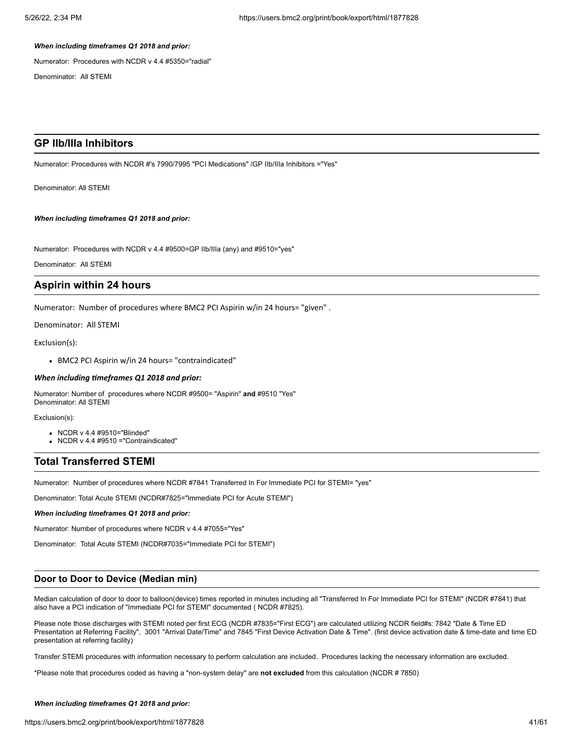***When including timeframes Q1 2018 and prior:***

Numerator: Procedures with NCDR v 4.4 #5350="radial"

Denominator: All STEMI

## GP IIb/IIIa Inhibitors

Numerator: Procedures with NCDR #'s 7990/7995 "PCI Medications" /GP IIb/IIIa Inhibitors ="Yes"

Denominator: All STEMI

***When including timeframes Q1 2018 and prior:***

Numerator: Procedures with NCDR v 4.4 #9500=GP IIb/IIIa (any) and #9510="yes"

Denominator: All STEMI

## Aspirin within 24 hours

Numerator: Number of procedures where BMC2 PCI Aspirin w/in 24 hours= "given" .

Denominator: All STEMI

Exclusion(s):

- BMC2 PCI Aspirin w/in 24 hours= "contraindicated"

***When including timeframes Q1 2018 and prior:***

Numerator: Number of procedures where NCDR #9500= "Aspirin" **and** #9510 "Yes"
Denominator: All STEMI

Exclusion(s):

- NCDR v 4.4 #9510="Blinded"
- NCDR v 4.4 #9510 ="Contraindicated"

## Total Transferred STEMI

Numerator: Number of procedures where NCDR #7841 Transferred In For Immediate PCI for STEMI= "yes"

Denominator: Total Acute STEMI (NCDR#7825="Immediate PCI for Acute STEMI")

***When including timeframes Q1 2018 and prior:***

Numerator: Number of procedures where NCDR v 4.4 #7055="Yes"

Denominator: Total Acute STEMI (NCDR#7035="Immediate PCI for STEMI")

## Door to Door to Device (Median min)

Median calculation of door to door to balloon(device) times reported in minutes including all "Transferred In For Immediate PCI for STEMI" (NCDR #7841) that also have a PCI indication of "Immediate PCI for STEMI" documented ( NCDR #7825).

Please note those discharges with STEMI noted per first ECG (NCDR #7835="First ECG") are calculated utilizing NCDR field#s: 7842 "Date & Time ED Presentation at Referring Facility", 3001 "Arrival Date/Time" and 7845 "First Device Activation Date & Time". (first device activation date & time-date and time ED presentation at referring facility)

Transfer STEMI procedures with information necessary to perform calculation are included. Procedures lacking the necessary information are excluded.

*Please note that procedures coded as having a "non-system delay" are **not excluded** from this calculation (NCDR # 7850)

***When including timeframes Q1 2018 and prior:***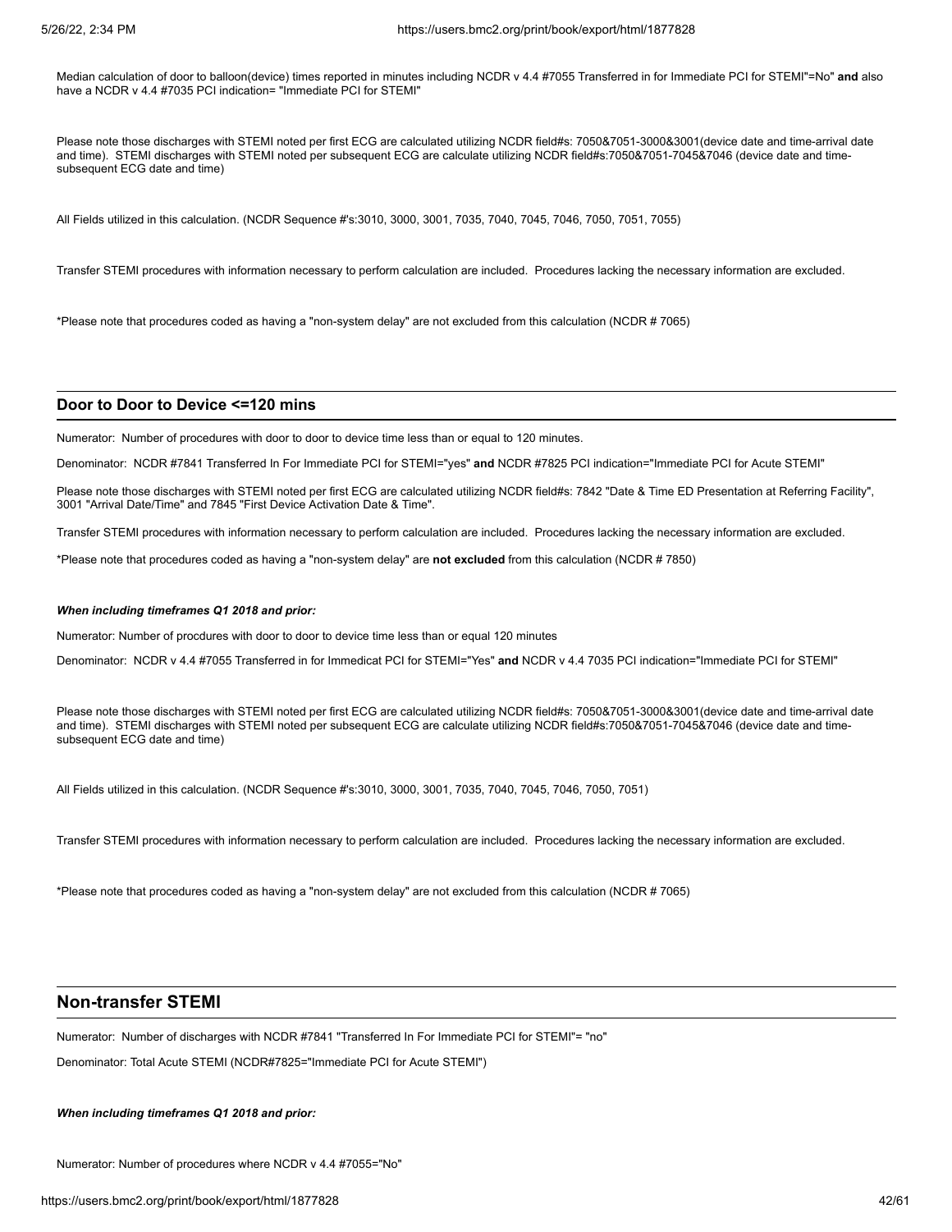Median calculation of door to balloon(device) times reported in minutes including NCDR v 4.4 #7055 Transferred in for Immediate PCI for STEMI"=No" **and** also have a NCDR v 4.4 #7035 PCI indication= "Immediate PCI for STEMI"

Please note those discharges with STEMI noted per first ECG are calculated utilizing NCDR field#s: 7050&7051-3000&3001(device date and time-arrival date and time). STEMI discharges with STEMI noted per subsequent ECG are calculate utilizing NCDR field#s:7050&7051-7045&7046 (device date and time-subsequent ECG date and time)

All Fields utilized in this calculation. (NCDR Sequence #'s:3010, 3000, 3001, 7035, 7040, 7045, 7046, 7050, 7051, 7055)

Transfer STEMI procedures with information necessary to perform calculation are included. Procedures lacking the necessary information are excluded.

*Please note that procedures coded as having a "non-system delay" are not excluded from this calculation (NCDR # 7065)

## Door to Door to Device <=120 mins

Numerator: Number of procedures with door to door to device time less than or equal to 120 minutes.

Denominator: NCDR #7841 Transferred In For Immediate PCI for STEMI="yes" **and** NCDR #7825 PCI indication="Immediate PCI for Acute STEMI"

Please note those discharges with STEMI noted per first ECG are calculated utilizing NCDR field#s: 7842 "Date & Time ED Presentation at Referring Facility", 3001 "Arrival Date/Time" and 7845 "First Device Activation Date & Time".

Transfer STEMI procedures with information necessary to perform calculation are included. Procedures lacking the necessary information are excluded.

*Please note that procedures coded as having a "non-system delay" are **not excluded** from this calculation (NCDR # 7850)

***When including timeframes Q1 2018 and prior:***

Numerator: Number of procdures with door to door to device time less than or equal 120 minutes

Denominator: NCDR v 4.4 #7055 Transferred in for Immedicat PCI for STEMI="Yes" **and** NCDR v 4.4 7035 PCI indication="Immediate PCI for STEMI"

Please note those discharges with STEMI noted per first ECG are calculated utilizing NCDR field#s: 7050&7051-3000&3001(device date and time-arrival date and time). STEMI discharges with STEMI noted per subsequent ECG are calculate utilizing NCDR field#s:7050&7051-7045&7046 (device date and time-subsequent ECG date and time)

All Fields utilized in this calculation. (NCDR Sequence #'s:3010, 3000, 3001, 7035, 7040, 7045, 7046, 7050, 7051)

Transfer STEMI procedures with information necessary to perform calculation are included. Procedures lacking the necessary information are excluded.

*Please note that procedures coded as having a "non-system delay" are not excluded from this calculation (NCDR # 7065)

## Non-transfer STEMI

Numerator: Number of discharges with NCDR #7841 "Transferred In For Immediate PCI for STEMI"= "no"

Denominator: Total Acute STEMI (NCDR#7825="Immediate PCI for Acute STEMI")

***When including timeframes Q1 2018 and prior:***

Numerator: Number of procedures where NCDR v 4.4 #7055="No"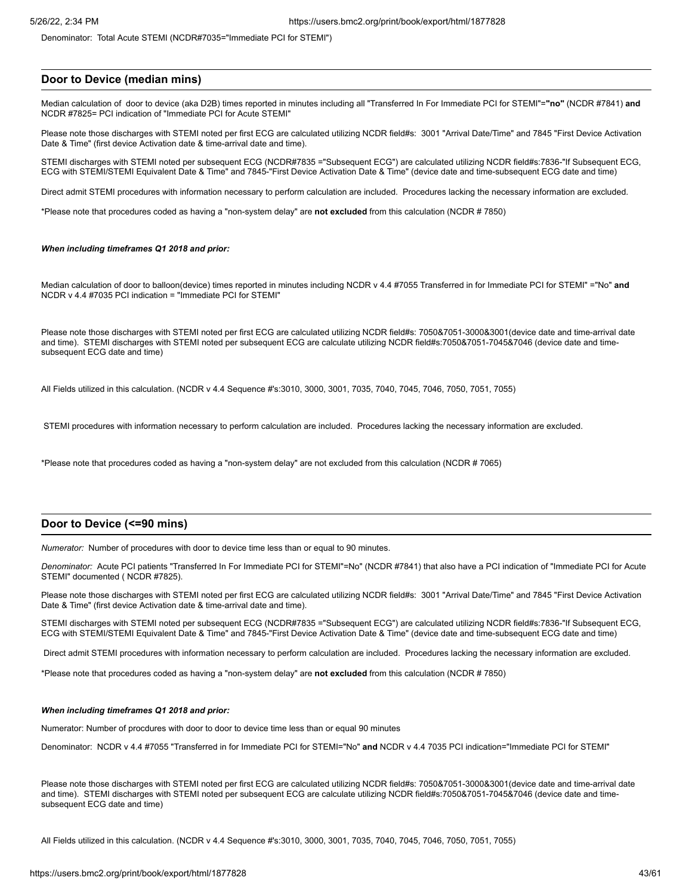Denominator: Total Acute STEMI (NCDR#7035="Immediate PCI for STEMI")

## Door to Device (median mins)

Median calculation of door to device (aka D2B) times reported in minutes including all "Transferred In For Immediate PCI for STEMI"=**"no"** (NCDR #7841) **and** NCDR #7825= PCI indication of "Immediate PCI for Acute STEMI"

Please note those discharges with STEMI noted per first ECG are calculated utilizing NCDR field#s: 3001 "Arrival Date/Time" and 7845 "First Device Activation Date & Time" (first device Activation date & time-arrival date and time).

STEMI discharges with STEMI noted per subsequent ECG (NCDR#7835 ="Subsequent ECG") are calculated utilizing NCDR field#s:7836-"If Subsequent ECG, ECG with STEMI/STEMI Equivalent Date & Time" and 7845-"First Device Activation Date & Time" (device date and time-subsequent ECG date and time)

Direct admit STEMI procedures with information necessary to perform calculation are included. Procedures lacking the necessary information are excluded.

*Please note that procedures coded as having a "non-system delay" are **not excluded** from this calculation (NCDR # 7850)

***When including timeframes Q1 2018 and prior:***

Median calculation of door to balloon(device) times reported in minutes including NCDR v 4.4 #7055 Transferred in for Immediate PCI for STEMI" ="No" **and** NCDR v 4.4 #7035 PCI indication = "Immediate PCI for STEMI"

Please note those discharges with STEMI noted per first ECG are calculated utilizing NCDR field#s: 7050&7051-3000&3001(device date and time-arrival date and time). STEMI discharges with STEMI noted per subsequent ECG are calculate utilizing NCDR field#s:7050&7051-7045&7046 (device date and time-subsequent ECG date and time)

All Fields utilized in this calculation. (NCDR v 4.4 Sequence #'s:3010, 3000, 3001, 7035, 7040, 7045, 7046, 7050, 7051, 7055)

STEMI procedures with information necessary to perform calculation are included. Procedures lacking the necessary information are excluded.

*Please note that procedures coded as having a "non-system delay" are not excluded from this calculation (NCDR # 7065)

## Door to Device (<=90 mins)

*Numerator:* Number of procedures with door to device time less than or equal to 90 minutes.

*Denominator:* Acute PCI patients "Transferred In For Immediate PCI for STEMI"=No" (NCDR #7841) that also have a PCI indication of "Immediate PCI for Acute STEMI" documented ( NCDR #7825).

Please note those discharges with STEMI noted per first ECG are calculated utilizing NCDR field#s: 3001 "Arrival Date/Time" and 7845 "First Device Activation Date & Time" (first device Activation date & time-arrival date and time).

STEMI discharges with STEMI noted per subsequent ECG (NCDR#7835 ="Subsequent ECG") are calculated utilizing NCDR field#s:7836-"If Subsequent ECG, ECG with STEMI/STEMI Equivalent Date & Time" and 7845-"First Device Activation Date & Time" (device date and time-subsequent ECG date and time)

Direct admit STEMI procedures with information necessary to perform calculation are included. Procedures lacking the necessary information are excluded.

*Please note that procedures coded as having a "non-system delay" are **not excluded** from this calculation (NCDR # 7850)

***When including timeframes Q1 2018 and prior:***

Numerator: Number of procdures with door to door to device time less than or equal 90 minutes

Denominator: NCDR v 4.4 #7055 "Transferred in for Immediate PCI for STEMI="No" **and** NCDR v 4.4 7035 PCI indication="Immediate PCI for STEMI"

Please note those discharges with STEMI noted per first ECG are calculated utilizing NCDR field#s: 7050&7051-3000&3001(device date and time-arrival date and time). STEMI discharges with STEMI noted per subsequent ECG are calculate utilizing NCDR field#s:7050&7051-7045&7046 (device date and time-subsequent ECG date and time)

All Fields utilized in this calculation. (NCDR v 4.4 Sequence #'s:3010, 3000, 3001, 7035, 7040, 7045, 7046, 7050, 7051, 7055)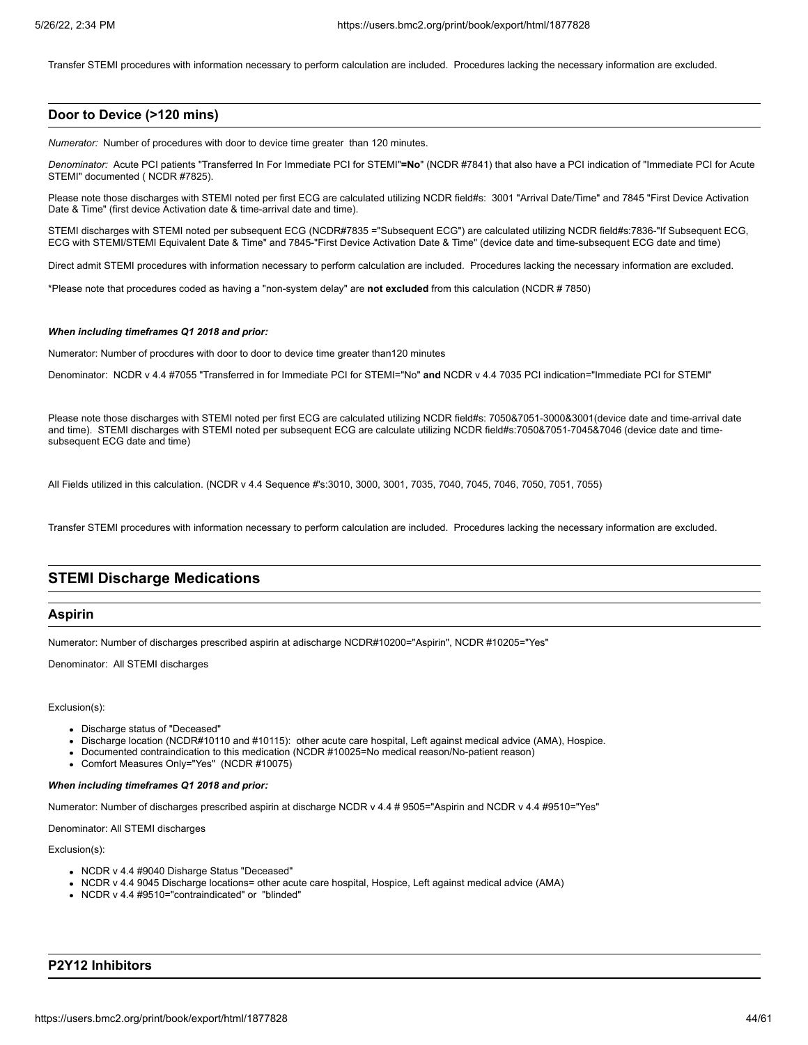Transfer STEMI procedures with information necessary to perform calculation are included. Procedures lacking the necessary information are excluded.

### Door to Device (>120 mins)

*Numerator:* Number of procedures with door to device time greater than 120 minutes.

*Denominator:* Acute PCI patients "Transferred In For Immediate PCI for STEMI"**=No**" (NCDR #7841) that also have a PCI indication of "Immediate PCI for Acute STEMI" documented ( NCDR #7825).

Please note those discharges with STEMI noted per first ECG are calculated utilizing NCDR field#s: 3001 "Arrival Date/Time" and 7845 "First Device Activation Date & Time" (first device Activation date & time-arrival date and time).

STEMI discharges with STEMI noted per subsequent ECG (NCDR#7835 ="Subsequent ECG") are calculated utilizing NCDR field#s:7836-"If Subsequent ECG, ECG with STEMI/STEMI Equivalent Date & Time" and 7845-"First Device Activation Date & Time" (device date and time-subsequent ECG date and time)

Direct admit STEMI procedures with information necessary to perform calculation are included. Procedures lacking the necessary information are excluded.

*Please note that procedures coded as having a "non-system delay" are **not excluded** from this calculation (NCDR # 7850)

***When including timeframes Q1 2018 and prior:***

Numerator: Number of procdures with door to door to device time greater than120 minutes

Denominator: NCDR v 4.4 #7055 "Transferred in for Immediate PCI for STEMI="No" **and** NCDR v 4.4 7035 PCI indication="Immediate PCI for STEMI"

Please note those discharges with STEMI noted per first ECG are calculated utilizing NCDR field#s: 7050&7051-3000&3001(device date and time-arrival date and time). STEMI discharges with STEMI noted per subsequent ECG are calculate utilizing NCDR field#s:7050&7051-7045&7046 (device date and time-subsequent ECG date and time)

All Fields utilized in this calculation. (NCDR v 4.4 Sequence #'s:3010, 3000, 3001, 7035, 7040, 7045, 7046, 7050, 7051, 7055)

Transfer STEMI procedures with information necessary to perform calculation are included. Procedures lacking the necessary information are excluded.

## STEMI Discharge Medications

### Aspirin

Numerator: Number of discharges prescribed aspirin at adischarge NCDR#10200="Aspirin", NCDR #10205="Yes"

Denominator: All STEMI discharges

Exclusion(s):

- Discharge status of "Deceased"
- Discharge location (NCDR#10110 and #10115): other acute care hospital, Left against medical advice (AMA), Hospice.
- Documented contraindication to this medication (NCDR #10025=No medical reason/No-patient reason)
- Comfort Measures Only="Yes" (NCDR #10075)

***When including timeframes Q1 2018 and prior:***

Numerator: Number of discharges prescribed aspirin at discharge NCDR v 4.4 # 9505="Aspirin and NCDR v 4.4 #9510="Yes"

Denominator: All STEMI discharges

Exclusion(s):

- NCDR v 4.4 #9040 Disharge Status "Deceased"
- NCDR v 4.4 9045 Discharge locations= other acute care hospital, Hospice, Left against medical advice (AMA)
- NCDR v 4.4 #9510="contraindicated" or "blinded"

### P2Y12 Inhibitors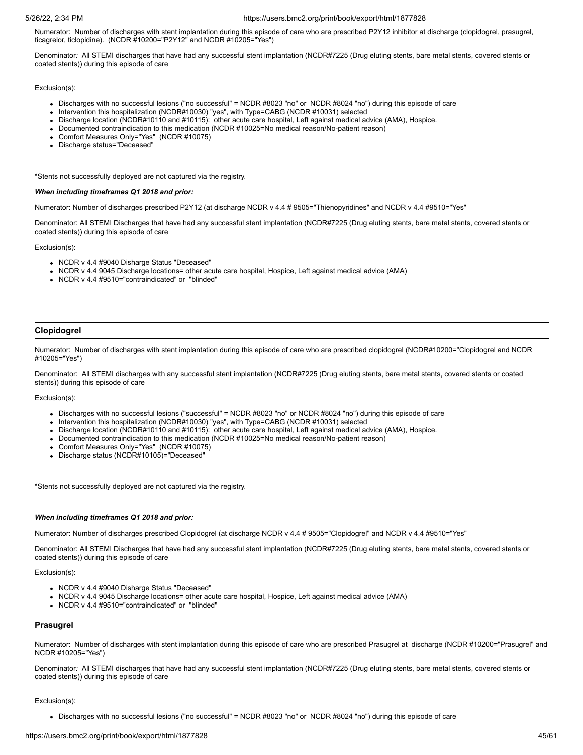Numerator: Number of discharges with stent implantation during this episode of care who are prescribed P2Y12 inhibitor at discharge (clopidogrel, prasugrel, ticagrelor, ticlopidine). (NCDR #10200="P2Y12" and NCDR #10205="Yes")

Denominator*:* All STEMI discharges that have had any successful stent implantation (NCDR#7225 (Drug eluting stents, bare metal stents, covered stents or coated stents)) during this episode of care

Exclusion(s):

- Discharges with no successful lesions ("no successful" = NCDR #8023 "no" or NCDR #8024 "no") during this episode of care
- Intervention this hospitalization (NCDR#10030) "yes", with Type=CABG (NCDR #10031) selected
- Discharge location (NCDR#10110 and #10115): other acute care hospital, Left against medical advice (AMA), Hospice.
- Documented contraindication to this medication (NCDR #10025=No medical reason/No-patient reason)
- Comfort Measures Only="Yes" (NCDR #10075)
- Discharge status="Deceased"

*Stents not successfully deployed are not captured via the registry.

***When including timeframes Q1 2018 and prior:***

Numerator: Number of discharges prescribed P2Y12 (at discharge NCDR v 4.4 # 9505="Thienopyridines" and NCDR v 4.4 #9510="Yes"

Denominator: All STEMI Discharges that have had any successful stent implantation (NCDR#7225 (Drug eluting stents, bare metal stents, covered stents or coated stents)) during this episode of care

Exclusion(s):

- NCDR v 4.4 #9040 Disharge Status "Deceased"
- NCDR v 4.4 9045 Discharge locations= other acute care hospital, Hospice, Left against medical advice (AMA)
- NCDR v 4.4 #9510="contraindicated" or "blinded"

## Clopidogrel

Numerator: Number of discharges with stent implantation during this episode of care who are prescribed clopidogrel (NCDR#10200="Clopidogrel and NCDR #10205="Yes")

Denominator: All STEMI discharges with any successful stent implantation (NCDR#7225 (Drug eluting stents, bare metal stents, covered stents or coated stents)) during this episode of care

Exclusion(s):

- Discharges with no successful lesions ("successful" = NCDR #8023 "no" or NCDR #8024 "no") during this episode of care
- Intervention this hospitalization (NCDR#10030) "yes", with Type=CABG (NCDR #10031) selected
- Discharge location (NCDR#10110 and #10115): other acute care hospital, Left against medical advice (AMA), Hospice.
- Documented contraindication to this medication (NCDR #10025=No medical reason/No-patient reason)
- Comfort Measures Only="Yes" (NCDR #10075)
- Discharge status (NCDR#10105)="Deceased"

*Stents not successfully deployed are not captured via the registry.

***When including timeframes Q1 2018 and prior:***

Numerator: Number of discharges prescribed Clopidogrel (at discharge NCDR v 4.4 # 9505="Clopidogrel" and NCDR v 4.4 #9510="Yes"

Denominator: All STEMI Discharges that have had any successful stent implantation (NCDR#7225 (Drug eluting stents, bare metal stents, covered stents or coated stents)) during this episode of care

Exclusion(s):

- NCDR v 4.4 #9040 Disharge Status "Deceased"
- NCDR v 4.4 9045 Discharge locations= other acute care hospital, Hospice, Left against medical advice (AMA)
- NCDR v 4.4 #9510="contraindicated" or "blinded"

## Prasugrel

Numerator: Number of discharges with stent implantation during this episode of care who are prescribed Prasugrel at discharge (NCDR #10200="Prasugrel" and NCDR #10205="Yes")

Denominator*:* All STEMI discharges that have had any successful stent implantation (NCDR#7225 (Drug eluting stents, bare metal stents, covered stents or coated stents)) during this episode of care

Exclusion(s):

- Discharges with no successful lesions ("no successful" = NCDR #8023 "no" or NCDR #8024 "no") during this episode of care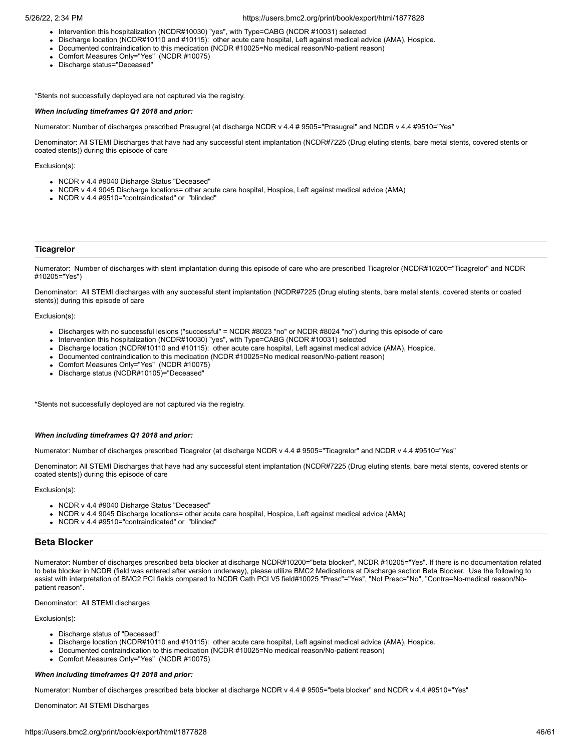- Intervention this hospitalization (NCDR#10030) "yes", with Type=CABG (NCDR #10031) selected
- Discharge location (NCDR#10110 and #10115): other acute care hospital, Left against medical advice (AMA), Hospice.
- Documented contraindication to this medication (NCDR #10025=No medical reason/No-patient reason)
- Comfort Measures Only="Yes" (NCDR #10075)
- Discharge status="Deceased"

*Stents not successfully deployed are not captured via the registry.

***When including timeframes Q1 2018 and prior:***

Numerator: Number of discharges prescribed Prasugrel (at discharge NCDR v 4.4 # 9505="Prasugrel" and NCDR v 4.4 #9510="Yes"

Denominator: All STEMI Discharges that have had any successful stent implantation (NCDR#7225 (Drug eluting stents, bare metal stents, covered stents or coated stents)) during this episode of care

Exclusion(s):

- NCDR v 4.4 #9040 Disharge Status "Deceased"
- NCDR v 4.4 9045 Discharge locations= other acute care hospital, Hospice, Left against medical advice (AMA)
- NCDR v 4.4 #9510="contraindicated" or "blinded"

### Ticagrelor

Numerator: Number of discharges with stent implantation during this episode of care who are prescribed Ticagrelor (NCDR#10200="Ticagrelor" and NCDR #10205="Yes")

Denominator: All STEMI discharges with any successful stent implantation (NCDR#7225 (Drug eluting stents, bare metal stents, covered stents or coated stents)) during this episode of care

Exclusion(s):

- Discharges with no successful lesions ("successful" = NCDR #8023 "no" or NCDR #8024 "no") during this episode of care
- Intervention this hospitalization (NCDR#10030) "yes", with Type=CABG (NCDR #10031) selected
- Discharge location (NCDR#10110 and #10115): other acute care hospital, Left against medical advice (AMA), Hospice.
- Documented contraindication to this medication (NCDR #10025=No medical reason/No-patient reason)
- Comfort Measures Only="Yes" (NCDR #10075)
- Discharge status (NCDR#10105)="Deceased"

*Stents not successfully deployed are not captured via the registry.

***When including timeframes Q1 2018 and prior:***

Numerator: Number of discharges prescribed Ticagrelor (at discharge NCDR v 4.4 # 9505="Ticagrelor" and NCDR v 4.4 #9510="Yes"

Denominator: All STEMI Discharges that have had any successful stent implantation (NCDR#7225 (Drug eluting stents, bare metal stents, covered stents or coated stents)) during this episode of care

Exclusion(s):

- NCDR v 4.4 #9040 Disharge Status "Deceased"
- NCDR v 4.4 9045 Discharge locations= other acute care hospital, Hospice, Left against medical advice (AMA)
- NCDR v 4.4 #9510="contraindicated" or "blinded"

## Beta Blocker

Numerator: Number of discharges prescribed beta blocker at discharge NCDR#10200="beta blocker", NCDR #10205="Yes". If there is no documentation related to beta blocker in NCDR (field was entered after version underway), please utilize BMC2 Medications at Discharge section Beta Blocker. Use the following to assist with interpretation of BMC2 PCI fields compared to NCDR Cath PCI V5 field#10025 "Presc"="Yes", "Not Presc"="No", "Contra=No-medical reason/No-patient reason".

Denominator: All STEMI discharges

Exclusion(s):

- Discharge status of "Deceased"
- Discharge location (NCDR#10110 and #10115): other acute care hospital, Left against medical advice (AMA), Hospice.
- Documented contraindication to this medication (NCDR #10025=No medical reason/No-patient reason)
- Comfort Measures Only="Yes" (NCDR #10075)

***When including timeframes Q1 2018 and prior:***

Numerator: Number of discharges prescribed beta blocker at discharge NCDR v 4.4 # 9505="beta blocker" and NCDR v 4.4 #9510="Yes"

Denominator: All STEMI Discharges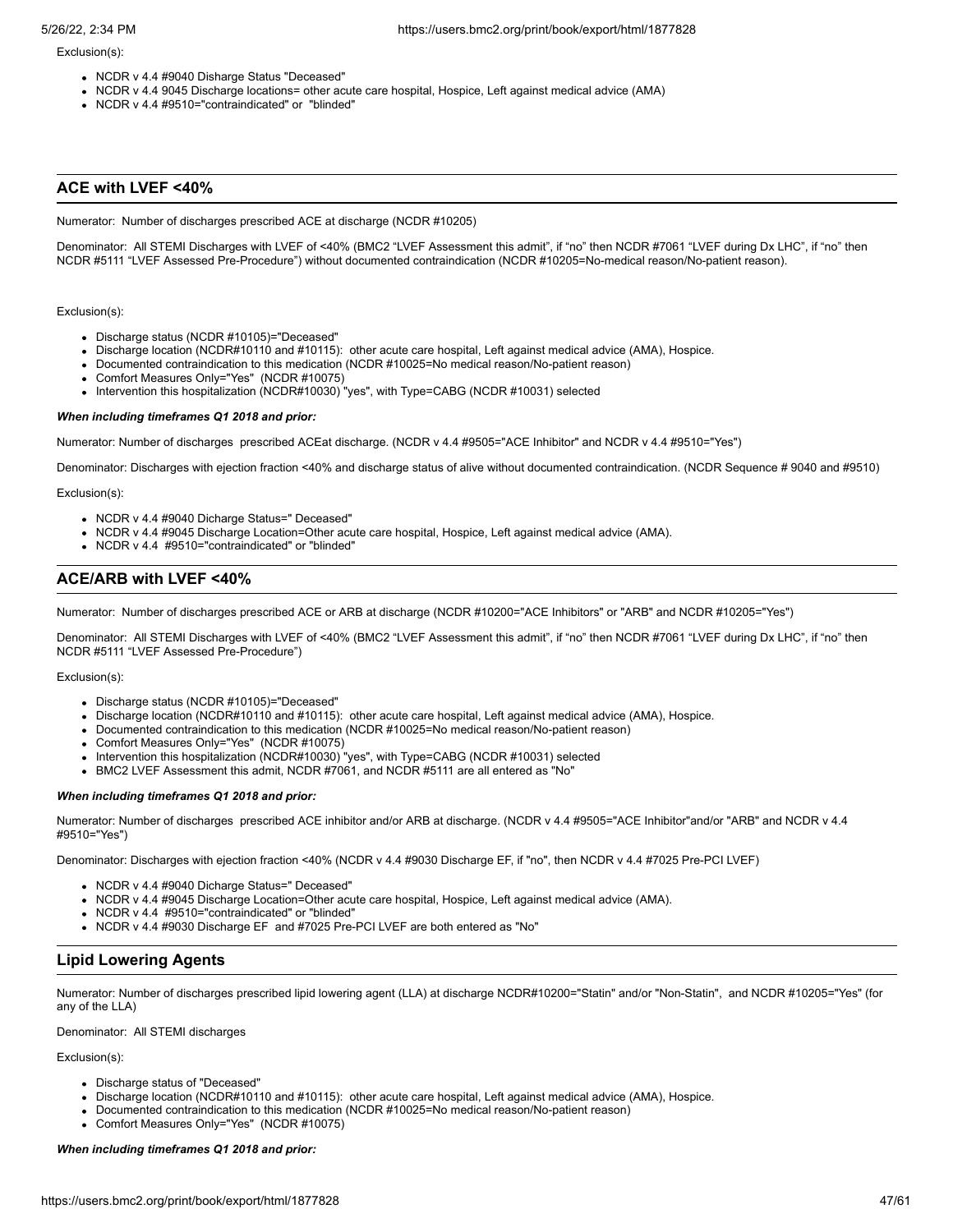Exclusion(s):

- NCDR v 4.4 #9040 Disharge Status "Deceased"
- NCDR v 4.4 9045 Discharge locations= other acute care hospital, Hospice, Left against medical advice (AMA)
- NCDR v 4.4 #9510="contraindicated" or "blinded"

## ACE with LVEF <40%

Numerator: Number of discharges prescribed ACE at discharge (NCDR #10205)

Denominator: All STEMI Discharges with LVEF of <40% (BMC2 "LVEF Assessment this admit", if "no" then NCDR #7061 "LVEF during Dx LHC", if "no" then NCDR #5111 "LVEF Assessed Pre-Procedure") without documented contraindication (NCDR #10205=No-medical reason/No-patient reason).

Exclusion(s):

- Discharge status (NCDR #10105)="Deceased"
- Discharge location (NCDR#10110 and #10115): other acute care hospital, Left against medical advice (AMA), Hospice.
- Documented contraindication to this medication (NCDR #10025=No medical reason/No-patient reason)
- Comfort Measures Only="Yes" (NCDR #10075)
- Intervention this hospitalization (NCDR#10030) "yes", with Type=CABG (NCDR #10031) selected

***When including timeframes Q1 2018 and prior:***

Numerator: Number of discharges prescribed ACEat discharge. (NCDR v 4.4 #9505="ACE Inhibitor" and NCDR v 4.4 #9510="Yes")

Denominator: Discharges with ejection fraction <40% and discharge status of alive without documented contraindication. (NCDR Sequence # 9040 and #9510)

Exclusion(s):

- NCDR v 4.4 #9040 Dicharge Status=" Deceased"
- NCDR v 4.4 #9045 Discharge Location=Other acute care hospital, Hospice, Left against medical advice (AMA).
- NCDR v 4.4 #9510="contraindicated" or "blinded"

## ACE/ARB with LVEF <40%

Numerator: Number of discharges prescribed ACE or ARB at discharge (NCDR #10200="ACE Inhibitors" or "ARB" and NCDR #10205="Yes")

Denominator: All STEMI Discharges with LVEF of <40% (BMC2 "LVEF Assessment this admit", if "no" then NCDR #7061 "LVEF during Dx LHC", if "no" then NCDR #5111 "LVEF Assessed Pre-Procedure")

Exclusion(s):

- Discharge status (NCDR #10105)="Deceased"
- Discharge location (NCDR#10110 and #10115): other acute care hospital, Left against medical advice (AMA), Hospice.
- Documented contraindication to this medication (NCDR #10025=No medical reason/No-patient reason)
- Comfort Measures Only="Yes" (NCDR #10075)
- Intervention this hospitalization (NCDR#10030) "yes", with Type=CABG (NCDR #10031) selected
- BMC2 LVEF Assessment this admit, NCDR #7061, and NCDR #5111 are all entered as "No"

***When including timeframes Q1 2018 and prior:***

Numerator: Number of discharges prescribed ACE inhibitor and/or ARB at discharge. (NCDR v 4.4 #9505="ACE Inhibitor"and/or "ARB" and NCDR v 4.4 #9510="Yes")

Denominator: Discharges with ejection fraction <40% (NCDR v 4.4 #9030 Discharge EF, if "no", then NCDR v 4.4 #7025 Pre-PCI LVEF)

- NCDR v 4.4 #9040 Dicharge Status=" Deceased"
- NCDR v 4.4 #9045 Discharge Location=Other acute care hospital, Hospice, Left against medical advice (AMA).
- NCDR v 4.4 #9510="contraindicated" or "blinded"
- NCDR v 4.4 #9030 Discharge EF and #7025 Pre-PCI LVEF are both entered as "No"

## Lipid Lowering Agents

Numerator: Number of discharges prescribed lipid lowering agent (LLA) at discharge NCDR#10200="Statin" and/or "Non-Statin", and NCDR #10205="Yes" (for any of the LLA)

Denominator: All STEMI discharges

Exclusion(s):

- Discharge status of "Deceased"
- Discharge location (NCDR#10110 and #10115): other acute care hospital, Left against medical advice (AMA), Hospice.
- Documented contraindication to this medication (NCDR #10025=No medical reason/No-patient reason)
- Comfort Measures Only="Yes" (NCDR #10075)

***When including timeframes Q1 2018 and prior:***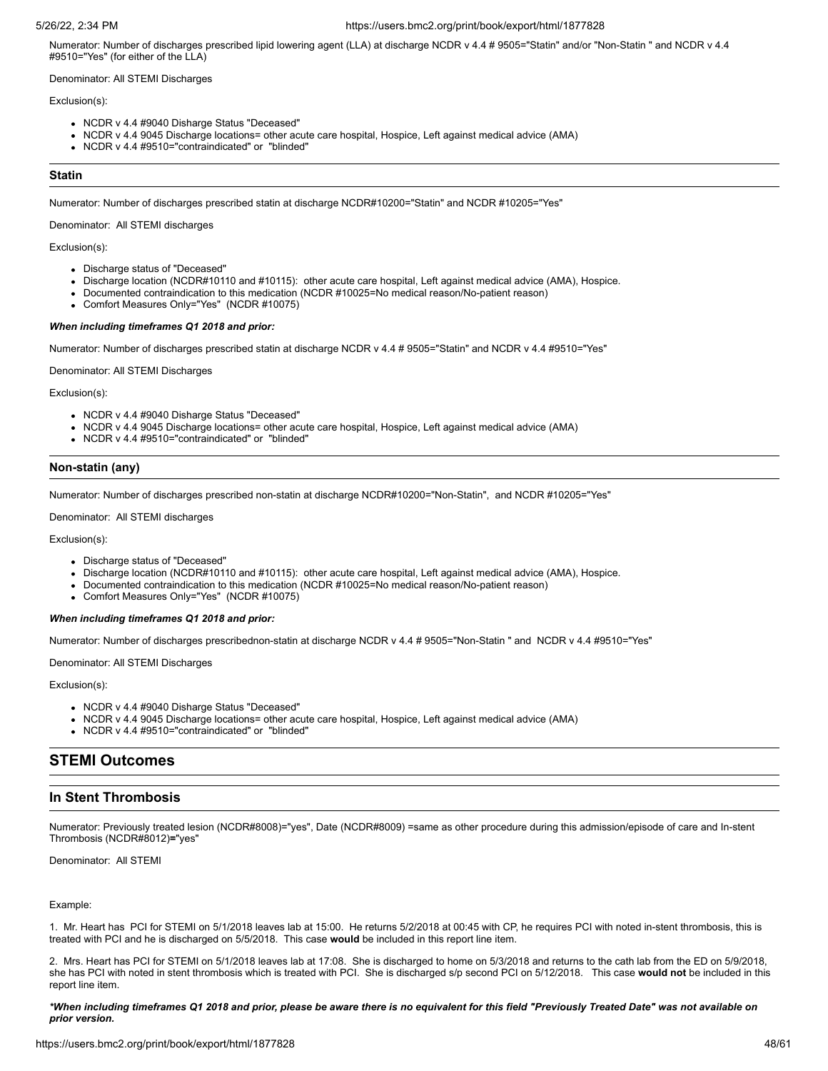Numerator: Number of discharges prescribed lipid lowering agent (LLA) at discharge NCDR v 4.4 # 9505="Statin" and/or "Non-Statin " and NCDR v 4.4 #9510="Yes" (for either of the LLA)

Denominator: All STEMI Discharges

Exclusion(s):

- NCDR v 4.4 #9040 Disharge Status "Deceased"
- NCDR v 4.4 9045 Discharge locations= other acute care hospital, Hospice, Left against medical advice (AMA)
- NCDR v 4.4 #9510="contraindicated" or "blinded"

### Statin

Numerator: Number of discharges prescribed statin at discharge NCDR#10200="Statin" and NCDR #10205="Yes"

Denominator: All STEMI discharges

Exclusion(s):

- Discharge status of "Deceased"
- Discharge location (NCDR#10110 and #10115): other acute care hospital, Left against medical advice (AMA), Hospice.
- Documented contraindication to this medication (NCDR #10025=No medical reason/No-patient reason)
- Comfort Measures Only="Yes" (NCDR #10075)

***When including timeframes Q1 2018 and prior:***

Numerator: Number of discharges prescribed statin at discharge NCDR v 4.4 # 9505="Statin" and NCDR v 4.4 #9510="Yes"

Denominator: All STEMI Discharges

Exclusion(s):

- NCDR v 4.4 #9040 Disharge Status "Deceased"
- NCDR v 4.4 9045 Discharge locations= other acute care hospital, Hospice, Left against medical advice (AMA)
- NCDR v 4.4 #9510="contraindicated" or "blinded"

### Non-statin (any)

Numerator: Number of discharges prescribed non-statin at discharge NCDR#10200="Non-Statin", and NCDR #10205="Yes"

Denominator: All STEMI discharges

Exclusion(s):

- Discharge status of "Deceased"
- Discharge location (NCDR#10110 and #10115): other acute care hospital, Left against medical advice (AMA), Hospice.
- Documented contraindication to this medication (NCDR #10025=No medical reason/No-patient reason)
- Comfort Measures Only="Yes" (NCDR #10075)

***When including timeframes Q1 2018 and prior:***

Numerator: Number of discharges prescribednon-statin at discharge NCDR v 4.4 # 9505="Non-Statin " and NCDR v 4.4 #9510="Yes"

Denominator: All STEMI Discharges

Exclusion(s):

- NCDR v 4.4 #9040 Disharge Status "Deceased"
- NCDR v 4.4 9045 Discharge locations= other acute care hospital, Hospice, Left against medical advice (AMA)
- NCDR v 4.4 #9510="contraindicated" or "blinded"

## STEMI Outcomes

### In Stent Thrombosis

Numerator: Previously treated lesion (NCDR#8008)="yes", Date (NCDR#8009) =same as other procedure during this admission/episode of care and In-stent Thrombosis (NCDR#8012)="yes"

Denominator: All STEMI

Example:

1. Mr. Heart has PCI for STEMI on 5/1/2018 leaves lab at 15:00. He returns 5/2/2018 at 00:45 with CP, he requires PCI with noted in-stent thrombosis, this is treated with PCI and he is discharged on 5/5/2018. This case **would** be included in this report line item.

2. Mrs. Heart has PCI for STEMI on 5/1/2018 leaves lab at 17:08. She is discharged to home on 5/3/2018 and returns to the cath lab from the ED on 5/9/2018, she has PCI with noted in stent thrombosis which is treated with PCI. She is discharged s/p second PCI on 5/12/2018. This case **would not** be included in this report line item.

***\*When including timeframes Q1 2018 and prior, please be aware there is no equivalent for this field "Previously Treated Date" was not available on prior version.***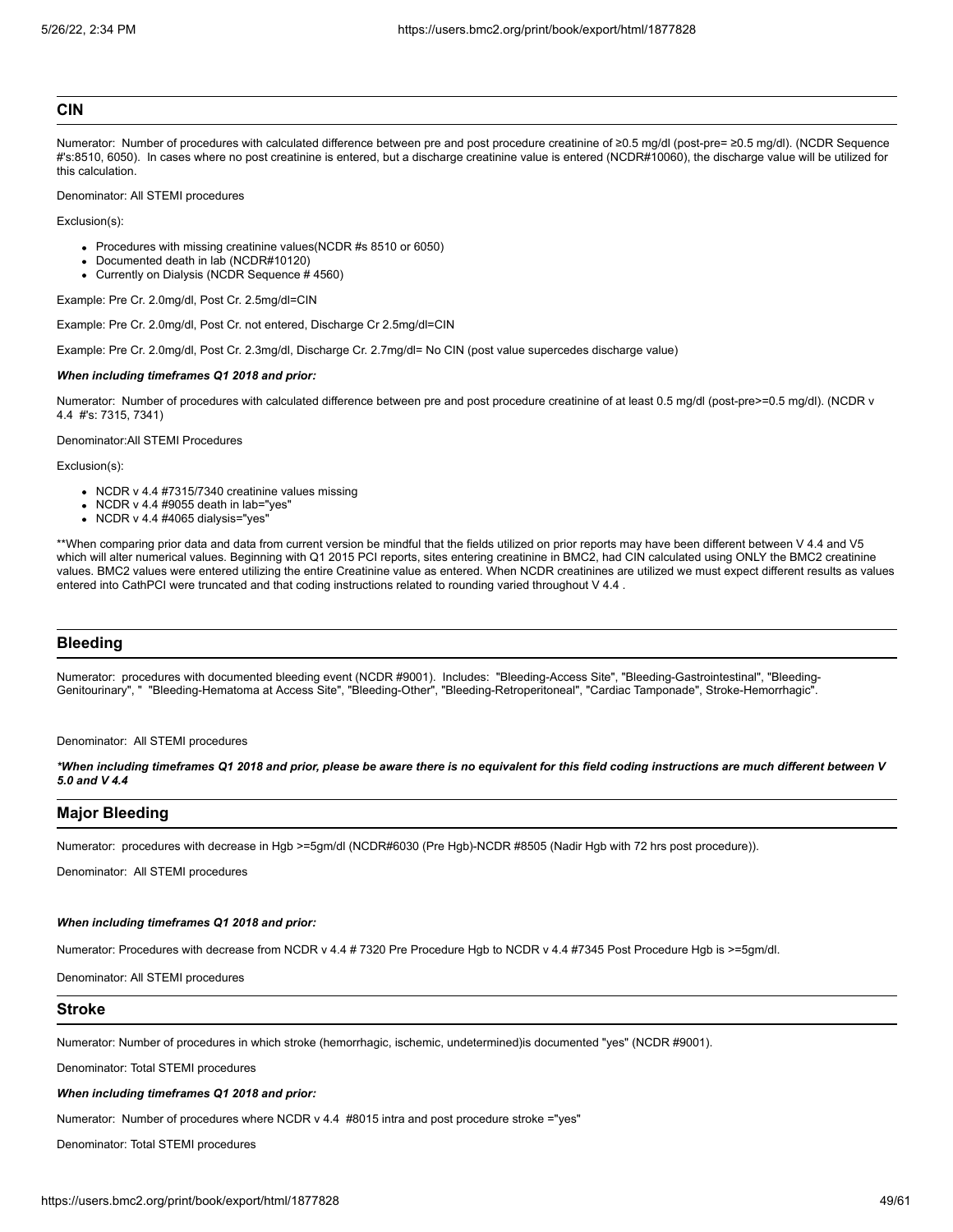## CIN

Numerator: Number of procedures with calculated difference between pre and post procedure creatinine of ≥0.5 mg/dl (post-pre= ≥0.5 mg/dl). (NCDR Sequence #'s:8510, 6050). In cases where no post creatinine is entered, but a discharge creatinine value is entered (NCDR#10060), the discharge value will be utilized for this calculation.

Denominator: All STEMI procedures

Exclusion(s):

- Procedures with missing creatinine values(NCDR #s 8510 or 6050)
- Documented death in lab (NCDR#10120)
- Currently on Dialysis (NCDR Sequence # 4560)

Example: Pre Cr. 2.0mg/dl, Post Cr. 2.5mg/dl=CIN

Example: Pre Cr. 2.0mg/dl, Post Cr. not entered, Discharge Cr 2.5mg/dl=CIN

Example: Pre Cr. 2.0mg/dl, Post Cr. 2.3mg/dl, Discharge Cr. 2.7mg/dl= No CIN (post value supercedes discharge value)

***When including timeframes Q1 2018 and prior:***

Numerator: Number of procedures with calculated difference between pre and post procedure creatinine of at least 0.5 mg/dl (post-pre>=0.5 mg/dl). (NCDR v 4.4 #'s: 7315, 7341)

Denominator:All STEMI Procedures

Exclusion(s):

- NCDR v 4.4 #7315/7340 creatinine values missing
- NCDR v 4.4 #9055 death in lab="yes"
- NCDR v 4.4 #4065 dialysis="yes"

**When comparing prior data and data from current version be mindful that the fields utilized on prior reports may have been different between V 4.4 and V5 which will alter numerical values. Beginning with Q1 2015 PCI reports, sites entering creatinine in BMC2, had CIN calculated using ONLY the BMC2 creatinine values. BMC2 values were entered utilizing the entire Creatinine value as entered. When NCDR creatinines are utilized we must expect different results as values entered into CathPCI were truncated and that coding instructions related to rounding varied throughout V 4.4 .

## Bleeding

Numerator: procedures with documented bleeding event (NCDR #9001). Includes: "Bleeding-Access Site", "Bleeding-Gastrointestinal", "Bleeding-Genitourinary", " "Bleeding-Hematoma at Access Site", "Bleeding-Other", "Bleeding-Retroperitoneal", "Cardiac Tamponade", Stroke-Hemorrhagic".

Denominator: All STEMI procedures

***\*When including timeframes Q1 2018 and prior, please be aware there is no equivalent for this field coding instructions are much different between V 5.0 and V 4.4***

## Major Bleeding

Numerator: procedures with decrease in Hgb >=5gm/dl (NCDR#6030 (Pre Hgb)-NCDR #8505 (Nadir Hgb with 72 hrs post procedure)).

Denominator: All STEMI procedures

***When including timeframes Q1 2018 and prior:***

Numerator: Procedures with decrease from NCDR v 4.4 # 7320 Pre Procedure Hgb to NCDR v 4.4 #7345 Post Procedure Hgb is >=5gm/dl.

Denominator: All STEMI procedures

## Stroke

Numerator: Number of procedures in which stroke (hemorrhagic, ischemic, undetermined)is documented "yes" (NCDR #9001).

Denominator: Total STEMI procedures

***When including timeframes Q1 2018 and prior:***

Numerator: Number of procedures where NCDR v 4.4 #8015 intra and post procedure stroke ="yes"

Denominator: Total STEMI procedures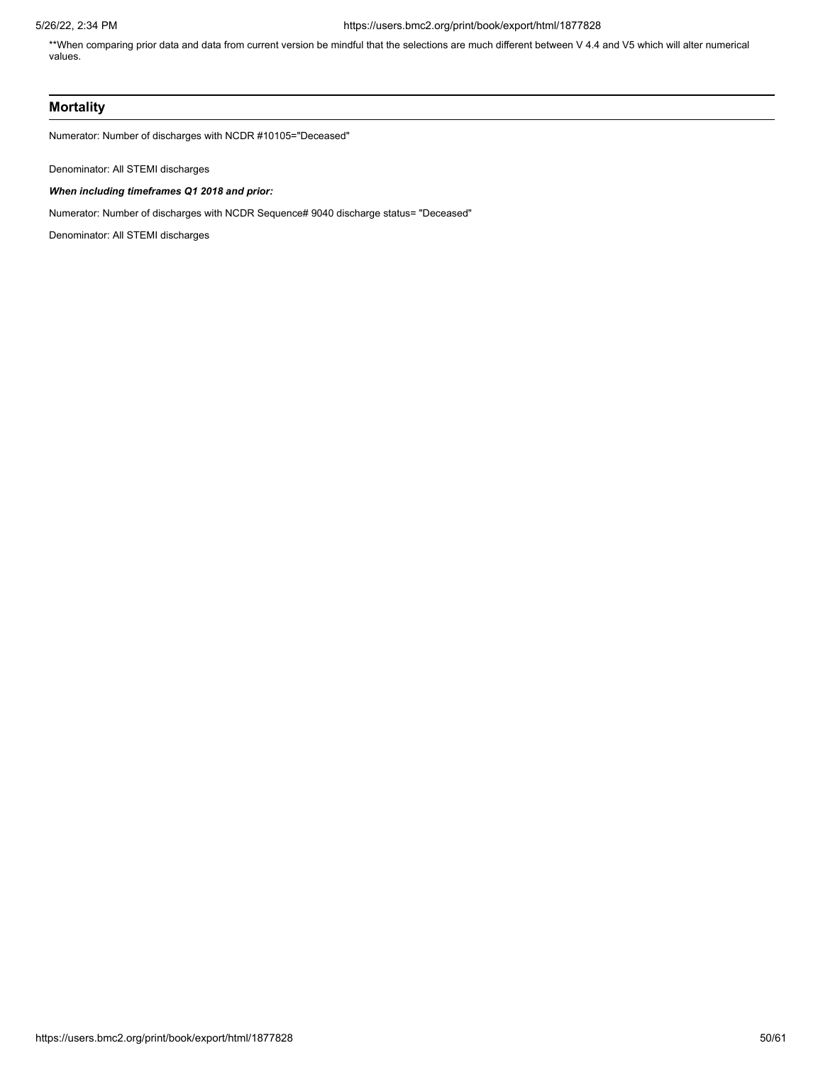**When comparing prior data and data from current version be mindful that the selections are much different between V 4.4 and V5 which will alter numerical values.

## Mortality

Numerator: Number of discharges with NCDR #10105="Deceased"

Denominator: All STEMI discharges

***When including timeframes Q1 2018 and prior:***

Numerator: Number of discharges with NCDR Sequence# 9040 discharge status= "Deceased"

Denominator: All STEMI discharges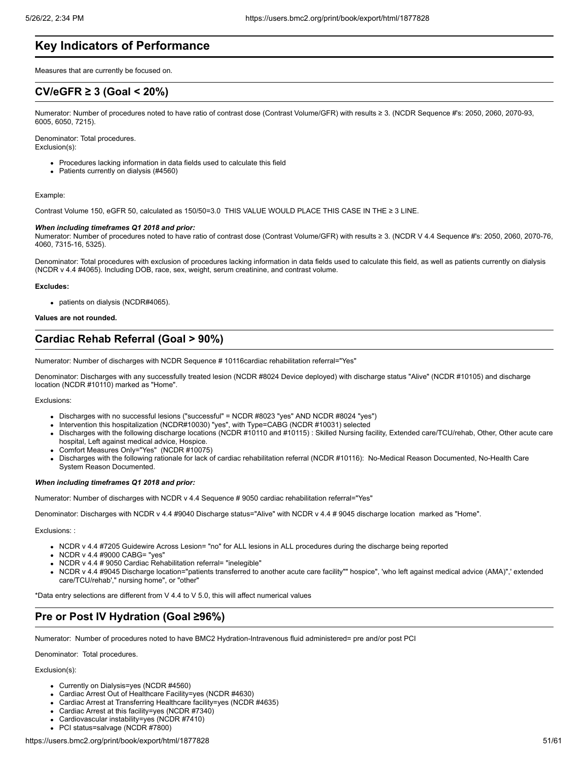# Key Indicators of Performance

Measures that are currently be focused on.

## CV/eGFR ≥ 3 (Goal < 20%)

Numerator: Number of procedures noted to have ratio of contrast dose (Contrast Volume/GFR) with results ≥ 3. (NCDR Sequence #'s: 2050, 2060, 2070-93, 6005, 6050, 7215).

Denominator: Total procedures.
Exclusion(s):

- Procedures lacking information in data fields used to calculate this field
- Patients currently on dialysis (#4560)

Example:

Contrast Volume 150, eGFR 50, calculated as 150/50=3.0 THIS VALUE WOULD PLACE THIS CASE IN THE ≥ 3 LINE.

***When including timeframes Q1 2018 and prior:***
Numerator: Number of procedures noted to have ratio of contrast dose (Contrast Volume/GFR) with results ≥ 3. (NCDR V 4.4 Sequence #'s: 2050, 2060, 2070-76, 4060, 7315-16, 5325).

Denominator: Total procedures with exclusion of procedures lacking information in data fields used to calculate this field, as well as patients currently on dialysis (NCDR v 4.4 #4065). Including DOB, race, sex, weight, serum creatinine, and contrast volume.

**Excludes:**

- patients on dialysis (NCDR#4065).

**Values are not rounded.**

## Cardiac Rehab Referral (Goal > 90%)

Numerator: Number of discharges with NCDR Sequence # 10116cardiac rehabilitation referral="Yes"

Denominator: Discharges with any successfully treated lesion (NCDR #8024 Device deployed) with discharge status "Alive" (NCDR #10105) and discharge location (NCDR #10110) marked as "Home".

Exclusions:

- Discharges with no successful lesions ("successful" = NCDR #8023 "yes" AND NCDR #8024 "yes")
- Intervention this hospitalization (NCDR#10030) "yes", with Type=CABG (NCDR #10031) selected
- Discharges with the following discharge locations (NCDR #10110 and #10115) : Skilled Nursing facility, Extended care/TCU/rehab, Other, Other acute care hospital, Left against medical advice, Hospice.
- Comfort Measures Only="Yes" (NCDR #10075)
- Discharges with the following rationale for lack of cardiac rehabilitation referral (NCDR #10116): No-Medical Reason Documented, No-Health Care System Reason Documented.

***When including timeframes Q1 2018 and prior:***

Numerator: Number of discharges with NCDR v 4.4 Sequence # 9050 cardiac rehabilitation referral="Yes"

Denominator: Discharges with NCDR v 4.4 #9040 Discharge status="Alive" with NCDR v 4.4 # 9045 discharge location marked as "Home".

Exclusions: :

- NCDR v 4.4 #7205 Guidewire Across Lesion= "no" for ALL lesions in ALL procedures during the discharge being reported
- NCDR v 4.4 #9000 CABG= "yes"
- NCDR v 4.4 # 9050 Cardiac Rehabilitation referral= "inelegible"
- NCDR v 4.4 #9045 Discharge location="patients transferred to another acute care facility"" hospice", 'who left against medical advice (AMA)",' extended care/TCU/rehab'," nursing home", or "other"

*Data entry selections are different from V 4.4 to V 5.0, this will affect numerical values

## Pre or Post IV Hydration (Goal ≥96%)

Numerator: Number of procedures noted to have BMC2 Hydration-Intravenous fluid administered= pre and/or post PCI

Denominator: Total procedures.

Exclusion(s):

- Currently on Dialysis=yes (NCDR #4560)
- Cardiac Arrest Out of Healthcare Facility=yes (NCDR #4630)
- Cardiac Arrest at Transferring Healthcare facility=yes (NCDR #4635)
- Cardiac Arrest at this facility=yes (NCDR #7340)
- Cardiovascular instability=yes (NCDR #7410)
- PCI status=salvage (NCDR #7800)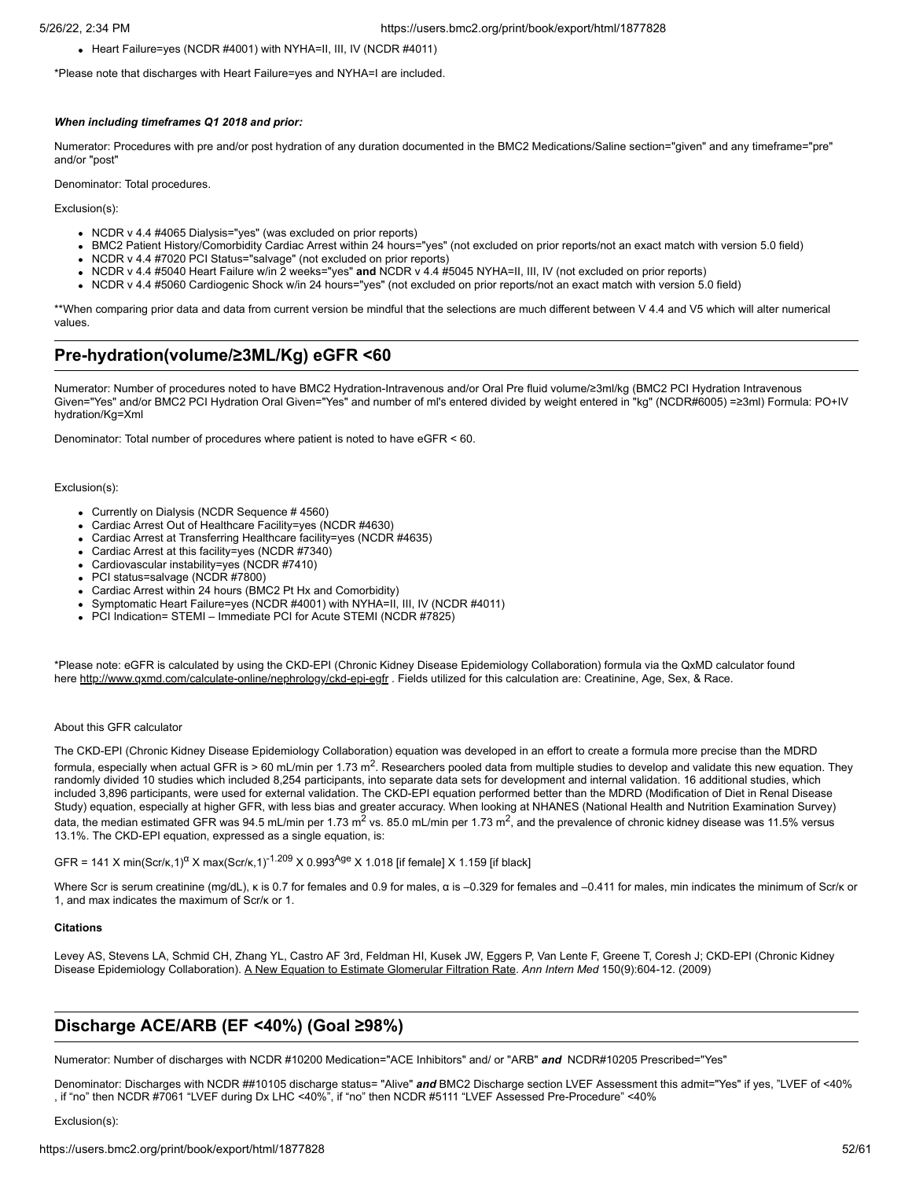- Heart Failure=yes (NCDR #4001) with NYHA=II, III, IV (NCDR #4011)

*Please note that discharges with Heart Failure=yes and NYHA=I are included.

***When including timeframes Q1 2018 and prior:***

Numerator: Procedures with pre and/or post hydration of any duration documented in the BMC2 Medications/Saline section="given" and any timeframe="pre" and/or "post"

Denominator: Total procedures.

Exclusion(s):

- NCDR v 4.4 #4065 Dialysis="yes" (was excluded on prior reports)
- BMC2 Patient History/Comorbidity Cardiac Arrest within 24 hours="yes" (not excluded on prior reports/not an exact match with version 5.0 field)
- NCDR v 4.4 #7020 PCI Status="salvage" (not excluded on prior reports)
- NCDR v 4.4 #5040 Heart Failure w/in 2 weeks="yes" **and** NCDR v 4.4 #5045 NYHA=II, III, IV (not excluded on prior reports)
- NCDR v 4.4 #5060 Cardiogenic Shock w/in 24 hours="yes" (not excluded on prior reports/not an exact match with version 5.0 field)

**When comparing prior data and data from current version be mindful that the selections are much different between V 4.4 and V5 which will alter numerical values.

## Pre-hydration(volume/≥3ML/Kg) eGFR <60

Numerator: Number of procedures noted to have BMC2 Hydration-Intravenous and/or Oral Pre fluid volume/≥3ml/kg (BMC2 PCI Hydration Intravenous Given="Yes" and/or BMC2 PCI Hydration Oral Given="Yes" and number of ml's entered divided by weight entered in "kg" (NCDR#6005) =≥3ml) Formula: PO+IV hydration/Kg=Xml

Denominator: Total number of procedures where patient is noted to have eGFR < 60.

Exclusion(s):

- Currently on Dialysis (NCDR Sequence # 4560)
- Cardiac Arrest Out of Healthcare Facility=yes (NCDR #4630)
- Cardiac Arrest at Transferring Healthcare facility=yes (NCDR #4635)
- Cardiac Arrest at this facility=yes (NCDR #7340)
- Cardiovascular instability=yes (NCDR #7410)
- PCI status=salvage (NCDR #7800)
- Cardiac Arrest within 24 hours (BMC2 Pt Hx and Comorbidity)
- Symptomatic Heart Failure=yes (NCDR #4001) with NYHA=II, III, IV (NCDR #4011)
- PCI Indication= STEMI – Immediate PCI for Acute STEMI (NCDR #7825)

*Please note: eGFR is calculated by using the CKD-EPI (Chronic Kidney Disease Epidemiology Collaboration) formula via the QxMD calculator found here http://www.qxmd.com/calculate-online/nephrology/ckd-epi-egfr . Fields utilized for this calculation are: Creatinine, Age, Sex, & Race.

About this GFR calculator

The CKD-EPI (Chronic Kidney Disease Epidemiology Collaboration) equation was developed in an effort to create a formula more precise than the MDRD formula, especially when actual GFR is > 60 mL/min per 1.73 $m^2$. Researchers pooled data from multiple studies to develop and validate this new equation. They randomly divided 10 studies which included 8,254 participants, into separate data sets for development and internal validation. 16 additional studies, which included 3,896 participants, were used for external validation. The CKD-EPI equation performed better than the MDRD (Modification of Diet in Renal Disease Study) equation, especially at higher GFR, with less bias and greater accuracy. When looking at NHANES (National Health and Nutrition Examination Survey) data, the median estimated GFR was 94.5 mL/min per 1.73 $m^2$ vs. 85.0 mL/min per 1.73 $m^2$, and the prevalence of chronic kidney disease was 11.5% versus 13.1%. The CKD-EPI equation, expressed as a single equation, is:

$$GFR = 141 \times \min(Scr/\kappa,1)^{\alpha} \times \max(Scr/\kappa,1)^{-1.209} \times 0.993^{Age} \times 1.018 \text{ [if female]} \times 1.159 \text{ [if black]}$$

Where Scr is serum creatinine (mg/dL), κ is 0.7 for females and 0.9 for males, α is –0.329 for females and –0.411 for males, min indicates the minimum of Scr/κ or 1, and max indicates the maximum of Scr/κ or 1.

**Citations**

Levey AS, Stevens LA, Schmid CH, Zhang YL, Castro AF 3rd, Feldman HI, Kusek JW, Eggers P, Van Lente F, Greene T, Coresh J; CKD-EPI (Chronic Kidney Disease Epidemiology Collaboration). A New Equation to Estimate Glomerular Filtration Rate. *Ann Intern Med* 150(9):604-12. (2009)

## Discharge ACE/ARB (EF <40%) (Goal ≥98%)

Numerator: Number of discharges with NCDR #10200 Medication="ACE Inhibitors" and/ or "ARB" ***and*** NCDR#10205 Prescribed="Yes"

Denominator: Discharges with NCDR ##10105 discharge status= "Alive" ***and*** BMC2 Discharge section LVEF Assessment this admit="Yes" if yes, "LVEF of <40% , if "no" then NCDR #7061 "LVEF during Dx LHC <40%", if "no" then NCDR #5111 "LVEF Assessed Pre-Procedure" <40%

Exclusion(s):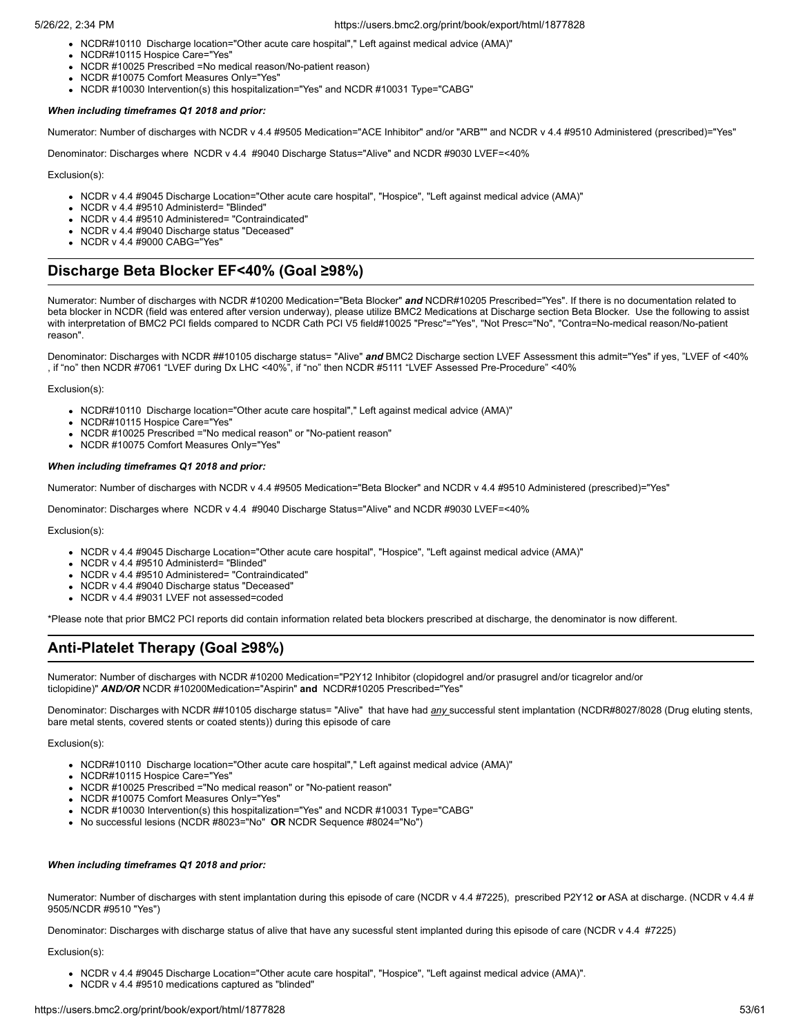- NCDR#10110  Discharge location="Other acute care hospital"," Left against medical advice (AMA)"
- NCDR#10115 Hospice Care="Yes"
- NCDR #10025 Prescribed =No medical reason/No-patient reason)
- NCDR #10075 Comfort Measures Only="Yes"
- NCDR #10030 Intervention(s) this hospitalization="Yes" and NCDR #10031 Type="CABG"

***When including timeframes Q1 2018 and prior:***

Numerator: Number of discharges with NCDR v 4.4 #9505 Medication="ACE Inhibitor" and/or "ARB"" and NCDR v 4.4 #9510 Administered (prescribed)="Yes"

Denominator: Discharges where  NCDR v 4.4  #9040 Discharge Status="Alive" and NCDR #9030 LVEF=<40%

Exclusion(s):

- NCDR v 4.4 #9045 Discharge Location="Other acute care hospital", "Hospice", "Left against medical advice (AMA)"
- NCDR v 4.4 #9510 Administerd= "Blinded"
- NCDR v 4.4 #9510 Administered= "Contraindicated"
- NCDR v 4.4 #9040 Discharge status "Deceased"
- NCDR v 4.4 #9000 CABG="Yes"

## Discharge Beta Blocker EF<40% (Goal ≥98%)

Numerator: Number of discharges with NCDR #10200 Medication="Beta Blocker" ***and*** NCDR#10205 Prescribed="Yes". If there is no documentation related to beta blocker in NCDR (field was entered after version underway), please utilize BMC2 Medications at Discharge section Beta Blocker.  Use the following to assist with interpretation of BMC2 PCI fields compared to NCDR Cath PCI V5 field#10025 "Presc"="Yes", "Not Presc="No", "Contra=No-medical reason/No-patient reason".

Denominator: Discharges with NCDR ##10105 discharge status= "Alive" ***and*** BMC2 Discharge section LVEF Assessment this admit="Yes" if yes, "LVEF of <40% , if "no" then NCDR #7061 "LVEF during Dx LHC <40%", if "no" then NCDR #5111 "LVEF Assessed Pre-Procedure" <40%

Exclusion(s):

- NCDR#10110  Discharge location="Other acute care hospital"," Left against medical advice (AMA)"
- NCDR#10115 Hospice Care="Yes"
- NCDR #10025 Prescribed ="No medical reason" or "No-patient reason"
- NCDR #10075 Comfort Measures Only="Yes"

***When including timeframes Q1 2018 and prior:***

Numerator: Number of discharges with NCDR v 4.4 #9505 Medication="Beta Blocker" and NCDR v 4.4 #9510 Administered (prescribed)="Yes"

Denominator: Discharges where  NCDR v 4.4  #9040 Discharge Status="Alive" and NCDR #9030 LVEF=<40%

Exclusion(s):

- NCDR v 4.4 #9045 Discharge Location="Other acute care hospital", "Hospice", "Left against medical advice (AMA)"
- NCDR v 4.4 #9510 Administerd= "Blinded"
- NCDR v 4.4 #9510 Administered= "Contraindicated"
- NCDR v 4.4 #9040 Discharge status "Deceased"
- NCDR v 4.4 #9031 LVEF not assessed=coded

*Please note that prior BMC2 PCI reports did contain information related beta blockers prescribed at discharge, the denominator is now different.

## Anti-Platelet Therapy (Goal ≥98%)

Numerator: Number of discharges with NCDR #10200 Medication="P2Y12 Inhibitor (clopidogrel and/or prasugrel and/or ticagrelor and/or ticlopidine)" ***AND/OR*** NCDR #10200Medication="Aspirin" **and**  NCDR#10205 Prescribed="Yes"

Denominator: Discharges with NCDR ##10105 discharge status= "Alive"  that have had *any* successful stent implantation (NCDR#8027/8028 (Drug eluting stents, bare metal stents, covered stents or coated stents)) during this episode of care

Exclusion(s):

- NCDR#10110  Discharge location="Other acute care hospital"," Left against medical advice (AMA)"
- NCDR#10115 Hospice Care="Yes"
- NCDR #10025 Prescribed ="No medical reason" or "No-patient reason"
- NCDR #10075 Comfort Measures Only="Yes"
- NCDR #10030 Intervention(s) this hospitalization="Yes" and NCDR #10031 Type="CABG"
- No successful lesions (NCDR #8023="No"  **OR** NCDR Sequence #8024="No")

***When including timeframes Q1 2018 and prior:***

Numerator: Number of discharges with stent implantation during this episode of care (NCDR v 4.4 #7225),  prescribed P2Y12 **or** ASA at discharge. (NCDR v 4.4 # 9505/NCDR #9510 "Yes")

Denominator: Discharges with discharge status of alive that have any sucessful stent implanted during this episode of care (NCDR v 4.4  #7225)

Exclusion(s):

- NCDR v 4.4 #9045 Discharge Location="Other acute care hospital", "Hospice", "Left against medical advice (AMA)".
- NCDR v 4.4 #9510 medications captured as "blinded"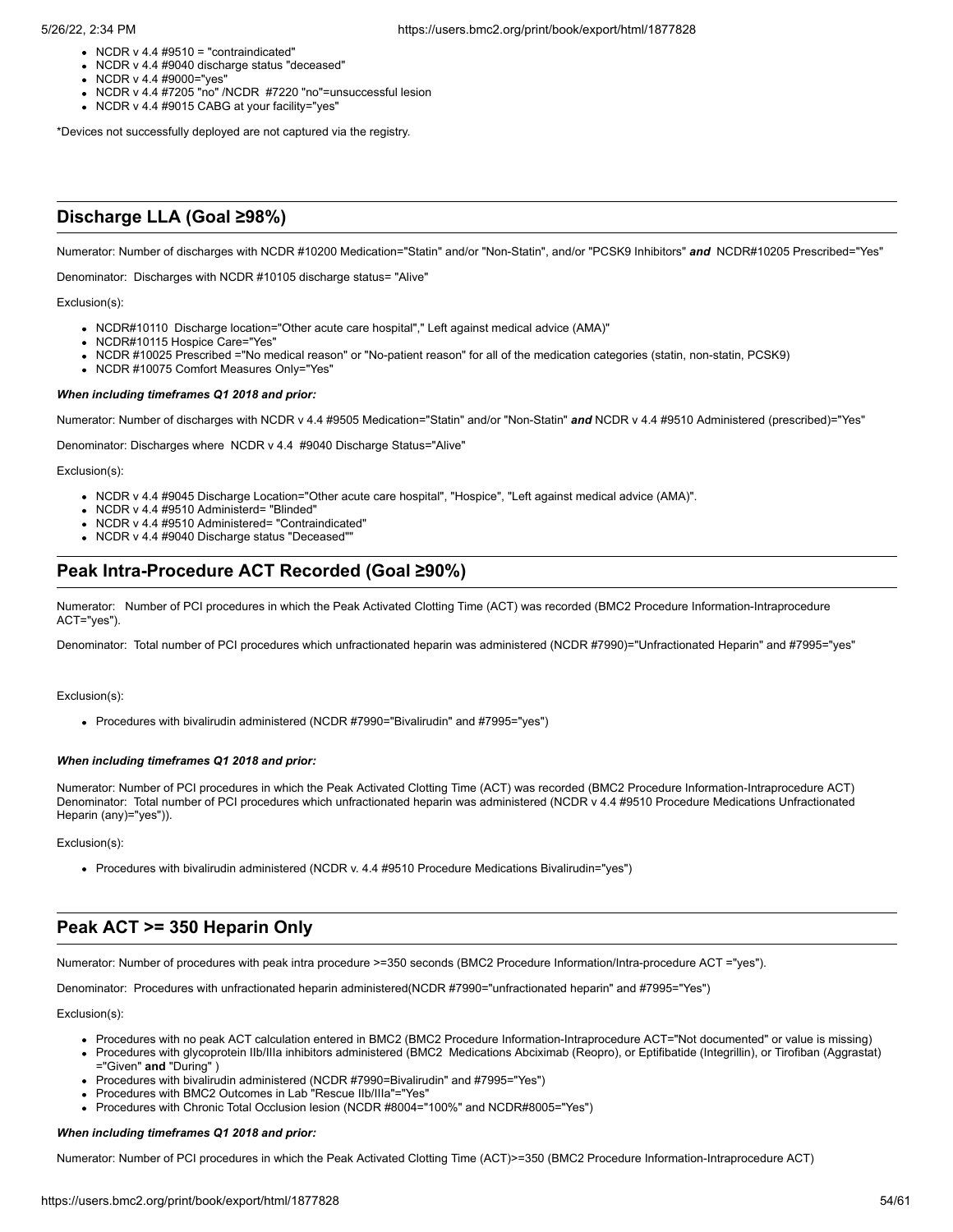- NCDR v 4.4 #9510 = "contraindicated"
- NCDR v 4.4 #9040 discharge status "deceased"
- NCDR v 4.4 #9000="yes"
- NCDR v 4.4 #7205 "no" /NCDR #7220 "no"=unsuccessful lesion
- NCDR v 4.4 #9015 CABG at your facility="yes"

*Devices not successfully deployed are not captured via the registry.

## Discharge LLA (Goal ≥98%)

Numerator: Number of discharges with NCDR #10200 Medication="Statin" and/or "Non-Statin", and/or "PCSK9 Inhibitors" ***and*** NCDR#10205 Prescribed="Yes"

Denominator: Discharges with NCDR #10105 discharge status= "Alive"

Exclusion(s):

- NCDR#10110 Discharge location="Other acute care hospital"," Left against medical advice (AMA)"
- NCDR#10115 Hospice Care="Yes"
- NCDR #10025 Prescribed ="No medical reason" or "No-patient reason" for all of the medication categories (statin, non-statin, PCSK9)
- NCDR #10075 Comfort Measures Only="Yes"

***When including timeframes Q1 2018 and prior:***

Numerator: Number of discharges with NCDR v 4.4 #9505 Medication="Statin" and/or "Non-Statin" ***and*** NCDR v 4.4 #9510 Administered (prescribed)="Yes"

Denominator: Discharges where NCDR v 4.4 #9040 Discharge Status="Alive"

Exclusion(s):

- NCDR v 4.4 #9045 Discharge Location="Other acute care hospital", "Hospice", "Left against medical advice (AMA)".
- NCDR v 4.4 #9510 Administerd= "Blinded"
- NCDR v 4.4 #9510 Administered= "Contraindicated"
- NCDR v 4.4 #9040 Discharge status "Deceased""

## Peak Intra-Procedure ACT Recorded (Goal ≥90%)

Numerator: Number of PCI procedures in which the Peak Activated Clotting Time (ACT) was recorded (BMC2 Procedure Information-Intraprocedure ACT="yes").

Denominator: Total number of PCI procedures which unfractionated heparin was administered (NCDR #7990)="Unfractionated Heparin" and #7995="yes"

Exclusion(s):

- Procedures with bivalirudin administered (NCDR #7990="Bivalirudin" and #7995="yes")

***When including timeframes Q1 2018 and prior:***

Numerator: Number of PCI procedures in which the Peak Activated Clotting Time (ACT) was recorded (BMC2 Procedure Information-Intraprocedure ACT)
Denominator: Total number of PCI procedures which unfractionated heparin was administered (NCDR v 4.4 #9510 Procedure Medications Unfractionated Heparin (any)="yes")).

Exclusion(s):

- Procedures with bivalirudin administered (NCDR v. 4.4 #9510 Procedure Medications Bivalirudin="yes")

## Peak ACT >= 350 Heparin Only

Numerator: Number of procedures with peak intra procedure >=350 seconds (BMC2 Procedure Information/Intra-procedure ACT ="yes").

Denominator: Procedures with unfractionated heparin administered(NCDR #7990="unfractionated heparin" and #7995="Yes")

Exclusion(s):

- Procedures with no peak ACT calculation entered in BMC2 (BMC2 Procedure Information-Intraprocedure ACT="Not documented" or value is missing)
- Procedures with glycoprotein IIb/IIIa inhibitors administered (BMC2 Medications Abciximab (Reopro), or Eptifibatide (Integrillin), or Tirofiban (Aggrastat) ="Given" **and** "During" )
- Procedures with bivalirudin administered (NCDR #7990=Bivalirudin" and #7995="Yes")
- Procedures with BMC2 Outcomes in Lab "Rescue IIb/IIIa"="Yes"
- Procedures with Chronic Total Occlusion lesion (NCDR #8004="100%" and NCDR#8005="Yes")

***When including timeframes Q1 2018 and prior:***

Numerator: Number of PCI procedures in which the Peak Activated Clotting Time (ACT)>=350 (BMC2 Procedure Information-Intraprocedure ACT)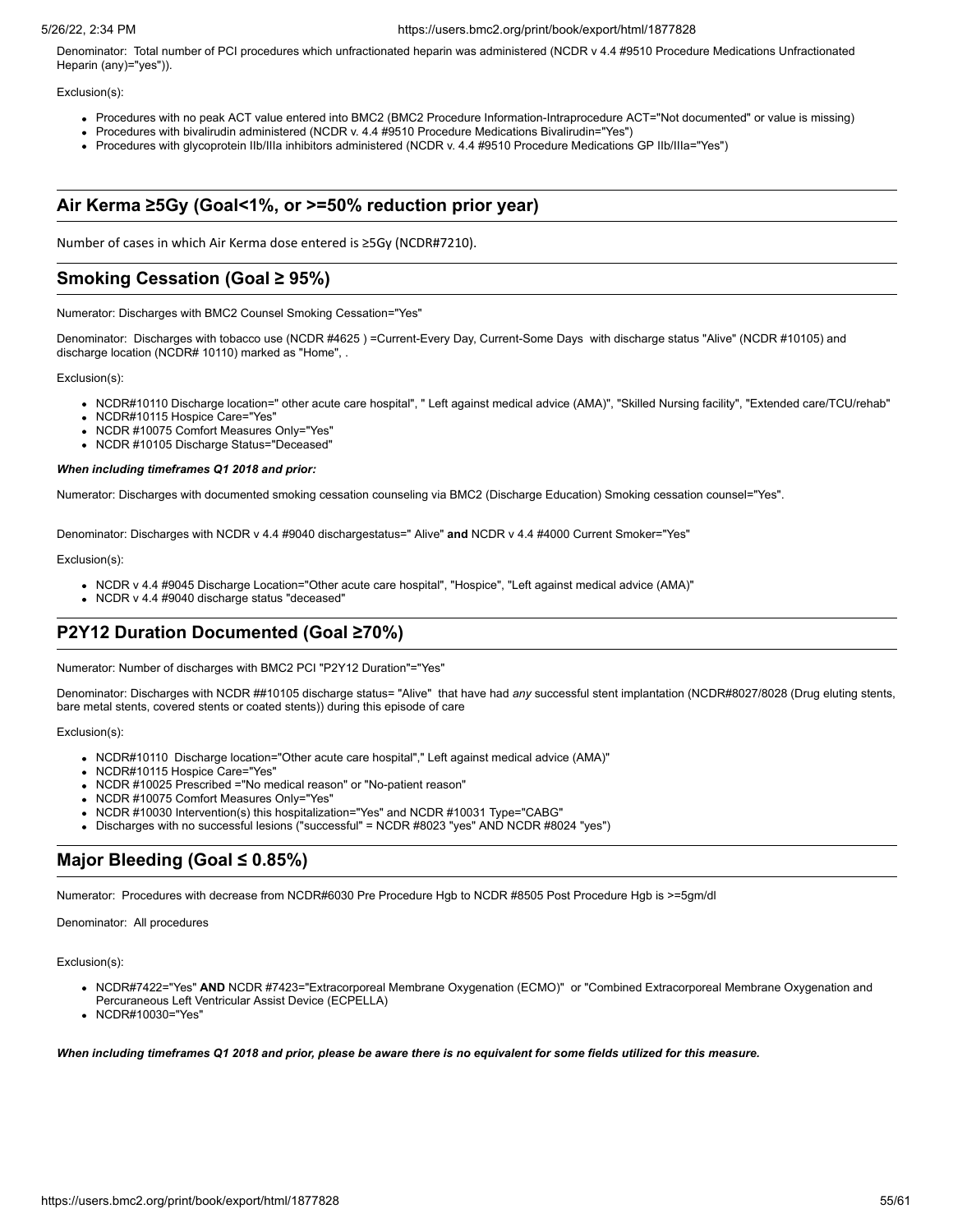Denominator: Total number of PCI procedures which unfractionated heparin was administered (NCDR v 4.4 #9510 Procedure Medications Unfractionated Heparin (any)="yes")).

Exclusion(s):

- Procedures with no peak ACT value entered into BMC2 (BMC2 Procedure Information-Intraprocedure ACT="Not documented" or value is missing)
- Procedures with bivalirudin administered (NCDR v. 4.4 #9510 Procedure Medications Bivalirudin="Yes")
- Procedures with glycoprotein IIb/IIIa inhibitors administered (NCDR v. 4.4 #9510 Procedure Medications GP IIb/IIIa="Yes")

## Air Kerma ≥5Gy (Goal<1%, or >=50% reduction prior year)

Number of cases in which Air Kerma dose entered is ≥5Gy (NCDR#7210).

## Smoking Cessation (Goal ≥ 95%)

Numerator: Discharges with BMC2 Counsel Smoking Cessation="Yes"

Denominator: Discharges with tobacco use (NCDR #4625 ) =Current-Every Day, Current-Some Days with discharge status "Alive" (NCDR #10105) and discharge location (NCDR# 10110) marked as "Home", .

Exclusion(s):

- NCDR#10110 Discharge location=" other acute care hospital", " Left against medical advice (AMA)", "Skilled Nursing facility", "Extended care/TCU/rehab"
- NCDR#10115 Hospice Care="Yes"
- NCDR #10075 Comfort Measures Only="Yes"
- NCDR #10105 Discharge Status="Deceased"

***When including timeframes Q1 2018 and prior:***

Numerator: Discharges with documented smoking cessation counseling via BMC2 (Discharge Education) Smoking cessation counsel="Yes".

Denominator: Discharges with NCDR v 4.4 #9040 dischargestatus=" Alive" **and** NCDR v 4.4 #4000 Current Smoker="Yes"

Exclusion(s):

- NCDR v 4.4 #9045 Discharge Location="Other acute care hospital", "Hospice", "Left against medical advice (AMA)"
- NCDR v 4.4 #9040 discharge status "deceased"

## P2Y12 Duration Documented (Goal ≥70%)

Numerator: Number of discharges with BMC2 PCI "P2Y12 Duration"="Yes"

Denominator: Discharges with NCDR ##10105 discharge status= "Alive" that have had *any* successful stent implantation (NCDR#8027/8028 (Drug eluting stents, bare metal stents, covered stents or coated stents)) during this episode of care

Exclusion(s):

- NCDR#10110 Discharge location="Other acute care hospital"," Left against medical advice (AMA)"
- NCDR#10115 Hospice Care="Yes"
- NCDR #10025 Prescribed ="No medical reason" or "No-patient reason"
- NCDR #10075 Comfort Measures Only="Yes"
- NCDR #10030 Intervention(s) this hospitalization="Yes" and NCDR #10031 Type="CABG"
- Discharges with no successful lesions ("successful" = NCDR #8023 "yes" AND NCDR #8024 "yes")

## Major Bleeding (Goal ≤ 0.85%)

Numerator: Procedures with decrease from NCDR#6030 Pre Procedure Hgb to NCDR #8505 Post Procedure Hgb is >=5gm/dl

Denominator: All procedures

Exclusion(s):

- NCDR#7422="Yes" **AND** NCDR #7423="Extracorporeal Membrane Oxygenation (ECMO)" or "Combined Extracorporeal Membrane Oxygenation and Percuraneous Left Ventricular Assist Device (ECPELLA)
- NCDR#10030="Yes"

***When including timeframes Q1 2018 and prior, please be aware there is no equivalent for some fields utilized for this measure.***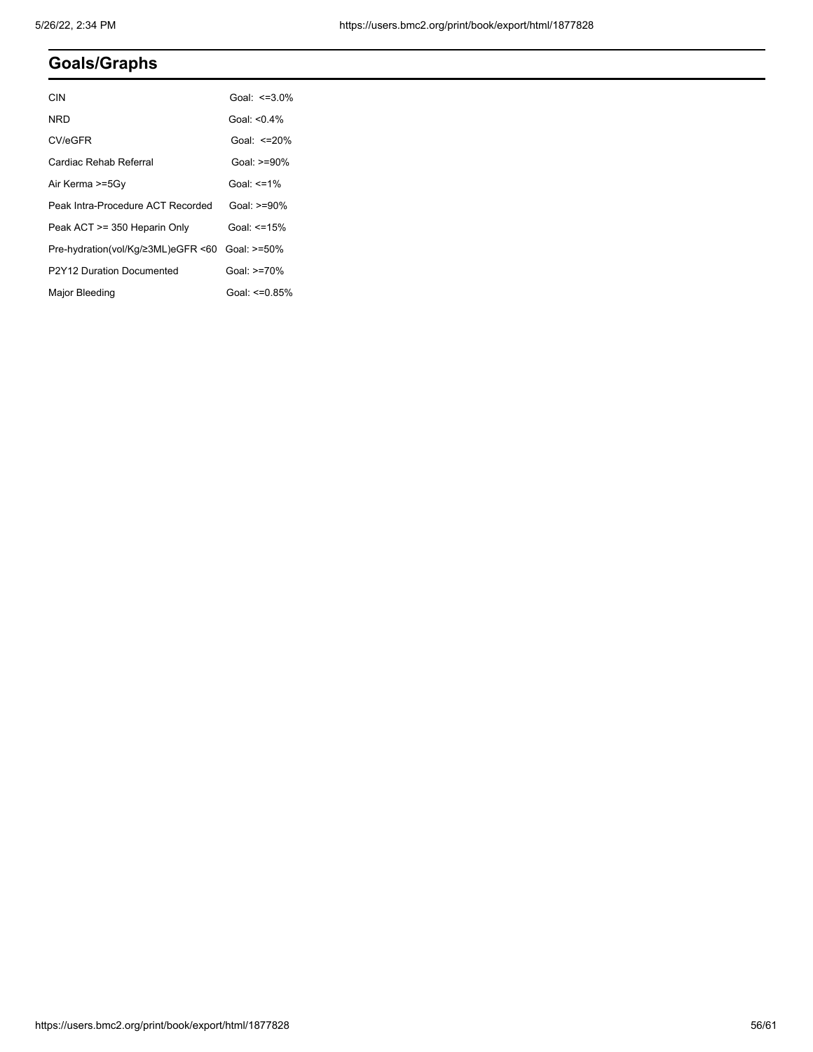## Goals/Graphs

| | |
|---|---|
| CIN | Goal: <=3.0% |
| NRD | Goal: <0.4% |
| CV/eGFR | Goal: <=20% |
| Cardiac Rehab Referral | Goal: >=90% |
| Air Kerma >=5Gy | Goal: <=1% |
| Peak Intra-Procedure ACT Recorded | Goal: >=90% |
| Peak ACT >= 350 Heparin Only | Goal: <=15% |
| Pre-hydration(vol/Kg/≥3ML)eGFR <60 | Goal: >=50% |
| P2Y12 Duration Documented | Goal: >=70% |
| Major Bleeding | Goal: <=0.85% |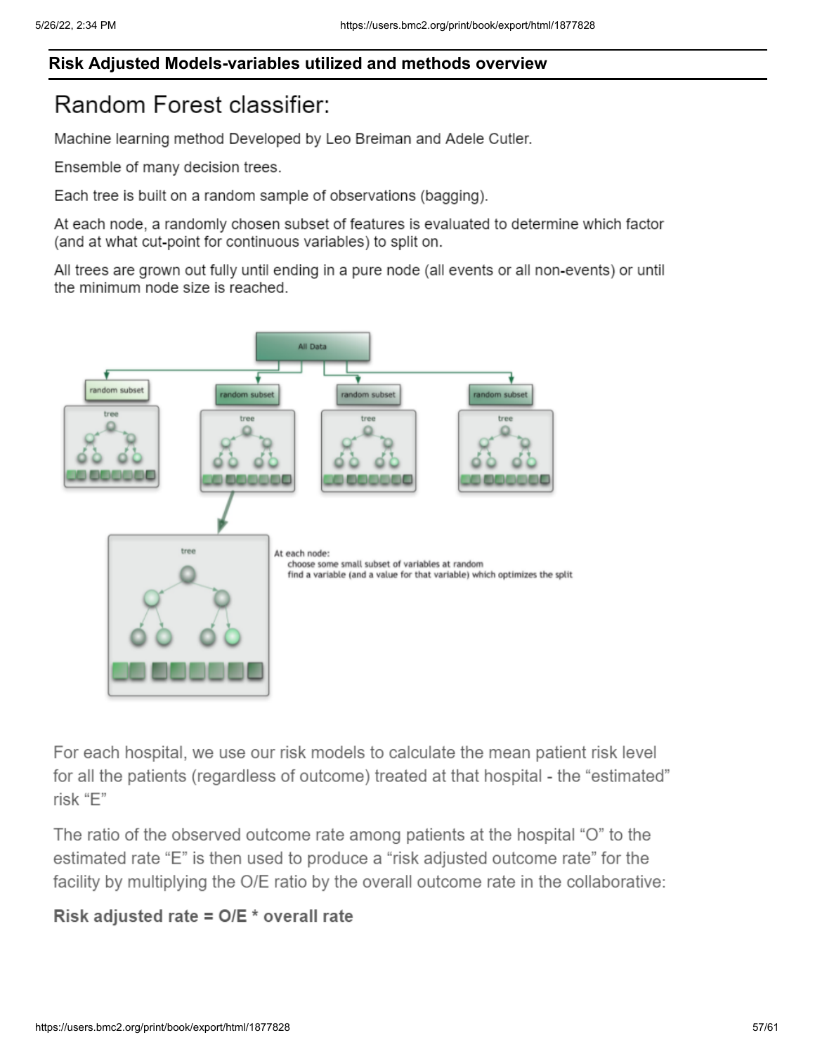## Risk Adjusted Models-variables utilized and methods overview

# Random Forest classifier:

Machine learning method Developed by Leo Breiman and Adele Cutler.

Ensemble of many decision trees.

Each tree is built on a random sample of observations (bagging).

At each node, a randomly chosen subset of features is evaluated to determine which factor (and at what cut-point for continuous variables) to split on.

All trees are grown out fully until ending in a pure node (all events or all non-events) or until the minimum node size is reached.

All Data

random subset | random subset | random subset | random subset

tree | tree | tree | tree

At each node:
choose some small subset of variables at random
find a variable (and a value for that variable) which optimizes the split

For each hospital, we use our risk models to calculate the mean patient risk level for all the patients (regardless of outcome) treated at that hospital - the "estimated" risk "E"

The ratio of the observed outcome rate among patients at the hospital "O" to the estimated rate "E" is then used to produce a "risk adjusted outcome rate" for the facility by multiplying the O/E ratio by the overall outcome rate in the collaborative:

**Risk adjusted rate = O/E * overall rate**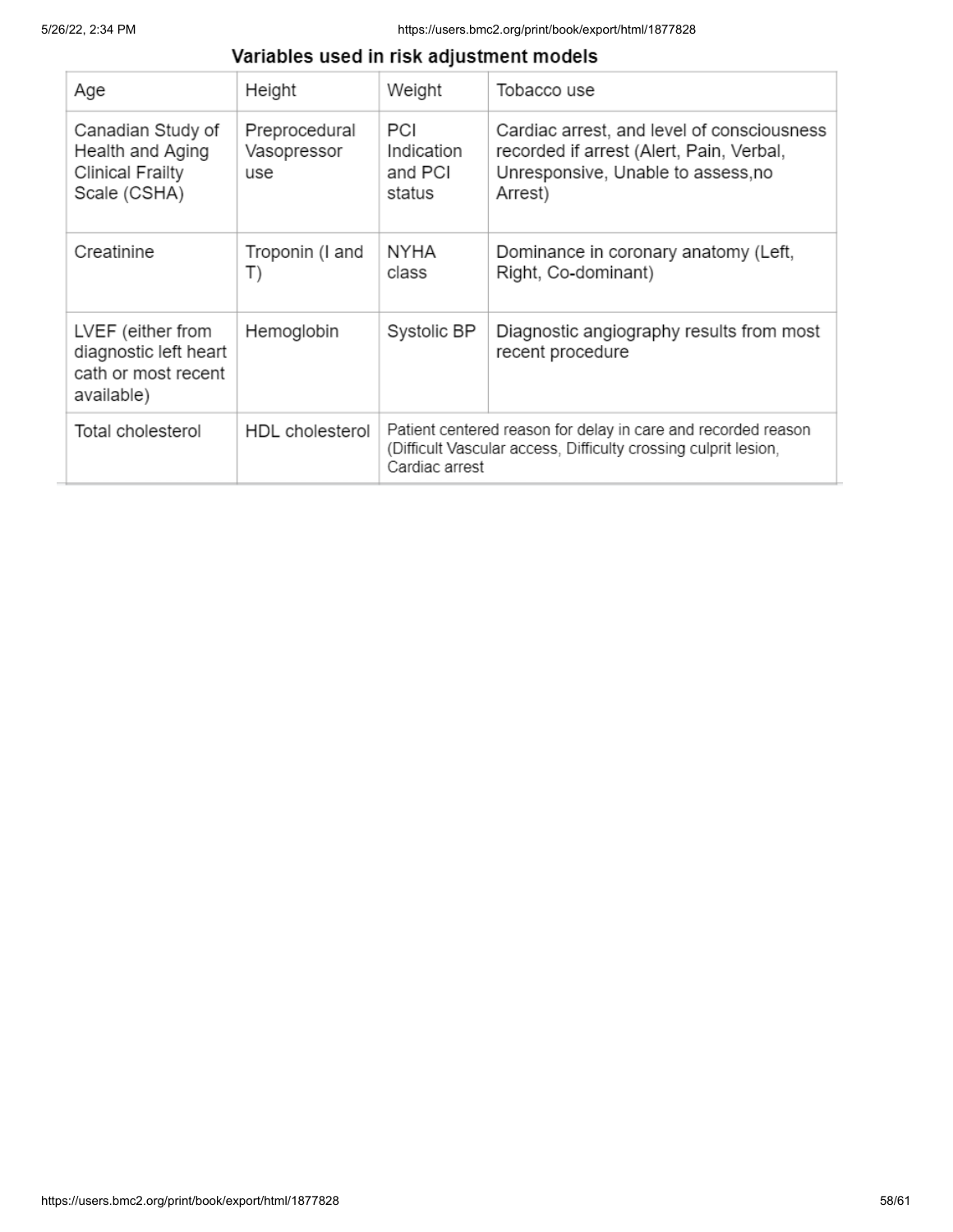## Variables used in risk adjustment models

| Age | Height | Weight | Tobacco use |
|---|---|---|---|
| Canadian Study of Health and Aging Clinical Frailty Scale (CSHA) | Preprocedural Vasopressor use | PCI Indication and PCI status | Cardiac arrest, and level of consciousness recorded if arrest (Alert, Pain, Verbal, Unresponsive, Unable to assess,no Arrest) |
| Creatinine | Troponin (I and T) | NYHA class | Dominance in coronary anatomy (Left, Right, Co-dominant) |
| LVEF (either from diagnostic left heart cath or most recent available) | Hemoglobin | Systolic BP | Diagnostic angiography results from most recent procedure |
| Total cholesterol | HDL cholesterol | Patient centered reason for delay in care and recorded reason (Difficult Vascular access, Difficulty crossing culprit lesion, Cardiac arrest | |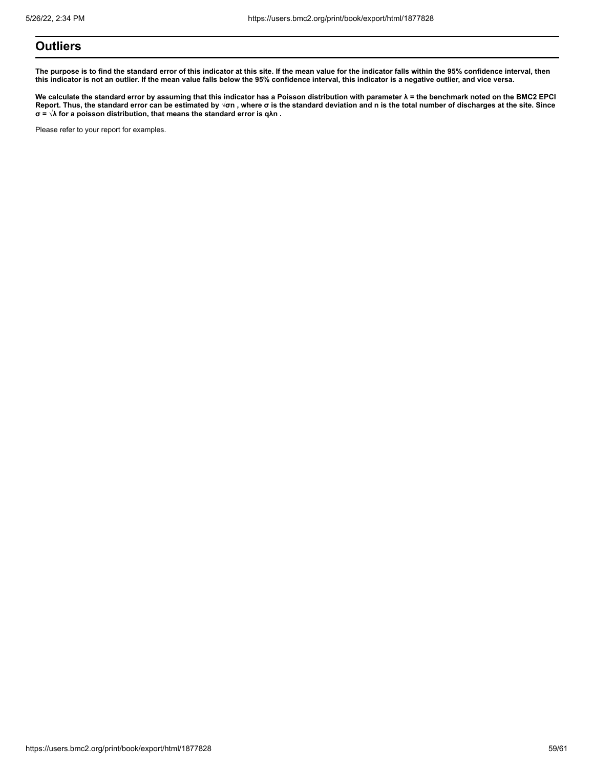## Outliers

**The purpose is to find the standard error of this indicator at this site. If the mean value for the indicator falls within the 95% confidence interval, then this indicator is not an outlier. If the mean value falls below the 95% confidence interval, this indicator is a negative outlier, and vice versa.**

**We calculate the standard error by assuming that this indicator has a Poisson distribution with parameter $\lambda$ = the benchmark noted on the BMC2 EPCI Report. Thus, the standard error can be estimated by $\sqrt{\sigma n}$ , where $\sigma$ is the standard deviation and n is the total number of discharges at the site. Since $\sigma = \sqrt{\lambda}$ for a poisson distribution, that means the standard error is q$\lambda$n .**

Please refer to your report for examples.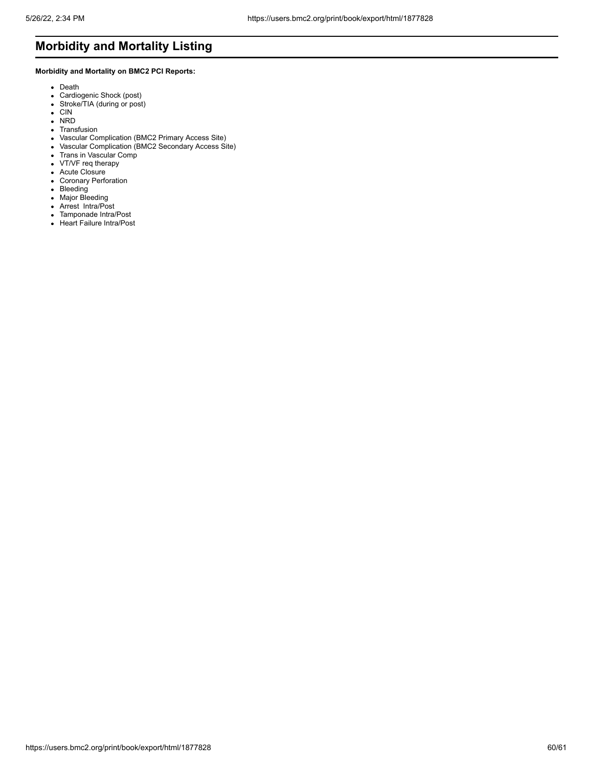# Morbidity and Mortality Listing

**Morbidity and Mortality on BMC2 PCI Reports:**

- Death
- Cardiogenic Shock (post)
- Stroke/TIA (during or post)
- CIN
- NRD
- Transfusion
- Vascular Complication (BMC2 Primary Access Site)
- Vascular Complication (BMC2 Secondary Access Site)
- Trans in Vascular Comp
- VT/VF req therapy
- Acute Closure
- Coronary Perforation
- Bleeding
- Major Bleeding
- Arrest Intra/Post
- Tamponade Intra/Post
- Heart Failure Intra/Post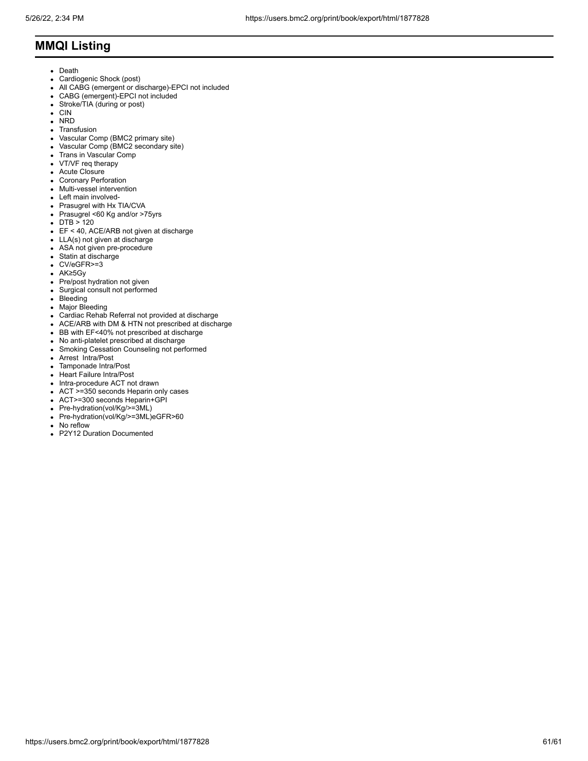# MMQI Listing

- Death
- Cardiogenic Shock (post)
- All CABG (emergent or discharge)-EPCI not included
- CABG (emergent)-EPCI not included
- Stroke/TIA (during or post)
- CIN
- NRD
- Transfusion
- Vascular Comp (BMC2 primary site)
- Vascular Comp (BMC2 secondary site)
- Trans in Vascular Comp
- VT/VF req therapy
- Acute Closure
- Coronary Perforation
- Multi-vessel intervention
- Left main involved-
- Prasugrel with Hx TIA/CVA
- Prasugrel <60 Kg and/or >75yrs
- DTB > 120
- EF < 40, ACE/ARB not given at discharge
- LLA(s) not given at discharge
- ASA not given pre-procedure
- Statin at discharge
- CV/eGFR>=3
- AK≥5Gy
- Pre/post hydration not given
- Surgical consult not performed
- Bleeding
- Major Bleeding
- Cardiac Rehab Referral not provided at discharge
- ACE/ARB with DM & HTN not prescribed at discharge
- BB with EF<40% not prescribed at discharge
- No anti-platelet prescribed at discharge
- Smoking Cessation Counseling not performed
- Arrest Intra/Post
- Tamponade Intra/Post
- Heart Failure Intra/Post
- Intra-procedure ACT not drawn
- ACT >=350 seconds Heparin only cases
- ACT>=300 seconds Heparin+GPI
- Pre-hydration(vol/Kg/>=3ML)
- Pre-hydration(vol/Kg/>=3ML)eGFR>60
- No reflow
- P2Y12 Duration Documented